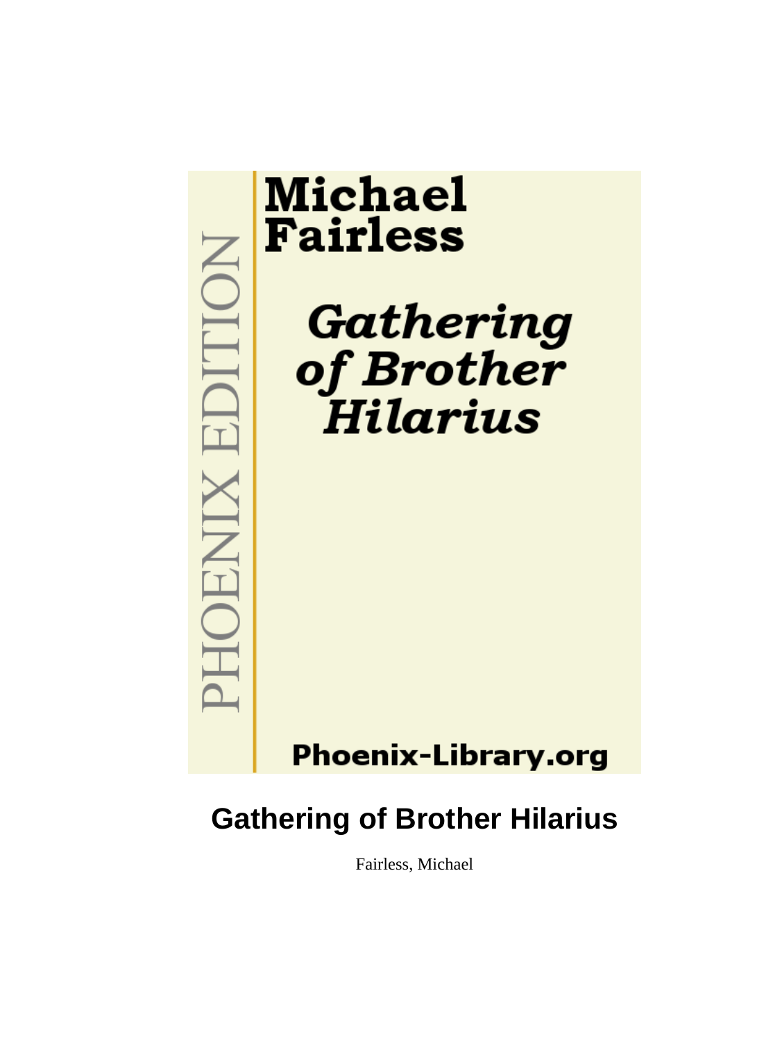Michael Fairless

*Gathering of Brother Hilarius*

PHOENIX EDITION

Phoenix-Library.org

# Gathering of Brother Hilarius

Fairless, Michael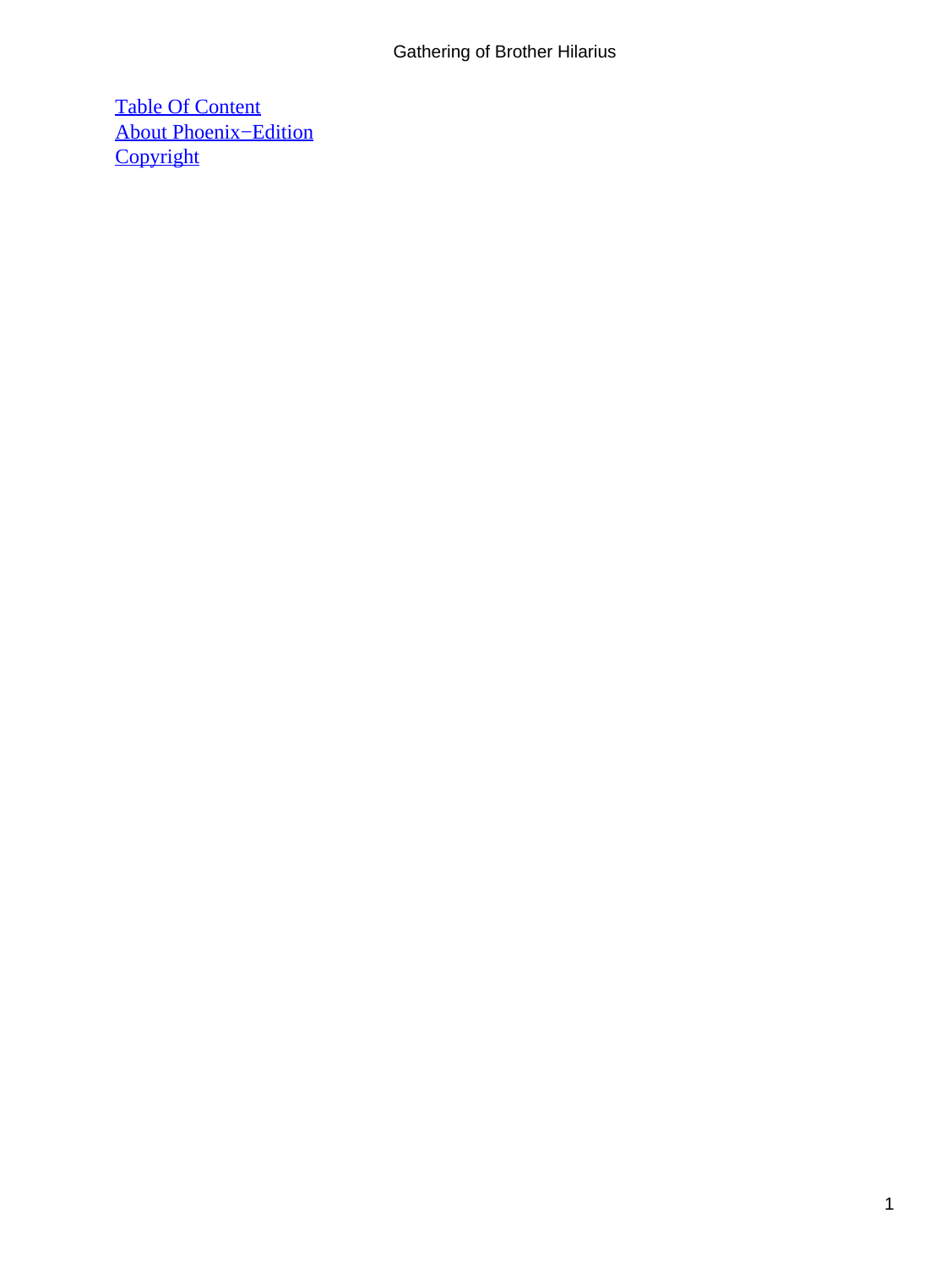[Table Of Content](#)
[About Phoenix−Edition](#)
[Copyright](#)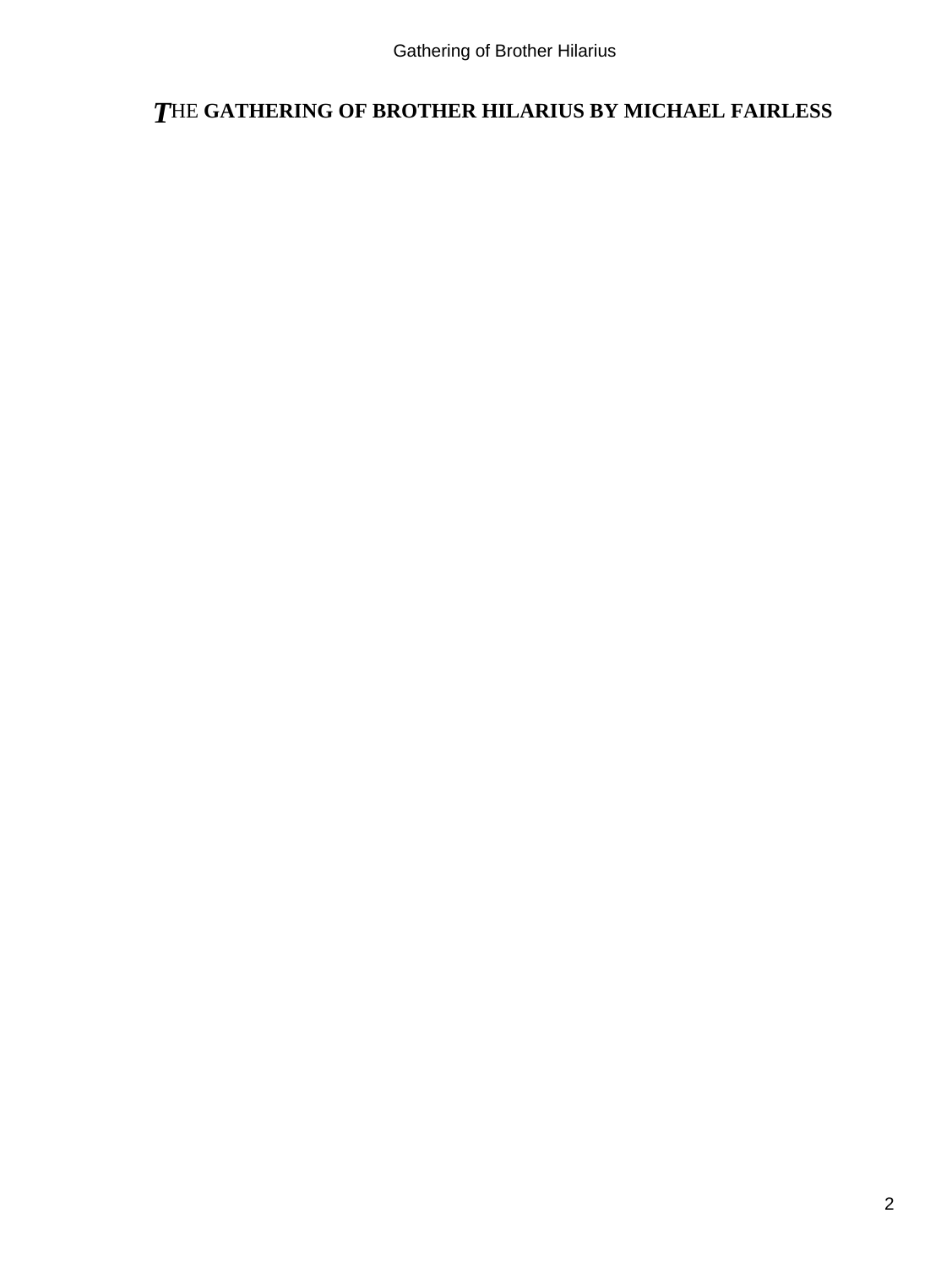# THE GATHERING OF BROTHER HILARIUS BY MICHAEL FAIRLESS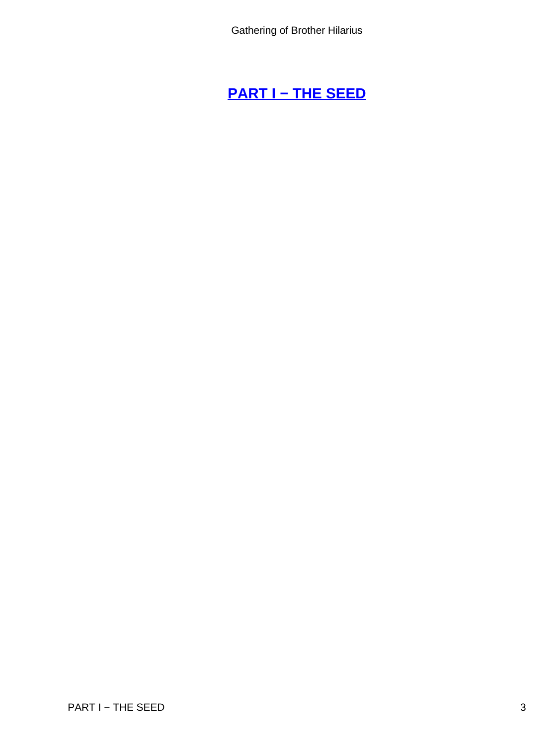# PART I − THE SEED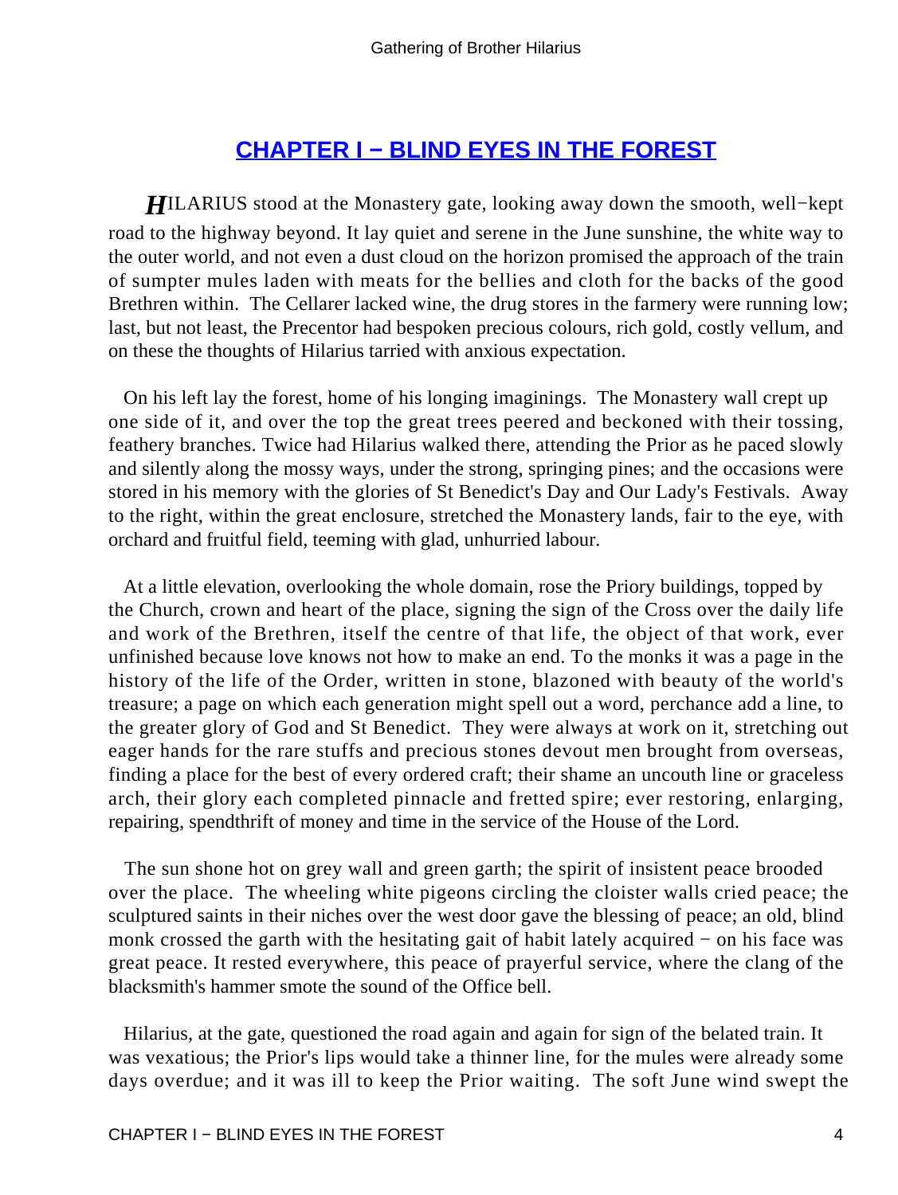## CHAPTER I − BLIND EYES IN THE FOREST

*H*ILARIUS stood at the Monastery gate, looking away down the smooth, well−kept road to the highway beyond. It lay quiet and serene in the June sunshine, the white way to the outer world, and not even a dust cloud on the horizon promised the approach of the train of sumpter mules laden with meats for the bellies and cloth for the backs of the good Brethren within. The Cellarer lacked wine, the drug stores in the farmery were running low; last, but not least, the Precentor had bespoken precious colours, rich gold, costly vellum, and on these the thoughts of Hilarius tarried with anxious expectation.

On his left lay the forest, home of his longing imaginings. The Monastery wall crept up one side of it, and over the top the great trees peered and beckoned with their tossing, feathery branches. Twice had Hilarius walked there, attending the Prior as he paced slowly and silently along the mossy ways, under the strong, springing pines; and the occasions were stored in his memory with the glories of St Benedict's Day and Our Lady's Festivals. Away to the right, within the great enclosure, stretched the Monastery lands, fair to the eye, with orchard and fruitful field, teeming with glad, unhurried labour.

At a little elevation, overlooking the whole domain, rose the Priory buildings, topped by the Church, crown and heart of the place, signing the sign of the Cross over the daily life and work of the Brethren, itself the centre of that life, the object of that work, ever unfinished because love knows not how to make an end. To the monks it was a page in the history of the life of the Order, written in stone, blazoned with beauty of the world's treasure; a page on which each generation might spell out a word, perchance add a line, to the greater glory of God and St Benedict. They were always at work on it, stretching out eager hands for the rare stuffs and precious stones devout men brought from overseas, finding a place for the best of every ordered craft; their shame an uncouth line or graceless arch, their glory each completed pinnacle and fretted spire; ever restoring, enlarging, repairing, spendthrift of money and time in the service of the House of the Lord.

The sun shone hot on grey wall and green garth; the spirit of insistent peace brooded over the place. The wheeling white pigeons circling the cloister walls cried peace; the sculptured saints in their niches over the west door gave the blessing of peace; an old, blind monk crossed the garth with the hesitating gait of habit lately acquired − on his face was great peace. It rested everywhere, this peace of prayerful service, where the clang of the blacksmith's hammer smote the sound of the Office bell.

Hilarius, at the gate, questioned the road again and again for sign of the belated train. It was vexatious; the Prior's lips would take a thinner line, for the mules were already some days overdue; and it was ill to keep the Prior waiting. The soft June wind swept the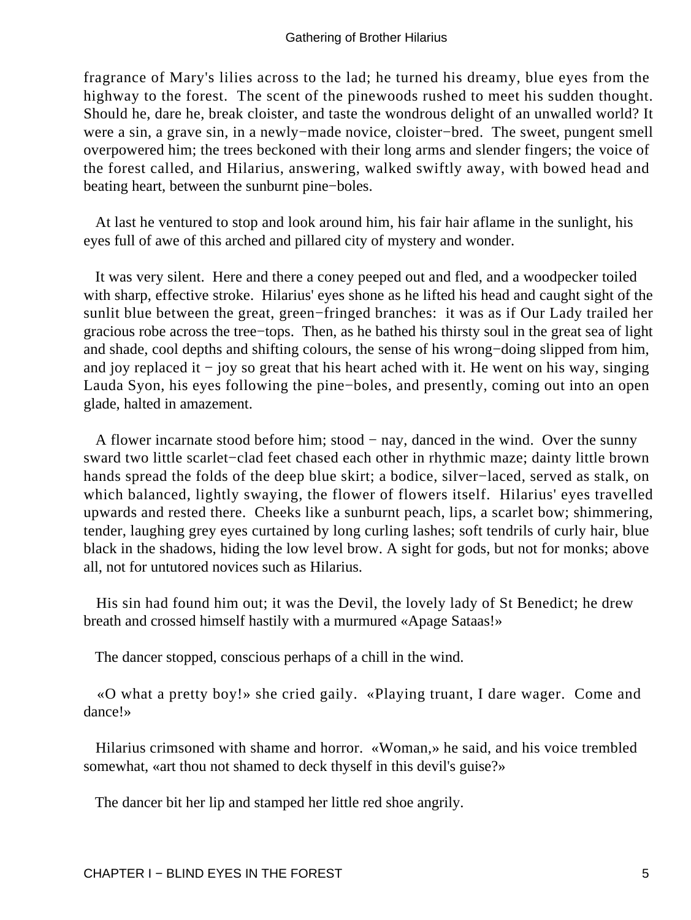fragrance of Mary's lilies across to the lad; he turned his dreamy, blue eyes from the highway to the forest. The scent of the pinewoods rushed to meet his sudden thought. Should he, dare he, break cloister, and taste the wondrous delight of an unwalled world? It were a sin, a grave sin, in a newly−made novice, cloister−bred. The sweet, pungent smell overpowered him; the trees beckoned with their long arms and slender fingers; the voice of the forest called, and Hilarius, answering, walked swiftly away, with bowed head and beating heart, between the sunburnt pine−boles.

At last he ventured to stop and look around him, his fair hair aflame in the sunlight, his eyes full of awe of this arched and pillared city of mystery and wonder.

It was very silent. Here and there a coney peeped out and fled, and a woodpecker toiled with sharp, effective stroke. Hilarius' eyes shone as he lifted his head and caught sight of the sunlit blue between the great, green−fringed branches: it was as if Our Lady trailed her gracious robe across the tree−tops. Then, as he bathed his thirsty soul in the great sea of light and shade, cool depths and shifting colours, the sense of his wrong−doing slipped from him, and joy replaced it − joy so great that his heart ached with it. He went on his way, singing Lauda Syon, his eyes following the pine−boles, and presently, coming out into an open glade, halted in amazement.

A flower incarnate stood before him; stood − nay, danced in the wind. Over the sunny sward two little scarlet−clad feet chased each other in rhythmic maze; dainty little brown hands spread the folds of the deep blue skirt; a bodice, silver−laced, served as stalk, on which balanced, lightly swaying, the flower of flowers itself. Hilarius' eyes travelled upwards and rested there. Cheeks like a sunburnt peach, lips, a scarlet bow; shimmering, tender, laughing grey eyes curtained by long curling lashes; soft tendrils of curly hair, blue black in the shadows, hiding the low level brow. A sight for gods, but not for monks; above all, not for untutored novices such as Hilarius.

His sin had found him out; it was the Devil, the lovely lady of St Benedict; he drew breath and crossed himself hastily with a murmured «Apage Sataas!»

The dancer stopped, conscious perhaps of a chill in the wind.

«O what a pretty boy!» she cried gaily. «Playing truant, I dare wager. Come and dance!»

Hilarius crimsoned with shame and horror. «Woman,» he said, and his voice trembled somewhat, «art thou not shamed to deck thyself in this devil's guise?»

The dancer bit her lip and stamped her little red shoe angrily.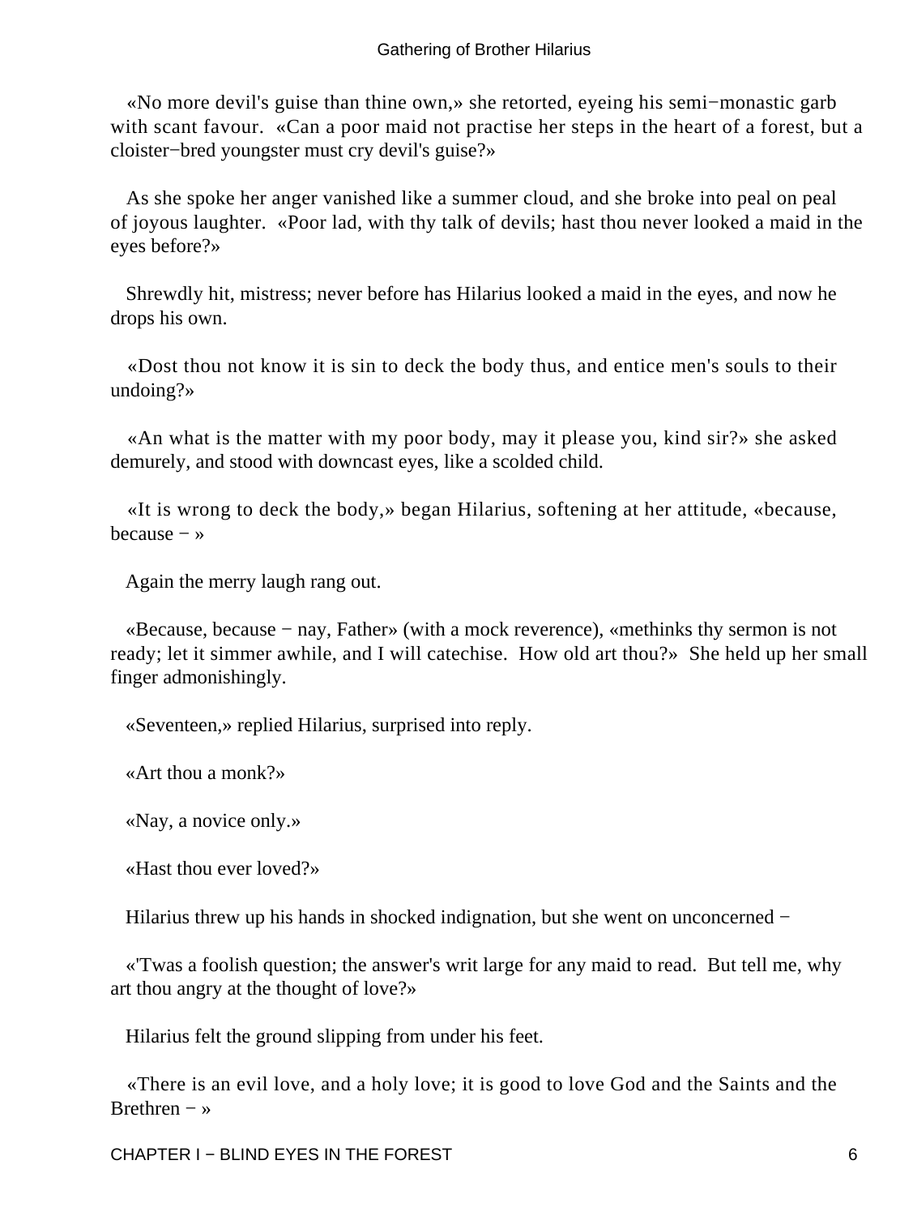«No more devil's guise than thine own,» she retorted, eyeing his semi−monastic garb with scant favour. «Can a poor maid not practise her steps in the heart of a forest, but a cloister−bred youngster must cry devil's guise?»

As she spoke her anger vanished like a summer cloud, and she broke into peal on peal of joyous laughter. «Poor lad, with thy talk of devils; hast thou never looked a maid in the eyes before?»

Shrewdly hit, mistress; never before has Hilarius looked a maid in the eyes, and now he drops his own.

«Dost thou not know it is sin to deck the body thus, and entice men's souls to their undoing?»

«An what is the matter with my poor body, may it please you, kind sir?» she asked demurely, and stood with downcast eyes, like a scolded child.

«It is wrong to deck the body,» began Hilarius, softening at her attitude, «because, because − »

Again the merry laugh rang out.

«Because, because − nay, Father» (with a mock reverence), «methinks thy sermon is not ready; let it simmer awhile, and I will catechise. How old art thou?» She held up her small finger admonishingly.

«Seventeen,» replied Hilarius, surprised into reply.

«Art thou a monk?»

«Nay, a novice only.»

«Hast thou ever loved?»

Hilarius threw up his hands in shocked indignation, but she went on unconcerned −

«'Twas a foolish question; the answer's writ large for any maid to read. But tell me, why art thou angry at the thought of love?»

Hilarius felt the ground slipping from under his feet.

«There is an evil love, and a holy love; it is good to love God and the Saints and the Brethren − »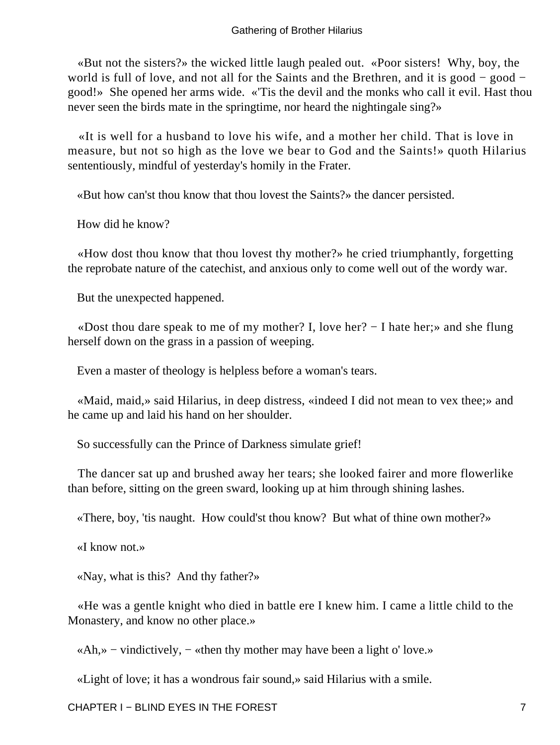«But not the sisters?» the wicked little laugh pealed out. «Poor sisters! Why, boy, the world is full of love, and not all for the Saints and the Brethren, and it is good − good − good!» She opened her arms wide. «'Tis the devil and the monks who call it evil. Hast thou never seen the birds mate in the springtime, nor heard the nightingale sing?»

«It is well for a husband to love his wife, and a mother her child. That is love in measure, but not so high as the love we bear to God and the Saints!» quoth Hilarius sententiously, mindful of yesterday's homily in the Frater.

«But how can'st thou know that thou lovest the Saints?» the dancer persisted.

How did he know?

«How dost thou know that thou lovest thy mother?» he cried triumphantly, forgetting the reprobate nature of the catechist, and anxious only to come well out of the wordy war.

But the unexpected happened.

«Dost thou dare speak to me of my mother? I, love her? − I hate her;» and she flung herself down on the grass in a passion of weeping.

Even a master of theology is helpless before a woman's tears.

«Maid, maid,» said Hilarius, in deep distress, «indeed I did not mean to vex thee;» and he came up and laid his hand on her shoulder.

So successfully can the Prince of Darkness simulate grief!

The dancer sat up and brushed away her tears; she looked fairer and more flowerlike than before, sitting on the green sward, looking up at him through shining lashes.

«There, boy, 'tis naught. How could'st thou know? But what of thine own mother?»

«I know not.»

«Nay, what is this? And thy father?»

«He was a gentle knight who died in battle ere I knew him. I came a little child to the Monastery, and know no other place.»

«Ah,» − vindictively, − «then thy mother may have been a light o' love.»

«Light of love; it has a wondrous fair sound,» said Hilarius with a smile.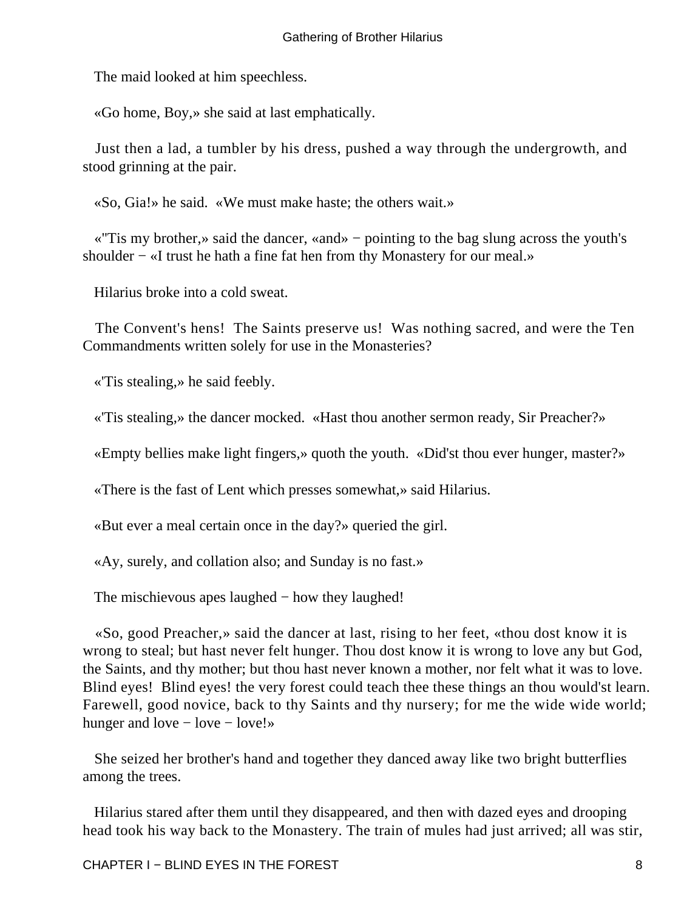The maid looked at him speechless.

«Go home, Boy,» she said at last emphatically.

Just then a lad, a tumbler by his dress, pushed a way through the undergrowth, and stood grinning at the pair.

«So, Gia!» he said. «We must make haste; the others wait.»

«'Tis my brother,» said the dancer, «and» − pointing to the bag slung across the youth's shoulder − «I trust he hath a fine fat hen from thy Monastery for our meal.»

Hilarius broke into a cold sweat.

The Convent's hens! The Saints preserve us! Was nothing sacred, and were the Ten Commandments written solely for use in the Monasteries?

«'Tis stealing,» he said feebly.

«'Tis stealing,» the dancer mocked. «Hast thou another sermon ready, Sir Preacher?»

«Empty bellies make light fingers,» quoth the youth. «Did'st thou ever hunger, master?»

«There is the fast of Lent which presses somewhat,» said Hilarius.

«But ever a meal certain once in the day?» queried the girl.

«Ay, surely, and collation also; and Sunday is no fast.»

The mischievous apes laughed − how they laughed!

«So, good Preacher,» said the dancer at last, rising to her feet, «thou dost know it is wrong to steal; but hast never felt hunger. Thou dost know it is wrong to love any but God, the Saints, and thy mother; but thou hast never known a mother, nor felt what it was to love. Blind eyes! Blind eyes! the very forest could teach thee these things an thou would'st learn. Farewell, good novice, back to thy Saints and thy nursery; for me the wide wide world; hunger and love − love − love!»

She seized her brother's hand and together they danced away like two bright butterflies among the trees.

Hilarius stared after them until they disappeared, and then with dazed eyes and drooping head took his way back to the Monastery. The train of mules had just arrived; all was stir,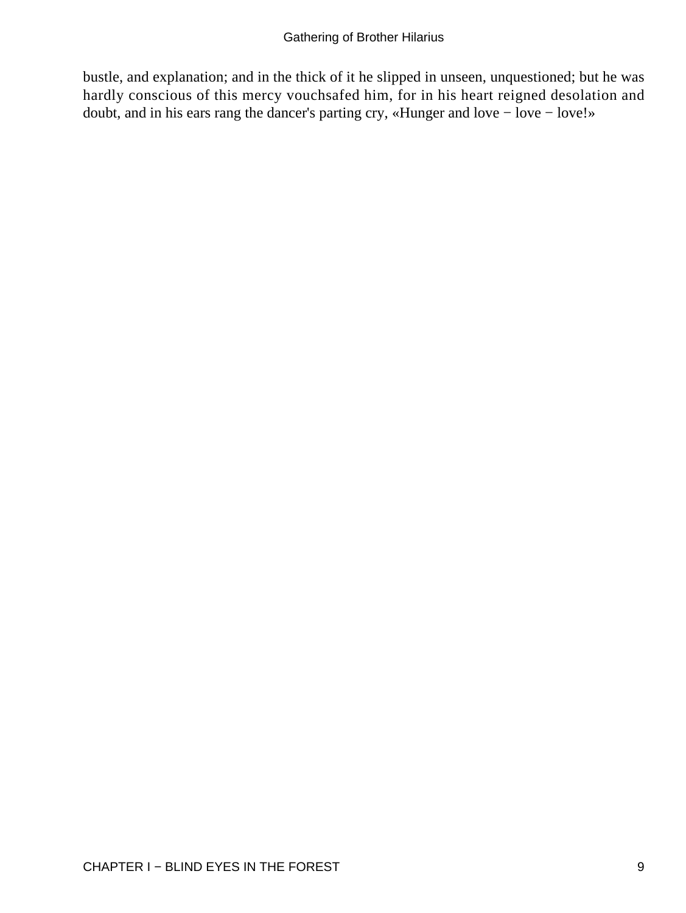bustle, and explanation; and in the thick of it he slipped in unseen, unquestioned; but he was hardly conscious of this mercy vouchsafed him, for in his heart reigned desolation and doubt, and in his ears rang the dancer's parting cry, «Hunger and love − love − love!»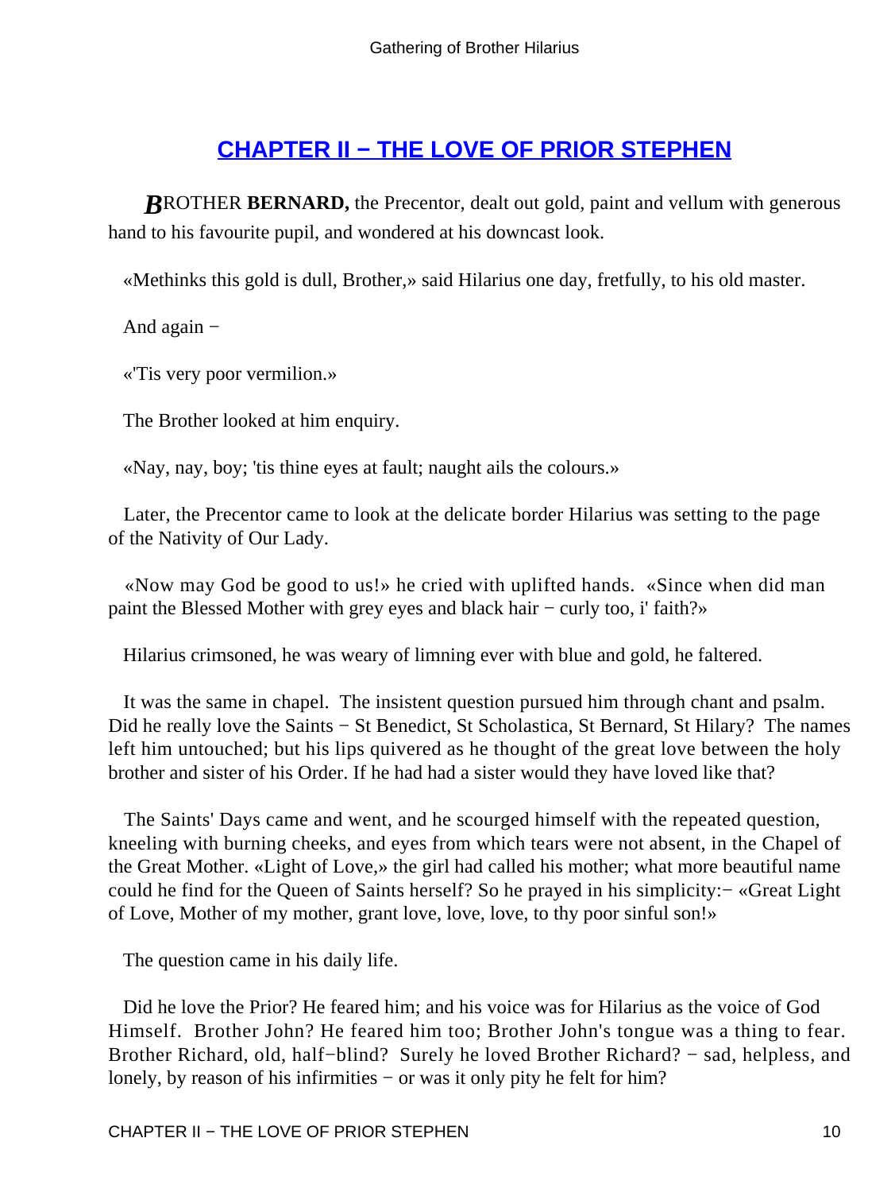## CHAPTER II − THE LOVE OF PRIOR STEPHEN

**BROTHER BERNARD,** the Precentor, dealt out gold, paint and vellum with generous hand to his favourite pupil, and wondered at his downcast look.

«Methinks this gold is dull, Brother,» said Hilarius one day, fretfully, to his old master.

And again −

«'Tis very poor vermilion.»

The Brother looked at him enquiry.

«Nay, nay, boy; 'tis thine eyes at fault; naught ails the colours.»

Later, the Precentor came to look at the delicate border Hilarius was setting to the page of the Nativity of Our Lady.

«Now may God be good to us!» he cried with uplifted hands. «Since when did man paint the Blessed Mother with grey eyes and black hair − curly too, i' faith?»

Hilarius crimsoned, he was weary of limning ever with blue and gold, he faltered.

It was the same in chapel. The insistent question pursued him through chant and psalm. Did he really love the Saints − St Benedict, St Scholastica, St Bernard, St Hilary? The names left him untouched; but his lips quivered as he thought of the great love between the holy brother and sister of his Order. If he had had a sister would they have loved like that?

The Saints' Days came and went, and he scourged himself with the repeated question, kneeling with burning cheeks, and eyes from which tears were not absent, in the Chapel of the Great Mother. «Light of Love,» the girl had called his mother; what more beautiful name could he find for the Queen of Saints herself? So he prayed in his simplicity:− «Great Light of Love, Mother of my mother, grant love, love, love, to thy poor sinful son!»

The question came in his daily life.

Did he love the Prior? He feared him; and his voice was for Hilarius as the voice of God Himself. Brother John? He feared him too; Brother John's tongue was a thing to fear. Brother Richard, old, half−blind? Surely he loved Brother Richard? − sad, helpless, and lonely, by reason of his infirmities − or was it only pity he felt for him?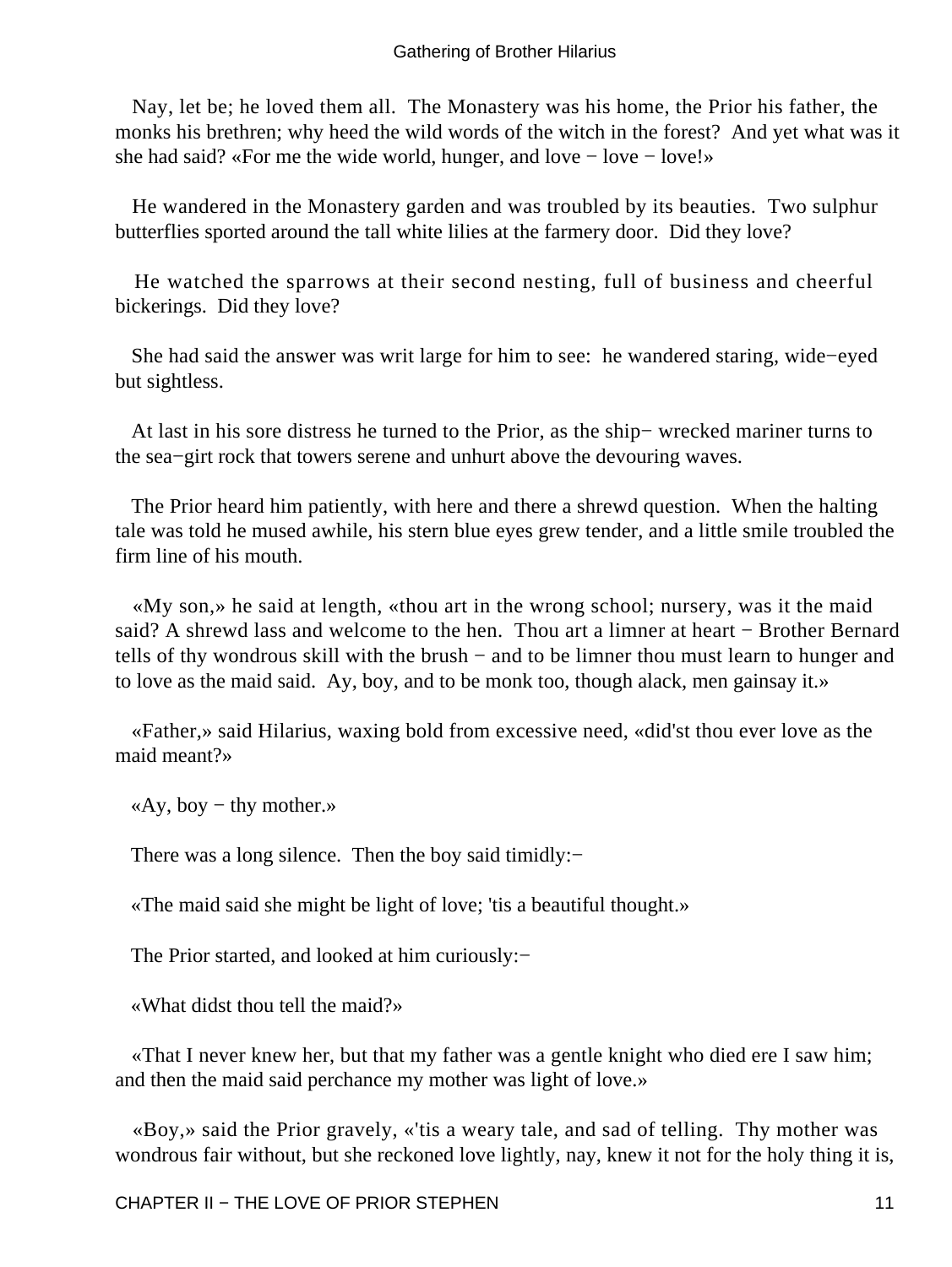Nay, let be; he loved them all. The Monastery was his home, the Prior his father, the monks his brethren; why heed the wild words of the witch in the forest? And yet what was it she had said? «For me the wide world, hunger, and love − love − love!»

He wandered in the Monastery garden and was troubled by its beauties. Two sulphur butterflies sported around the tall white lilies at the farmery door. Did they love?

He watched the sparrows at their second nesting, full of business and cheerful bickerings. Did they love?

She had said the answer was writ large for him to see: he wandered staring, wide−eyed but sightless.

At last in his sore distress he turned to the Prior, as the ship− wrecked mariner turns to the sea−girt rock that towers serene and unhurt above the devouring waves.

The Prior heard him patiently, with here and there a shrewd question. When the halting tale was told he mused awhile, his stern blue eyes grew tender, and a little smile troubled the firm line of his mouth.

«My son,» he said at length, «thou art in the wrong school; nursery, was it the maid said? A shrewd lass and welcome to the hen. Thou art a limner at heart − Brother Bernard tells of thy wondrous skill with the brush − and to be limner thou must learn to hunger and to love as the maid said. Ay, boy, and to be monk too, though alack, men gainsay it.»

«Father,» said Hilarius, waxing bold from excessive need, «did'st thou ever love as the maid meant?»

«Ay, boy − thy mother.»

There was a long silence. Then the boy said timidly:−

«The maid said she might be light of love; 'tis a beautiful thought.»

The Prior started, and looked at him curiously:−

«What didst thou tell the maid?»

«That I never knew her, but that my father was a gentle knight who died ere I saw him; and then the maid said perchance my mother was light of love.»

«Boy,» said the Prior gravely, «'tis a weary tale, and sad of telling. Thy mother was wondrous fair without, but she reckoned love lightly, nay, knew it not for the holy thing it is,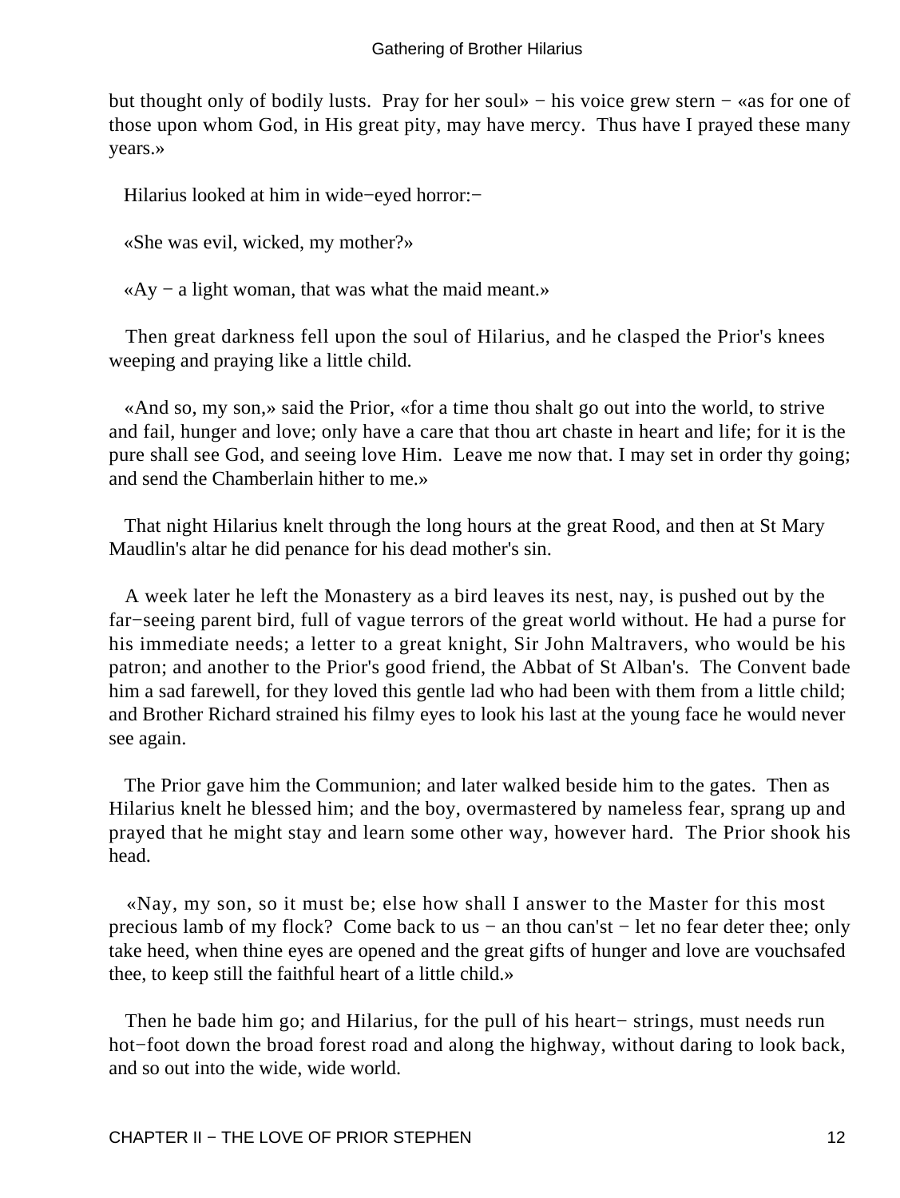but thought only of bodily lusts. Pray for her soul» − his voice grew stern − «as for one of those upon whom God, in His great pity, may have mercy. Thus have I prayed these many years.»

Hilarius looked at him in wide−eyed horror:−

«She was evil, wicked, my mother?»

«Ay − a light woman, that was what the maid meant.»

Then great darkness fell upon the soul of Hilarius, and he clasped the Prior's knees weeping and praying like a little child.

«And so, my son,» said the Prior, «for a time thou shalt go out into the world, to strive and fail, hunger and love; only have a care that thou art chaste in heart and life; for it is the pure shall see God, and seeing love Him. Leave me now that. I may set in order thy going; and send the Chamberlain hither to me.»

That night Hilarius knelt through the long hours at the great Rood, and then at St Mary Maudlin's altar he did penance for his dead mother's sin.

A week later he left the Monastery as a bird leaves its nest, nay, is pushed out by the far−seeing parent bird, full of vague terrors of the great world without. He had a purse for his immediate needs; a letter to a great knight, Sir John Maltravers, who would be his patron; and another to the Prior's good friend, the Abbat of St Alban's. The Convent bade him a sad farewell, for they loved this gentle lad who had been with them from a little child; and Brother Richard strained his filmy eyes to look his last at the young face he would never see again.

The Prior gave him the Communion; and later walked beside him to the gates. Then as Hilarius knelt he blessed him; and the boy, overmastered by nameless fear, sprang up and prayed that he might stay and learn some other way, however hard. The Prior shook his head.

«Nay, my son, so it must be; else how shall I answer to the Master for this most precious lamb of my flock? Come back to us − an thou can'st − let no fear deter thee; only take heed, when thine eyes are opened and the great gifts of hunger and love are vouchsafed thee, to keep still the faithful heart of a little child.»

Then he bade him go; and Hilarius, for the pull of his heart− strings, must needs run hot−foot down the broad forest road and along the highway, without daring to look back, and so out into the wide, wide world.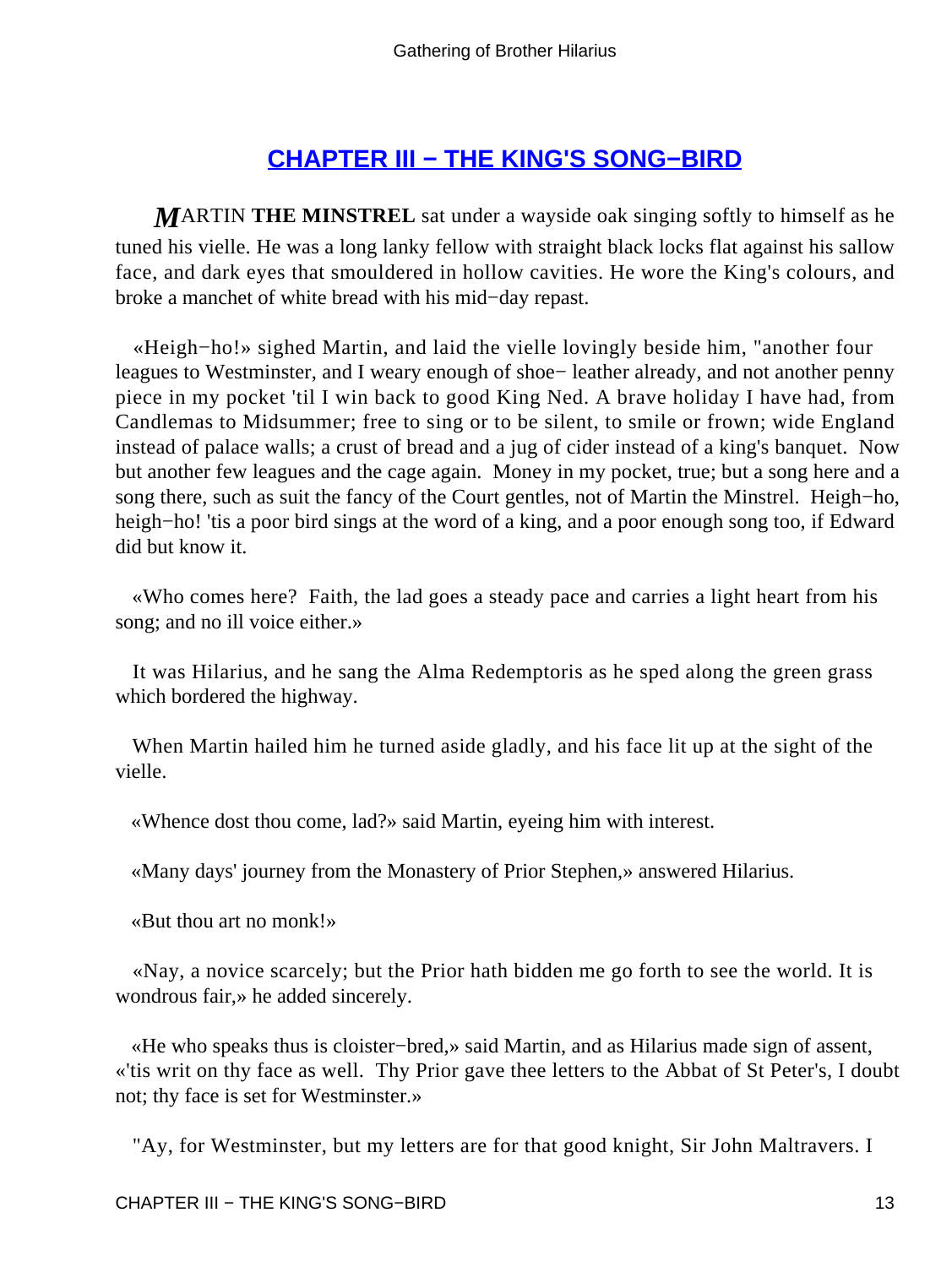## [CHAPTER III − THE KING'S SONG−BIRD]()

*M*ARTIN **THE MINSTREL** sat under a wayside oak singing softly to himself as he tuned his vielle. He was a long lanky fellow with straight black locks flat against his sallow face, and dark eyes that smouldered in hollow cavities. He wore the King's colours, and broke a manchet of white bread with his mid−day repast.

«Heigh−ho!» sighed Martin, and laid the vielle lovingly beside him, "another four leagues to Westminster, and I weary enough of shoe− leather already, and not another penny piece in my pocket 'til I win back to good King Ned. A brave holiday I have had, from Candlemas to Midsummer; free to sing or to be silent, to smile or frown; wide England instead of palace walls; a crust of bread and a jug of cider instead of a king's banquet. Now but another few leagues and the cage again. Money in my pocket, true; but a song here and a song there, such as suit the fancy of the Court gentles, not of Martin the Minstrel. Heigh−ho, heigh−ho! 'tis a poor bird sings at the word of a king, and a poor enough song too, if Edward did but know it.

«Who comes here? Faith, the lad goes a steady pace and carries a light heart from his song; and no ill voice either.»

It was Hilarius, and he sang the Alma Redemptoris as he sped along the green grass which bordered the highway.

When Martin hailed him he turned aside gladly, and his face lit up at the sight of the vielle.

«Whence dost thou come, lad?» said Martin, eyeing him with interest.

«Many days' journey from the Monastery of Prior Stephen,» answered Hilarius.

«But thou art no monk!»

«Nay, a novice scarcely; but the Prior hath bidden me go forth to see the world. It is wondrous fair,» he added sincerely.

«He who speaks thus is cloister−bred,» said Martin, and as Hilarius made sign of assent, «'tis writ on thy face as well. Thy Prior gave thee letters to the Abbat of St Peter's, I doubt not; thy face is set for Westminster.»

"Ay, for Westminster, but my letters are for that good knight, Sir John Maltravers. I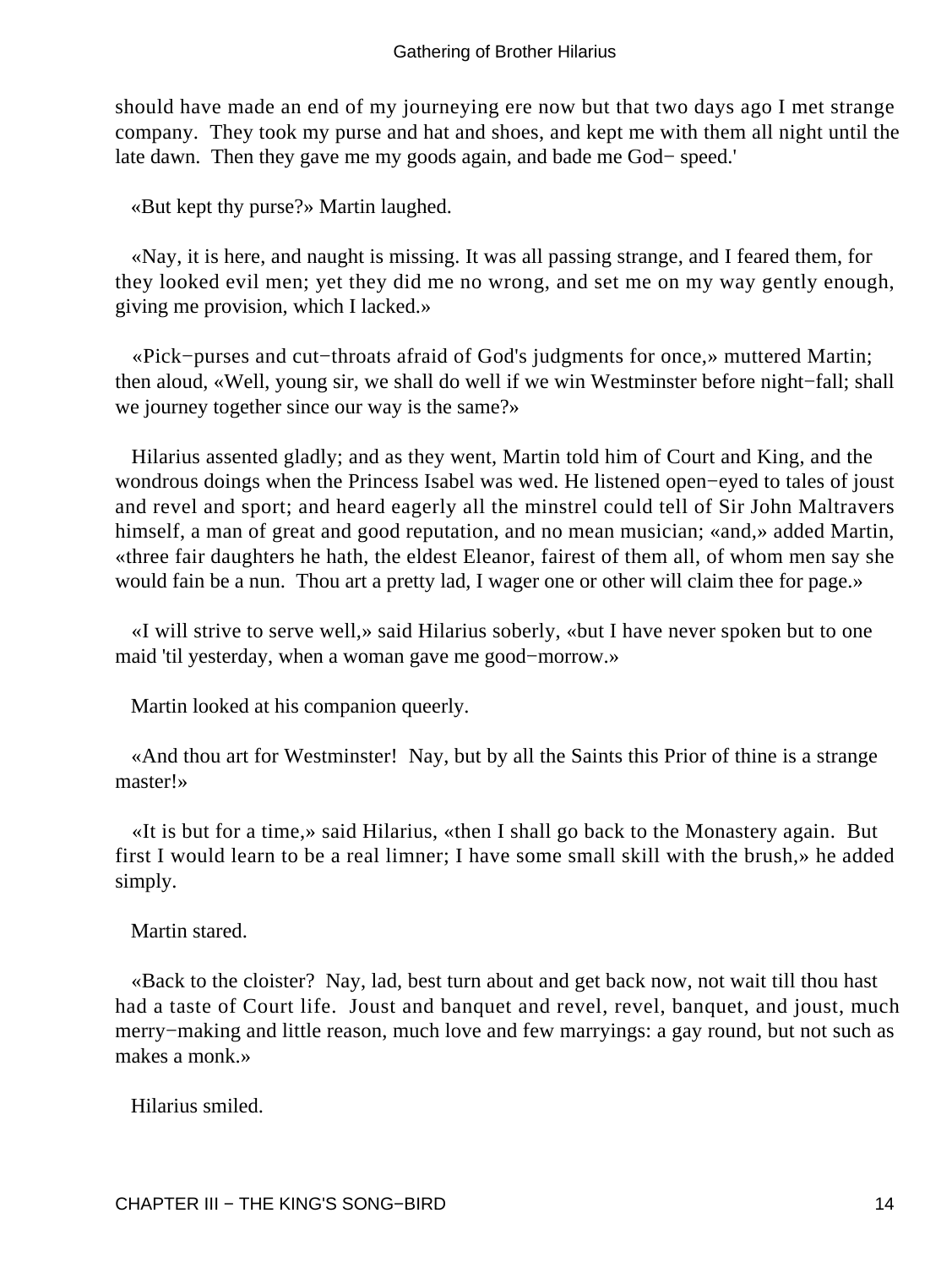should have made an end of my journeying ere now but that two days ago I met strange company. They took my purse and hat and shoes, and kept me with them all night until the late dawn. Then they gave me my goods again, and bade me God− speed.'

«But kept thy purse?» Martin laughed.

«Nay, it is here, and naught is missing. It was all passing strange, and I feared them, for they looked evil men; yet they did me no wrong, and set me on my way gently enough, giving me provision, which I lacked.»

«Pick−purses and cut−throats afraid of God's judgments for once,» muttered Martin; then aloud, «Well, young sir, we shall do well if we win Westminster before night−fall; shall we journey together since our way is the same?»

Hilarius assented gladly; and as they went, Martin told him of Court and King, and the wondrous doings when the Princess Isabel was wed. He listened open−eyed to tales of joust and revel and sport; and heard eagerly all the minstrel could tell of Sir John Maltravers himself, a man of great and good reputation, and no mean musician; «and,» added Martin, «three fair daughters he hath, the eldest Eleanor, fairest of them all, of whom men say she would fain be a nun. Thou art a pretty lad, I wager one or other will claim thee for page.»

«I will strive to serve well,» said Hilarius soberly, «but I have never spoken but to one maid 'til yesterday, when a woman gave me good−morrow.»

Martin looked at his companion queerly.

«And thou art for Westminster! Nay, but by all the Saints this Prior of thine is a strange master!»

«It is but for a time,» said Hilarius, «then I shall go back to the Monastery again. But first I would learn to be a real limner; I have some small skill with the brush,» he added simply.

Martin stared.

«Back to the cloister? Nay, lad, best turn about and get back now, not wait till thou hast had a taste of Court life. Joust and banquet and revel, revel, banquet, and joust, much merry−making and little reason, much love and few marryings: a gay round, but not such as makes a monk.»

Hilarius smiled.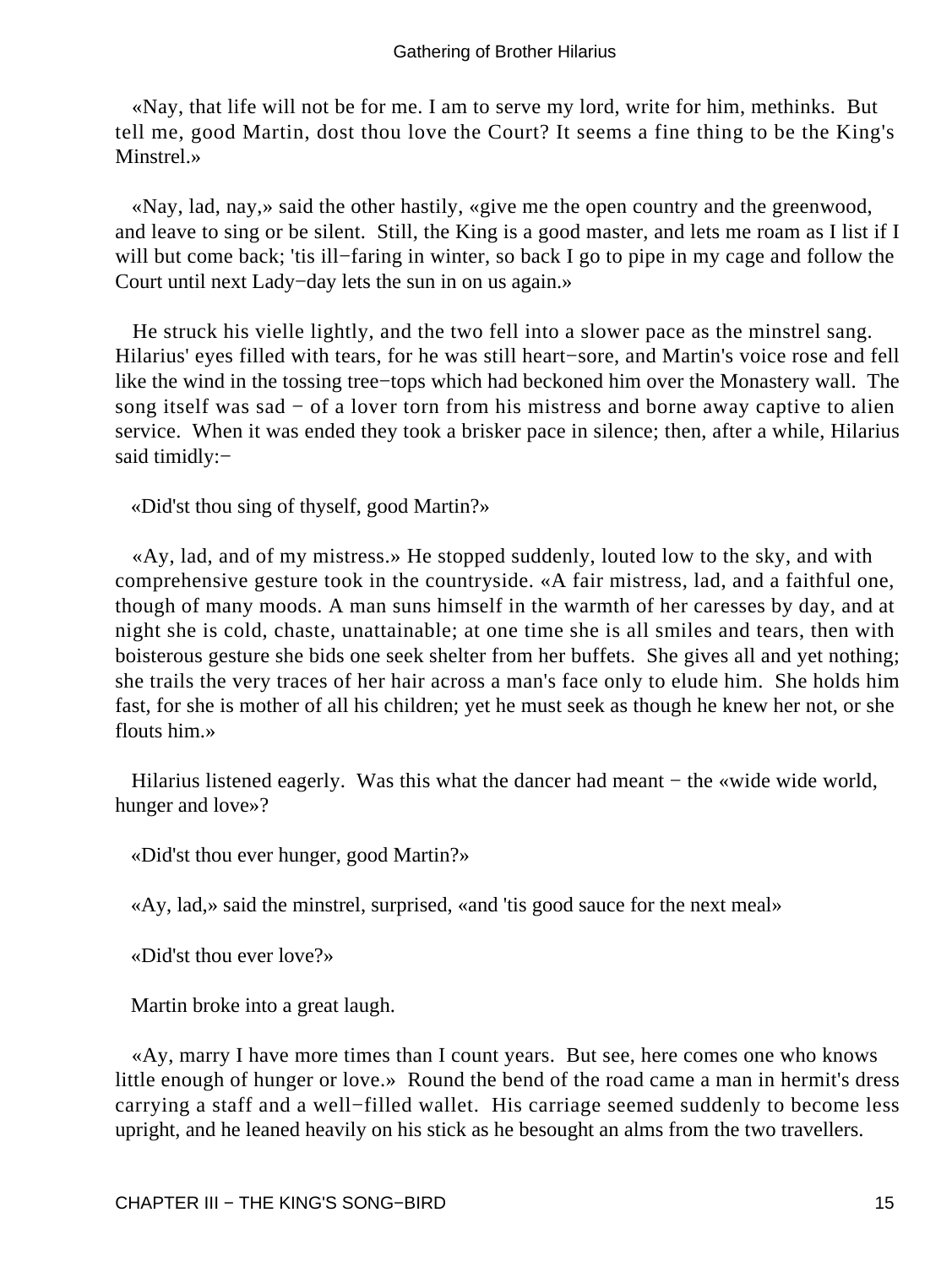«Nay, that life will not be for me. I am to serve my lord, write for him, methinks. But tell me, good Martin, dost thou love the Court? It seems a fine thing to be the King's Minstrel.»

«Nay, lad, nay,» said the other hastily, «give me the open country and the greenwood, and leave to sing or be silent. Still, the King is a good master, and lets me roam as I list if I will but come back; 'tis ill−faring in winter, so back I go to pipe in my cage and follow the Court until next Lady−day lets the sun in on us again.»

He struck his vielle lightly, and the two fell into a slower pace as the minstrel sang. Hilarius' eyes filled with tears, for he was still heart−sore, and Martin's voice rose and fell like the wind in the tossing tree−tops which had beckoned him over the Monastery wall. The song itself was sad − of a lover torn from his mistress and borne away captive to alien service. When it was ended they took a brisker pace in silence; then, after a while, Hilarius said timidly:−

«Did'st thou sing of thyself, good Martin?»

«Ay, lad, and of my mistress.» He stopped suddenly, louted low to the sky, and with comprehensive gesture took in the countryside. «A fair mistress, lad, and a faithful one, though of many moods. A man suns himself in the warmth of her caresses by day, and at night she is cold, chaste, unattainable; at one time she is all smiles and tears, then with boisterous gesture she bids one seek shelter from her buffets. She gives all and yet nothing; she trails the very traces of her hair across a man's face only to elude him. She holds him fast, for she is mother of all his children; yet he must seek as though he knew her not, or she flouts him.»

Hilarius listened eagerly. Was this what the dancer had meant − the «wide wide world, hunger and love»?

«Did'st thou ever hunger, good Martin?»

«Ay, lad,» said the minstrel, surprised, «and 'tis good sauce for the next meal»

«Did'st thou ever love?»

Martin broke into a great laugh.

«Ay, marry I have more times than I count years. But see, here comes one who knows little enough of hunger or love.» Round the bend of the road came a man in hermit's dress carrying a staff and a well−filled wallet. His carriage seemed suddenly to become less upright, and he leaned heavily on his stick as he besought an alms from the two travellers.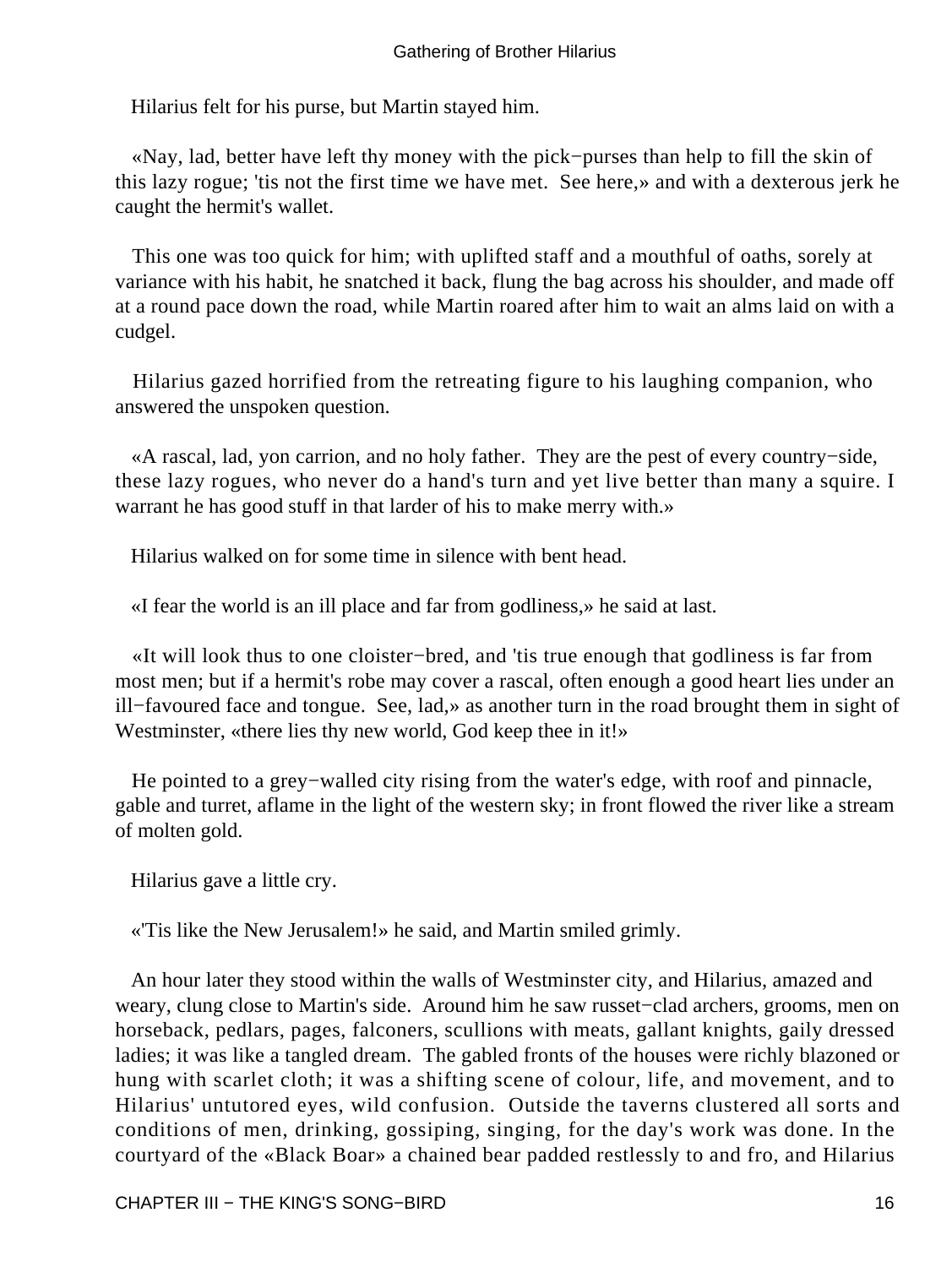Hilarius felt for his purse, but Martin stayed him.

«Nay, lad, better have left thy money with the pick−purses than help to fill the skin of this lazy rogue; 'tis not the first time we have met. See here,» and with a dexterous jerk he caught the hermit's wallet.

This one was too quick for him; with uplifted staff and a mouthful of oaths, sorely at variance with his habit, he snatched it back, flung the bag across his shoulder, and made off at a round pace down the road, while Martin roared after him to wait an alms laid on with a cudgel.

Hilarius gazed horrified from the retreating figure to his laughing companion, who answered the unspoken question.

«A rascal, lad, yon carrion, and no holy father. They are the pest of every country−side, these lazy rogues, who never do a hand's turn and yet live better than many a squire. I warrant he has good stuff in that larder of his to make merry with.»

Hilarius walked on for some time in silence with bent head.

«I fear the world is an ill place and far from godliness,» he said at last.

«It will look thus to one cloister−bred, and 'tis true enough that godliness is far from most men; but if a hermit's robe may cover a rascal, often enough a good heart lies under an ill−favoured face and tongue. See, lad,» as another turn in the road brought them in sight of Westminster, «there lies thy new world, God keep thee in it!»

He pointed to a grey−walled city rising from the water's edge, with roof and pinnacle, gable and turret, aflame in the light of the western sky; in front flowed the river like a stream of molten gold.

Hilarius gave a little cry.

«'Tis like the New Jerusalem!» he said, and Martin smiled grimly.

An hour later they stood within the walls of Westminster city, and Hilarius, amazed and weary, clung close to Martin's side. Around him he saw russet−clad archers, grooms, men on horseback, pedlars, pages, falconers, scullions with meats, gallant knights, gaily dressed ladies; it was like a tangled dream. The gabled fronts of the houses were richly blazoned or hung with scarlet cloth; it was a shifting scene of colour, life, and movement, and to Hilarius' untutored eyes, wild confusion. Outside the taverns clustered all sorts and conditions of men, drinking, gossiping, singing, for the day's work was done. In the courtyard of the «Black Boar» a chained bear padded restlessly to and fro, and Hilarius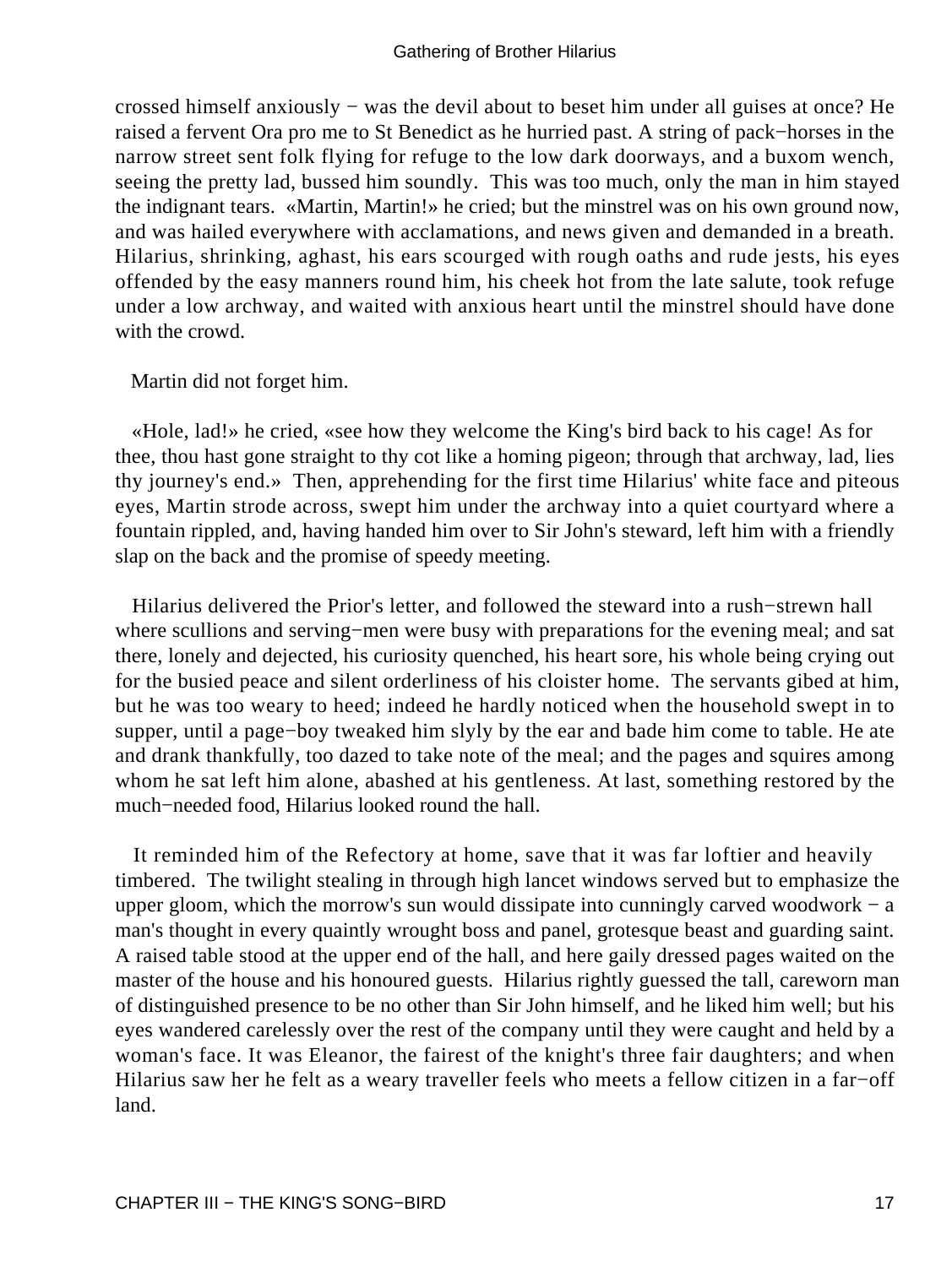crossed himself anxiously − was the devil about to beset him under all guises at once? He raised a fervent Ora pro me to St Benedict as he hurried past. A string of pack−horses in the narrow street sent folk flying for refuge to the low dark doorways, and a buxom wench, seeing the pretty lad, bussed him soundly. This was too much, only the man in him stayed the indignant tears. «Martin, Martin!» he cried; but the minstrel was on his own ground now, and was hailed everywhere with acclamations, and news given and demanded in a breath. Hilarius, shrinking, aghast, his ears scourged with rough oaths and rude jests, his eyes offended by the easy manners round him, his cheek hot from the late salute, took refuge under a low archway, and waited with anxious heart until the minstrel should have done with the crowd.

Martin did not forget him.

«Hole, lad!» he cried, «see how they welcome the King's bird back to his cage! As for thee, thou hast gone straight to thy cot like a homing pigeon; through that archway, lad, lies thy journey's end.» Then, apprehending for the first time Hilarius' white face and piteous eyes, Martin strode across, swept him under the archway into a quiet courtyard where a fountain rippled, and, having handed him over to Sir John's steward, left him with a friendly slap on the back and the promise of speedy meeting.

Hilarius delivered the Prior's letter, and followed the steward into a rush−strewn hall where scullions and serving−men were busy with preparations for the evening meal; and sat there, lonely and dejected, his curiosity quenched, his heart sore, his whole being crying out for the busied peace and silent orderliness of his cloister home. The servants gibed at him, but he was too weary to heed; indeed he hardly noticed when the household swept in to supper, until a page−boy tweaked him slyly by the ear and bade him come to table. He ate and drank thankfully, too dazed to take note of the meal; and the pages and squires among whom he sat left him alone, abashed at his gentleness. At last, something restored by the much−needed food, Hilarius looked round the hall.

It reminded him of the Refectory at home, save that it was far loftier and heavily timbered. The twilight stealing in through high lancet windows served but to emphasize the upper gloom, which the morrow's sun would dissipate into cunningly carved woodwork − a man's thought in every quaintly wrought boss and panel, grotesque beast and guarding saint. A raised table stood at the upper end of the hall, and here gaily dressed pages waited on the master of the house and his honoured guests. Hilarius rightly guessed the tall, careworn man of distinguished presence to be no other than Sir John himself, and he liked him well; but his eyes wandered carelessly over the rest of the company until they were caught and held by a woman's face. It was Eleanor, the fairest of the knight's three fair daughters; and when Hilarius saw her he felt as a weary traveller feels who meets a fellow citizen in a far−off land.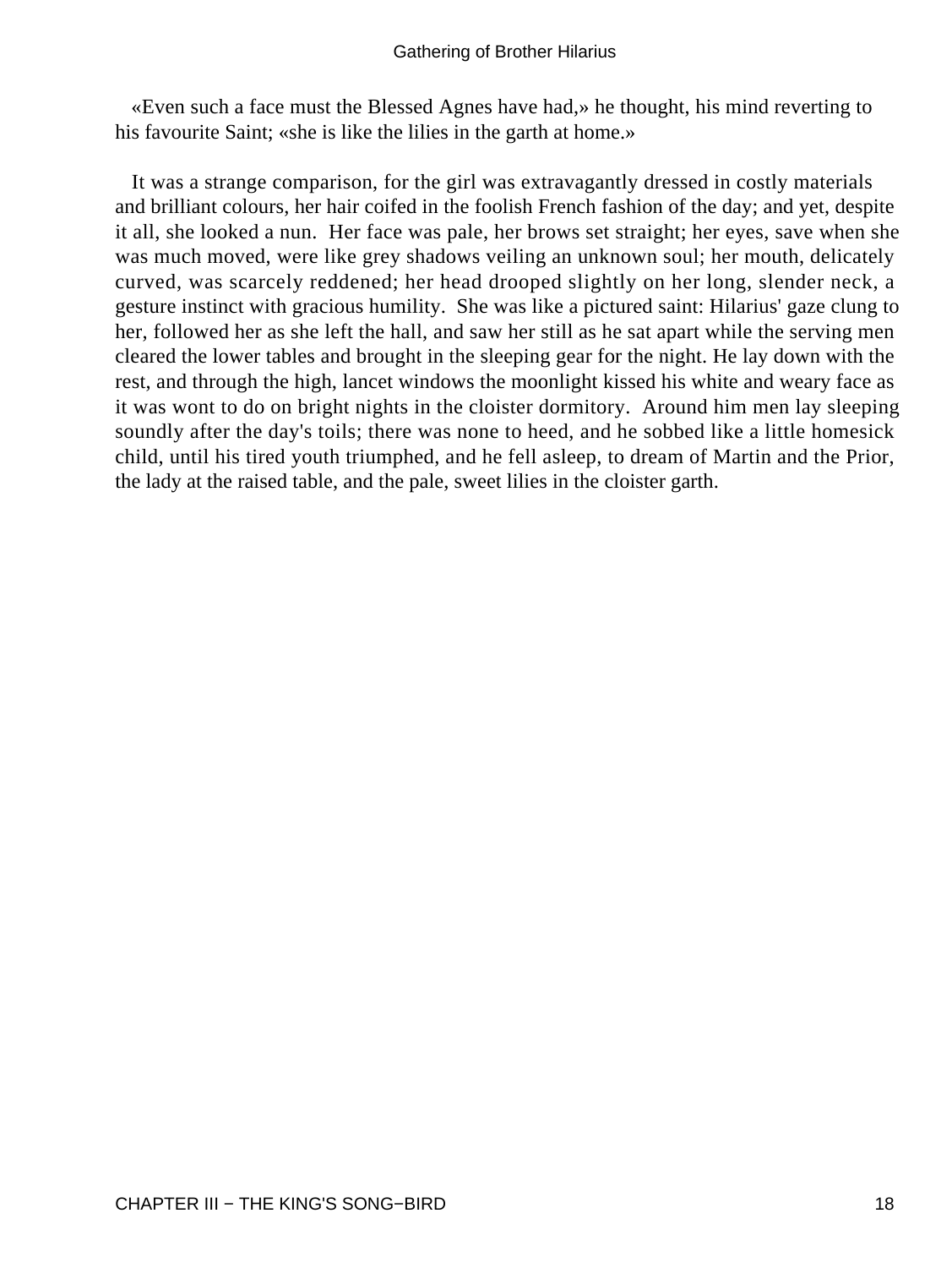«Even such a face must the Blessed Agnes have had,» he thought, his mind reverting to his favourite Saint; «she is like the lilies in the garth at home.»

It was a strange comparison, for the girl was extravagantly dressed in costly materials and brilliant colours, her hair coifed in the foolish French fashion of the day; and yet, despite it all, she looked a nun. Her face was pale, her brows set straight; her eyes, save when she was much moved, were like grey shadows veiling an unknown soul; her mouth, delicately curved, was scarcely reddened; her head drooped slightly on her long, slender neck, a gesture instinct with gracious humility. She was like a pictured saint: Hilarius' gaze clung to her, followed her as she left the hall, and saw her still as he sat apart while the serving men cleared the lower tables and brought in the sleeping gear for the night. He lay down with the rest, and through the high, lancet windows the moonlight kissed his white and weary face as it was wont to do on bright nights in the cloister dormitory. Around him men lay sleeping soundly after the day's toils; there was none to heed, and he sobbed like a little homesick child, until his tired youth triumphed, and he fell asleep, to dream of Martin and the Prior, the lady at the raised table, and the pale, sweet lilies in the cloister garth.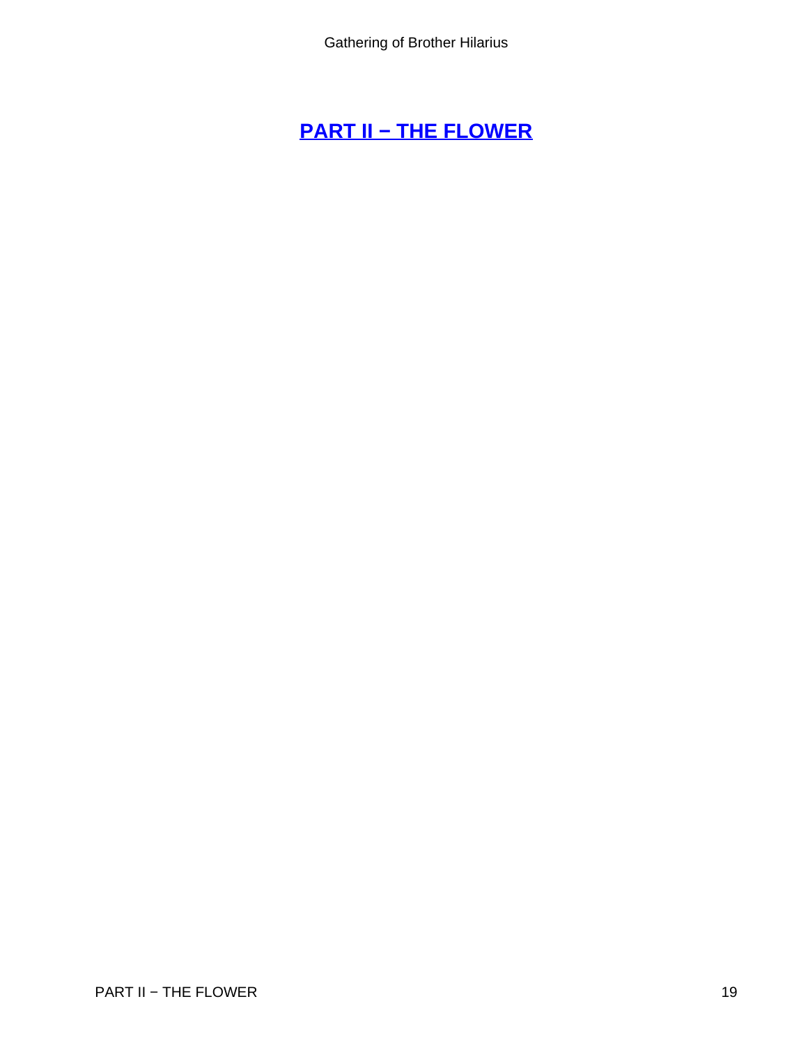## PART II − THE FLOWER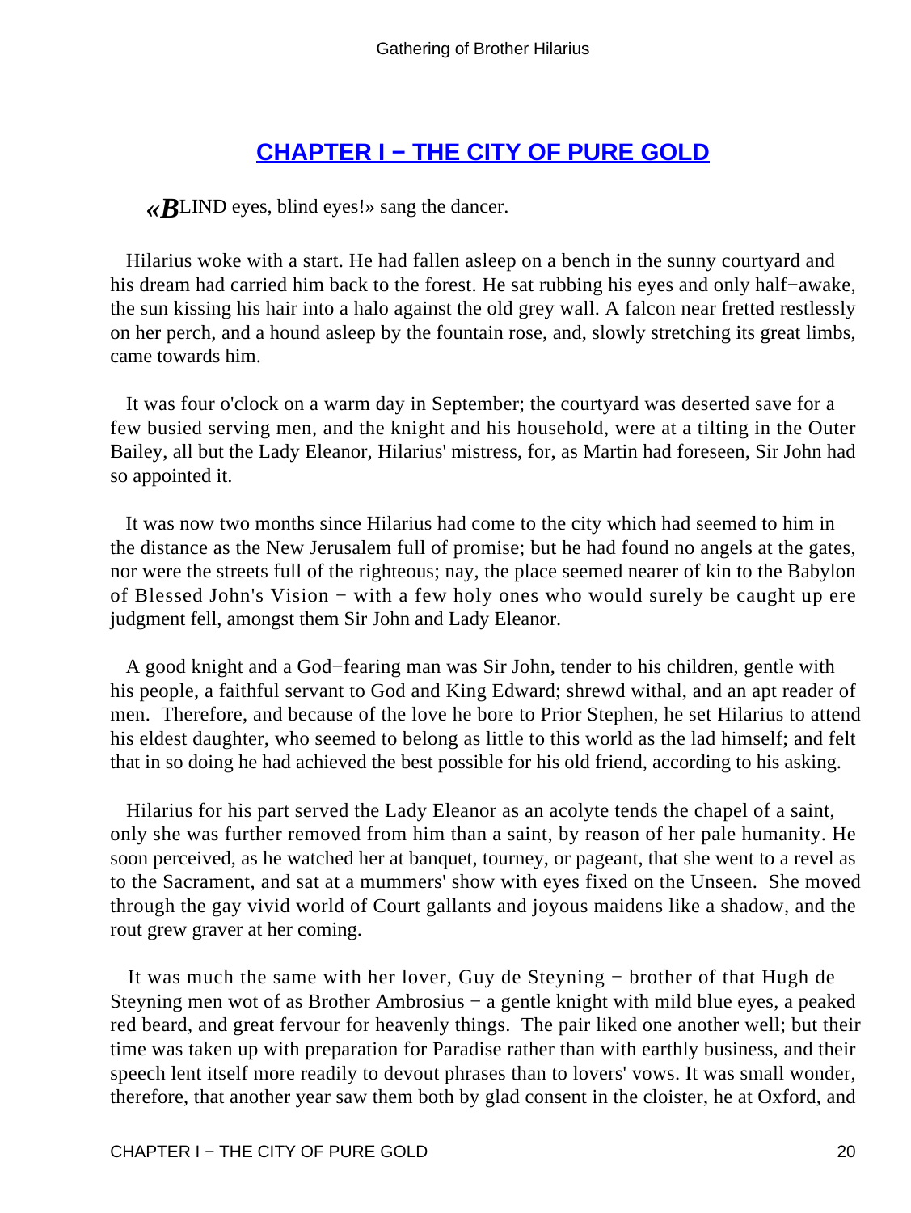## CHAPTER I − THE CITY OF PURE GOLD

«BLIND eyes, blind eyes!» sang the dancer.

Hilarius woke with a start. He had fallen asleep on a bench in the sunny courtyard and his dream had carried him back to the forest. He sat rubbing his eyes and only half−awake, the sun kissing his hair into a halo against the old grey wall. A falcon near fretted restlessly on her perch, and a hound asleep by the fountain rose, and, slowly stretching its great limbs, came towards him.

It was four o'clock on a warm day in September; the courtyard was deserted save for a few busied serving men, and the knight and his household, were at a tilting in the Outer Bailey, all but the Lady Eleanor, Hilarius' mistress, for, as Martin had foreseen, Sir John had so appointed it.

It was now two months since Hilarius had come to the city which had seemed to him in the distance as the New Jerusalem full of promise; but he had found no angels at the gates, nor were the streets full of the righteous; nay, the place seemed nearer of kin to the Babylon of Blessed John's Vision − with a few holy ones who would surely be caught up ere judgment fell, amongst them Sir John and Lady Eleanor.

A good knight and a God−fearing man was Sir John, tender to his children, gentle with his people, a faithful servant to God and King Edward; shrewd withal, and an apt reader of men. Therefore, and because of the love he bore to Prior Stephen, he set Hilarius to attend his eldest daughter, who seemed to belong as little to this world as the lad himself; and felt that in so doing he had achieved the best possible for his old friend, according to his asking.

Hilarius for his part served the Lady Eleanor as an acolyte tends the chapel of a saint, only she was further removed from him than a saint, by reason of her pale humanity. He soon perceived, as he watched her at banquet, tourney, or pageant, that she went to a revel as to the Sacrament, and sat at a mummers' show with eyes fixed on the Unseen. She moved through the gay vivid world of Court gallants and joyous maidens like a shadow, and the rout grew graver at her coming.

It was much the same with her lover, Guy de Steyning − brother of that Hugh de Steyning men wot of as Brother Ambrosius − a gentle knight with mild blue eyes, a peaked red beard, and great fervour for heavenly things. The pair liked one another well; but their time was taken up with preparation for Paradise rather than with earthly business, and their speech lent itself more readily to devout phrases than to lovers' vows. It was small wonder, therefore, that another year saw them both by glad consent in the cloister, he at Oxford, and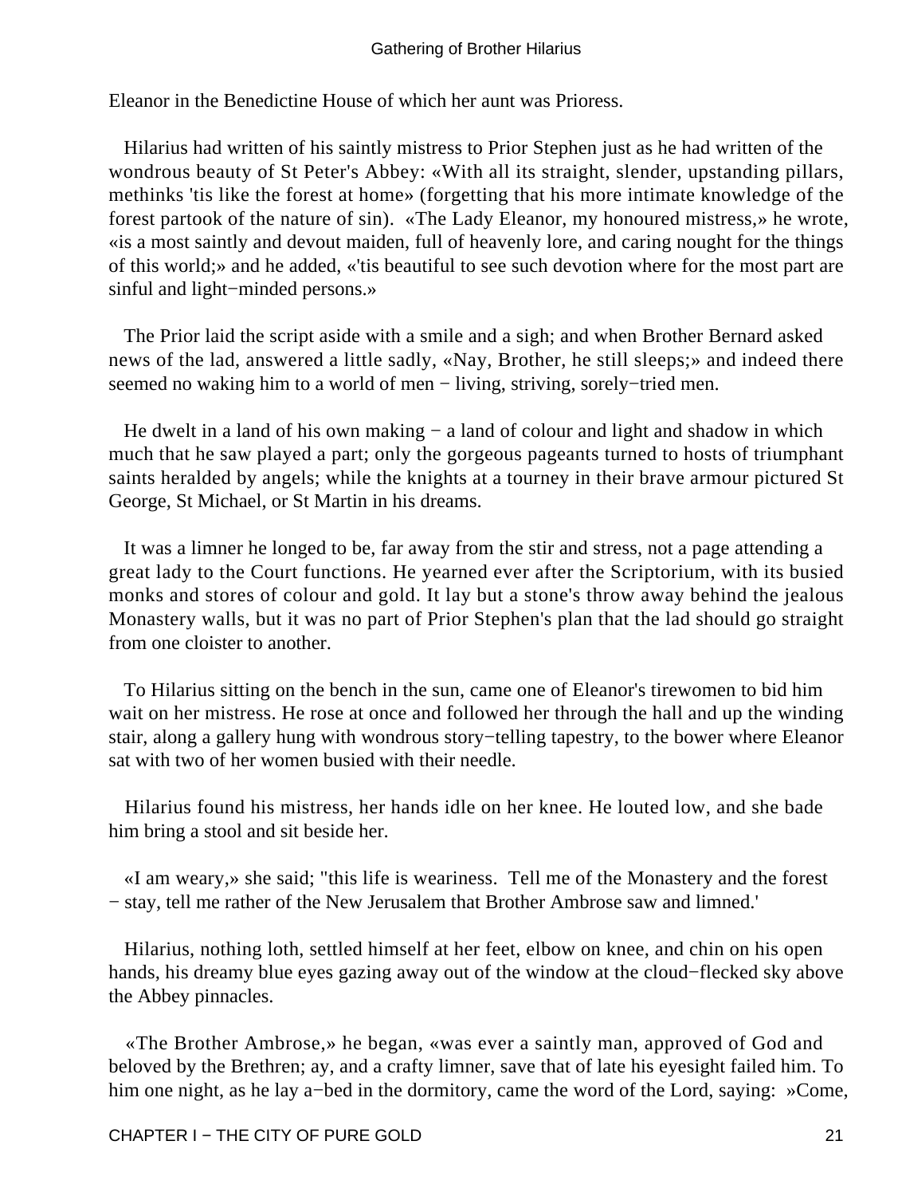Eleanor in the Benedictine House of which her aunt was Prioress.

Hilarius had written of his saintly mistress to Prior Stephen just as he had written of the wondrous beauty of St Peter's Abbey: «With all its straight, slender, upstanding pillars, methinks 'tis like the forest at home» (forgetting that his more intimate knowledge of the forest partook of the nature of sin). «The Lady Eleanor, my honoured mistress,» he wrote, «is a most saintly and devout maiden, full of heavenly lore, and caring nought for the things of this world;» and he added, «'tis beautiful to see such devotion where for the most part are sinful and light−minded persons.»

The Prior laid the script aside with a smile and a sigh; and when Brother Bernard asked news of the lad, answered a little sadly, «Nay, Brother, he still sleeps;» and indeed there seemed no waking him to a world of men − living, striving, sorely−tried men.

He dwelt in a land of his own making − a land of colour and light and shadow in which much that he saw played a part; only the gorgeous pageants turned to hosts of triumphant saints heralded by angels; while the knights at a tourney in their brave armour pictured St George, St Michael, or St Martin in his dreams.

It was a limner he longed to be, far away from the stir and stress, not a page attending a great lady to the Court functions. He yearned ever after the Scriptorium, with its busied monks and stores of colour and gold. It lay but a stone's throw away behind the jealous Monastery walls, but it was no part of Prior Stephen's plan that the lad should go straight from one cloister to another.

To Hilarius sitting on the bench in the sun, came one of Eleanor's tirewomen to bid him wait on her mistress. He rose at once and followed her through the hall and up the winding stair, along a gallery hung with wondrous story−telling tapestry, to the bower where Eleanor sat with two of her women busied with their needle.

Hilarius found his mistress, her hands idle on her knee. He louted low, and she bade him bring a stool and sit beside her.

«I am weary,» she said; "this life is weariness. Tell me of the Monastery and the forest − stay, tell me rather of the New Jerusalem that Brother Ambrose saw and limned.'

Hilarius, nothing loth, settled himself at her feet, elbow on knee, and chin on his open hands, his dreamy blue eyes gazing away out of the window at the cloud−flecked sky above the Abbey pinnacles.

«The Brother Ambrose,» he began, «was ever a saintly man, approved of God and beloved by the Brethren; ay, and a crafty limner, save that of late his eyesight failed him. To him one night, as he lay a−bed in the dormitory, came the word of the Lord, saying: »Come,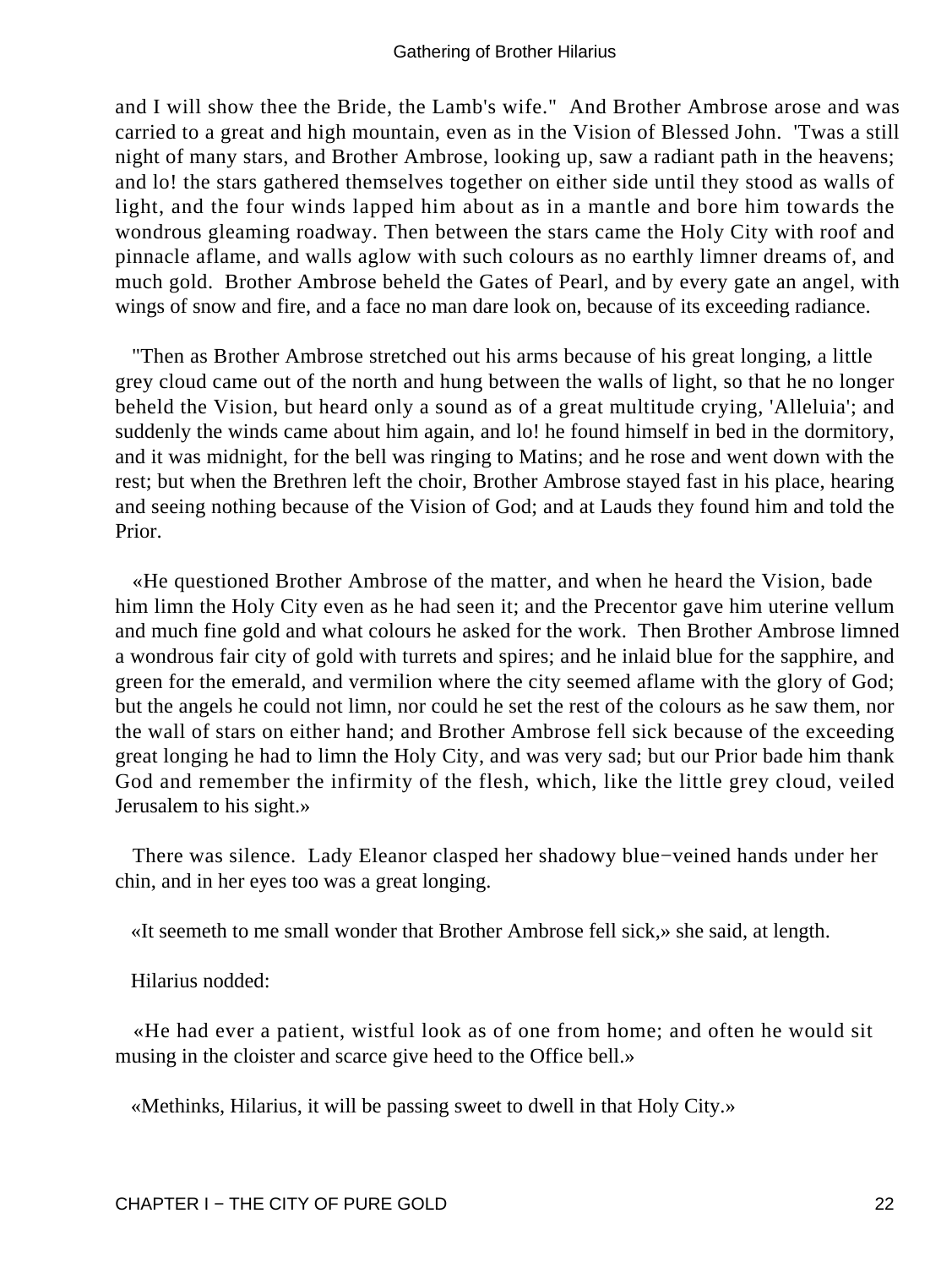and I will show thee the Bride, the Lamb's wife." And Brother Ambrose arose and was carried to a great and high mountain, even as in the Vision of Blessed John. 'Twas a still night of many stars, and Brother Ambrose, looking up, saw a radiant path in the heavens; and lo! the stars gathered themselves together on either side until they stood as walls of light, and the four winds lapped him about as in a mantle and bore him towards the wondrous gleaming roadway. Then between the stars came the Holy City with roof and pinnacle aflame, and walls aglow with such colours as no earthly limner dreams of, and much gold. Brother Ambrose beheld the Gates of Pearl, and by every gate an angel, with wings of snow and fire, and a face no man dare look on, because of its exceeding radiance.

"Then as Brother Ambrose stretched out his arms because of his great longing, a little grey cloud came out of the north and hung between the walls of light, so that he no longer beheld the Vision, but heard only a sound as of a great multitude crying, 'Alleluia'; and suddenly the winds came about him again, and lo! he found himself in bed in the dormitory, and it was midnight, for the bell was ringing to Matins; and he rose and went down with the rest; but when the Brethren left the choir, Brother Ambrose stayed fast in his place, hearing and seeing nothing because of the Vision of God; and at Lauds they found him and told the Prior.

«He questioned Brother Ambrose of the matter, and when he heard the Vision, bade him limn the Holy City even as he had seen it; and the Precentor gave him uterine vellum and much fine gold and what colours he asked for the work. Then Brother Ambrose limned a wondrous fair city of gold with turrets and spires; and he inlaid blue for the sapphire, and green for the emerald, and vermilion where the city seemed aflame with the glory of God; but the angels he could not limn, nor could he set the rest of the colours as he saw them, nor the wall of stars on either hand; and Brother Ambrose fell sick because of the exceeding great longing he had to limn the Holy City, and was very sad; but our Prior bade him thank God and remember the infirmity of the flesh, which, like the little grey cloud, veiled Jerusalem to his sight.»

There was silence. Lady Eleanor clasped her shadowy blue−veined hands under her chin, and in her eyes too was a great longing.

«It seemeth to me small wonder that Brother Ambrose fell sick,» she said, at length.

Hilarius nodded:

«He had ever a patient, wistful look as of one from home; and often he would sit musing in the cloister and scarce give heed to the Office bell.»

«Methinks, Hilarius, it will be passing sweet to dwell in that Holy City.»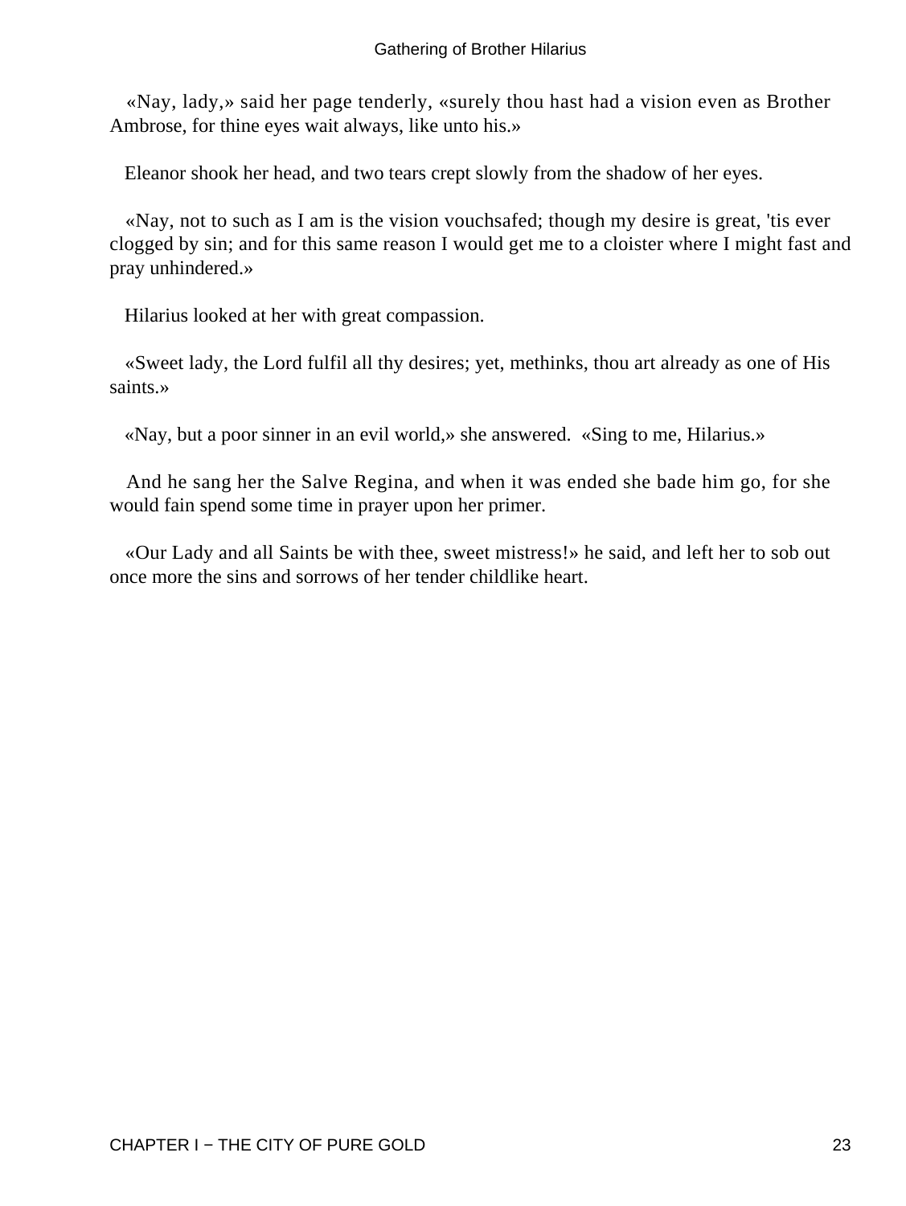«Nay, lady,» said her page tenderly, «surely thou hast had a vision even as Brother Ambrose, for thine eyes wait always, like unto his.»

Eleanor shook her head, and two tears crept slowly from the shadow of her eyes.

«Nay, not to such as I am is the vision vouchsafed; though my desire is great, 'tis ever clogged by sin; and for this same reason I would get me to a cloister where I might fast and pray unhindered.»

Hilarius looked at her with great compassion.

«Sweet lady, the Lord fulfil all thy desires; yet, methinks, thou art already as one of His saints.»

«Nay, but a poor sinner in an evil world,» she answered. «Sing to me, Hilarius.»

And he sang her the Salve Regina, and when it was ended she bade him go, for she would fain spend some time in prayer upon her primer.

«Our Lady and all Saints be with thee, sweet mistress!» he said, and left her to sob out once more the sins and sorrows of her tender childlike heart.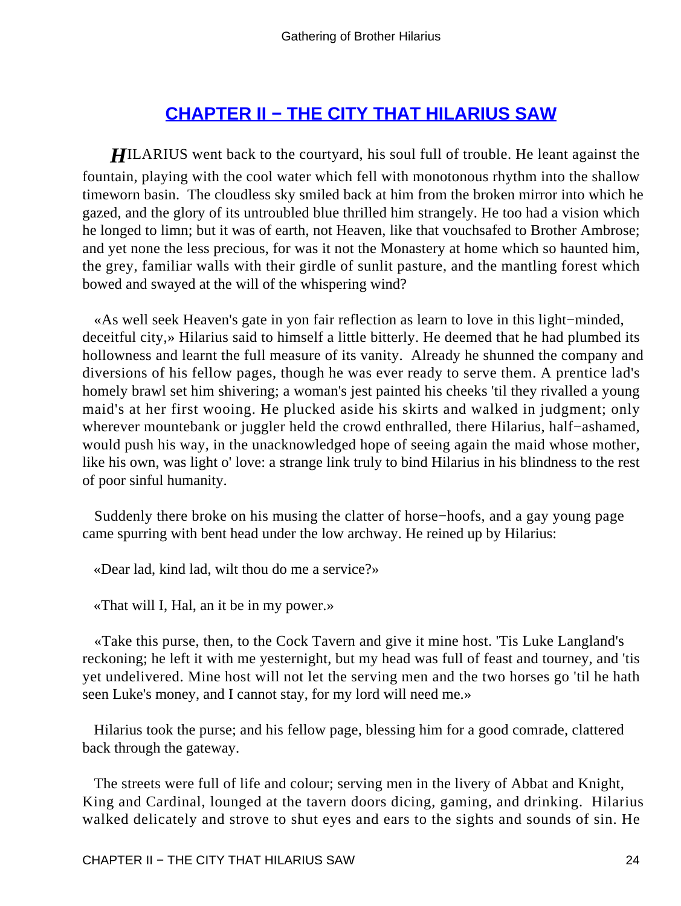## CHAPTER II − THE CITY THAT HILARIUS SAW

*H*ILARIUS went back to the courtyard, his soul full of trouble. He leant against the fountain, playing with the cool water which fell with monotonous rhythm into the shallow timeworn basin. The cloudless sky smiled back at him from the broken mirror into which he gazed, and the glory of its untroubled blue thrilled him strangely. He too had a vision which he longed to limn; but it was of earth, not Heaven, like that vouchsafed to Brother Ambrose; and yet none the less precious, for was it not the Monastery at home which so haunted him, the grey, familiar walls with their girdle of sunlit pasture, and the mantling forest which bowed and swayed at the will of the whispering wind?

«As well seek Heaven's gate in yon fair reflection as learn to love in this light−minded, deceitful city,» Hilarius said to himself a little bitterly. He deemed that he had plumbed its hollowness and learnt the full measure of its vanity. Already he shunned the company and diversions of his fellow pages, though he was ever ready to serve them. A prentice lad's homely brawl set him shivering; a woman's jest painted his cheeks 'til they rivalled a young maid's at her first wooing. He plucked aside his skirts and walked in judgment; only wherever mountebank or juggler held the crowd enthralled, there Hilarius, half−ashamed, would push his way, in the unacknowledged hope of seeing again the maid whose mother, like his own, was light o' love: a strange link truly to bind Hilarius in his blindness to the rest of poor sinful humanity.

Suddenly there broke on his musing the clatter of horse−hoofs, and a gay young page came spurring with bent head under the low archway. He reined up by Hilarius:

«Dear lad, kind lad, wilt thou do me a service?»

«That will I, Hal, an it be in my power.»

«Take this purse, then, to the Cock Tavern and give it mine host. 'Tis Luke Langland's reckoning; he left it with me yesternight, but my head was full of feast and tourney, and 'tis yet undelivered. Mine host will not let the serving men and the two horses go 'til he hath seen Luke's money, and I cannot stay, for my lord will need me.»

Hilarius took the purse; and his fellow page, blessing him for a good comrade, clattered back through the gateway.

The streets were full of life and colour; serving men in the livery of Abbat and Knight, King and Cardinal, lounged at the tavern doors dicing, gaming, and drinking. Hilarius walked delicately and strove to shut eyes and ears to the sights and sounds of sin. He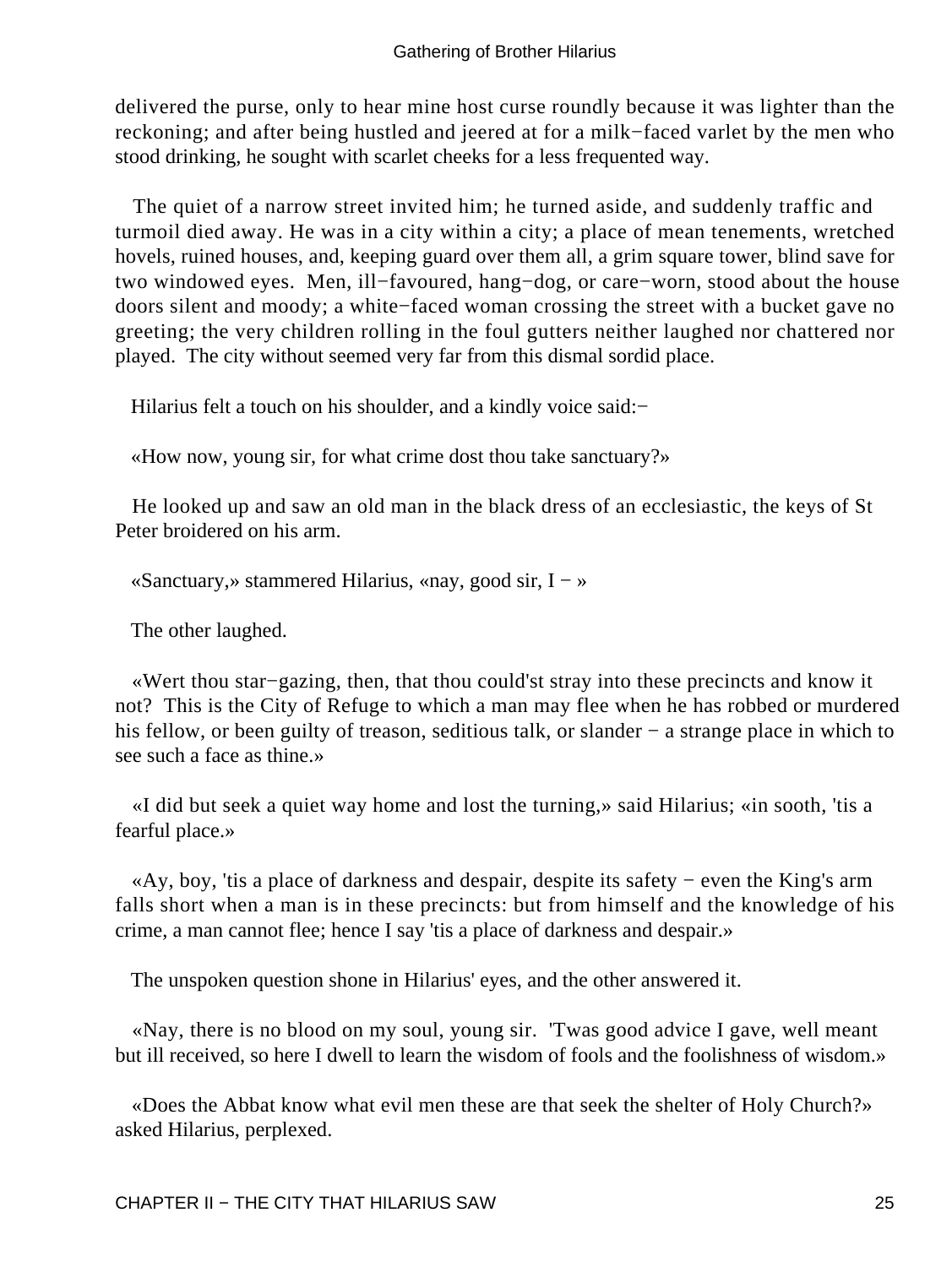delivered the purse, only to hear mine host curse roundly because it was lighter than the reckoning; and after being hustled and jeered at for a milk−faced varlet by the men who stood drinking, he sought with scarlet cheeks for a less frequented way.

The quiet of a narrow street invited him; he turned aside, and suddenly traffic and turmoil died away. He was in a city within a city; a place of mean tenements, wretched hovels, ruined houses, and, keeping guard over them all, a grim square tower, blind save for two windowed eyes. Men, ill−favoured, hang−dog, or care−worn, stood about the house doors silent and moody; a white−faced woman crossing the street with a bucket gave no greeting; the very children rolling in the foul gutters neither laughed nor chattered nor played. The city without seemed very far from this dismal sordid place.

Hilarius felt a touch on his shoulder, and a kindly voice said:−

«How now, young sir, for what crime dost thou take sanctuary?»

He looked up and saw an old man in the black dress of an ecclesiastic, the keys of St Peter broidered on his arm.

«Sanctuary,» stammered Hilarius, «nay, good sir, I − »

The other laughed.

«Wert thou star−gazing, then, that thou could'st stray into these precincts and know it not? This is the City of Refuge to which a man may flee when he has robbed or murdered his fellow, or been guilty of treason, seditious talk, or slander − a strange place in which to see such a face as thine.»

«I did but seek a quiet way home and lost the turning,» said Hilarius; «in sooth, 'tis a fearful place.»

«Ay, boy, 'tis a place of darkness and despair, despite its safety − even the King's arm falls short when a man is in these precincts: but from himself and the knowledge of his crime, a man cannot flee; hence I say 'tis a place of darkness and despair.»

The unspoken question shone in Hilarius' eyes, and the other answered it.

«Nay, there is no blood on my soul, young sir. 'Twas good advice I gave, well meant but ill received, so here I dwell to learn the wisdom of fools and the foolishness of wisdom.»

«Does the Abbat know what evil men these are that seek the shelter of Holy Church?» asked Hilarius, perplexed.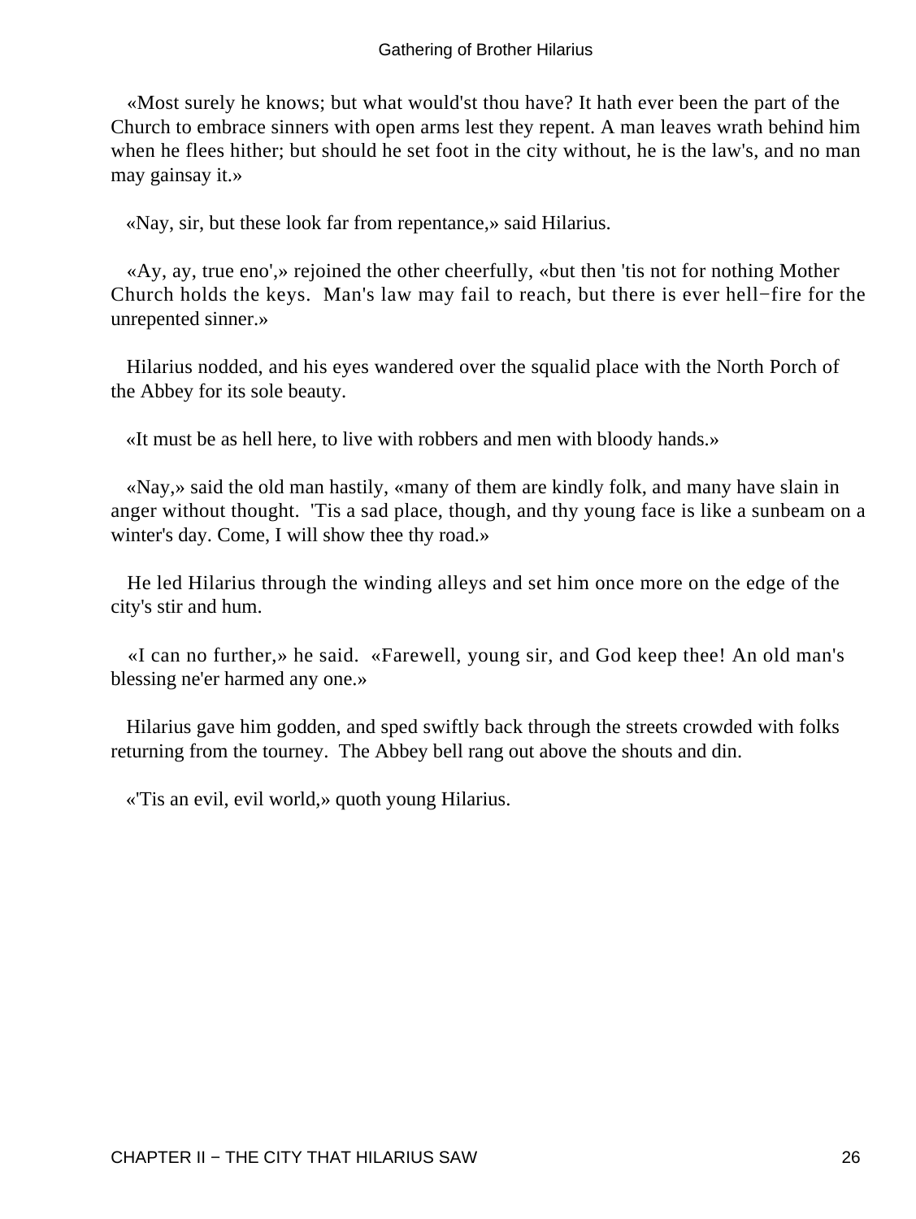«Most surely he knows; but what would'st thou have? It hath ever been the part of the Church to embrace sinners with open arms lest they repent. A man leaves wrath behind him when he flees hither; but should he set foot in the city without, he is the law's, and no man may gainsay it.»

«Nay, sir, but these look far from repentance,» said Hilarius.

«Ay, ay, true eno',» rejoined the other cheerfully, «but then 'tis not for nothing Mother Church holds the keys. Man's law may fail to reach, but there is ever hell−fire for the unrepented sinner.»

Hilarius nodded, and his eyes wandered over the squalid place with the North Porch of the Abbey for its sole beauty.

«It must be as hell here, to live with robbers and men with bloody hands.»

«Nay,» said the old man hastily, «many of them are kindly folk, and many have slain in anger without thought. 'Tis a sad place, though, and thy young face is like a sunbeam on a winter's day. Come, I will show thee thy road.»

He led Hilarius through the winding alleys and set him once more on the edge of the city's stir and hum.

«I can no further,» he said. «Farewell, young sir, and God keep thee! An old man's blessing ne'er harmed any one.»

Hilarius gave him godden, and sped swiftly back through the streets crowded with folks returning from the tourney. The Abbey bell rang out above the shouts and din.

«'Tis an evil, evil world,» quoth young Hilarius.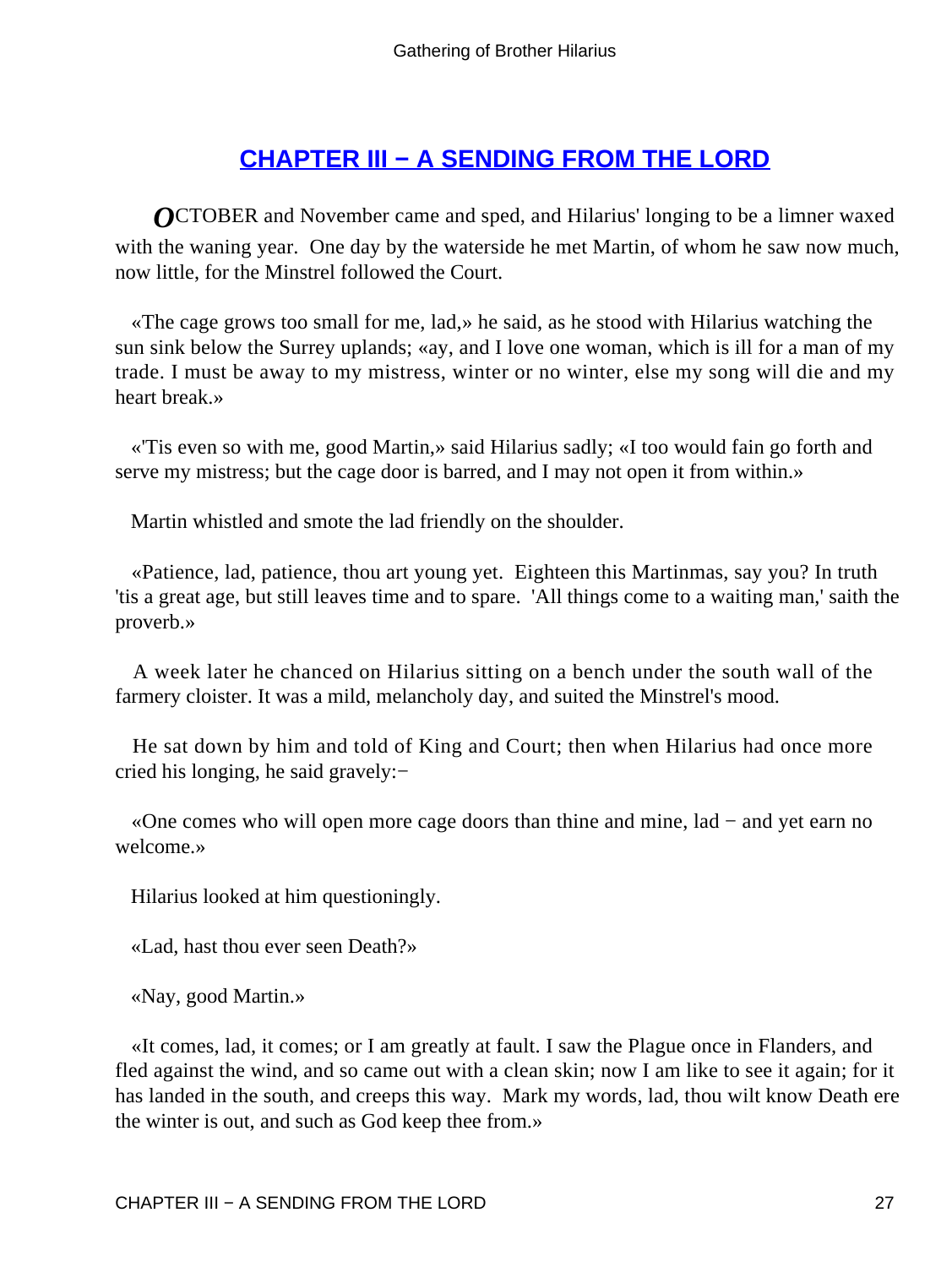## CHAPTER III − A SENDING FROM THE LORD

OCTOBER and November came and sped, and Hilarius' longing to be a limner waxed with the waning year. One day by the waterside he met Martin, of whom he saw now much, now little, for the Minstrel followed the Court.

«The cage grows too small for me, lad,» he said, as he stood with Hilarius watching the sun sink below the Surrey uplands; «ay, and I love one woman, which is ill for a man of my trade. I must be away to my mistress, winter or no winter, else my song will die and my heart break.»

«'Tis even so with me, good Martin,» said Hilarius sadly; «I too would fain go forth and serve my mistress; but the cage door is barred, and I may not open it from within.»

Martin whistled and smote the lad friendly on the shoulder.

«Patience, lad, patience, thou art young yet. Eighteen this Martinmas, say you? In truth 'tis a great age, but still leaves time and to spare. 'All things come to a waiting man,' saith the proverb.»

A week later he chanced on Hilarius sitting on a bench under the south wall of the farmery cloister. It was a mild, melancholy day, and suited the Minstrel's mood.

He sat down by him and told of King and Court; then when Hilarius had once more cried his longing, he said gravely:−

«One comes who will open more cage doors than thine and mine, lad − and yet earn no welcome.»

Hilarius looked at him questioningly.

«Lad, hast thou ever seen Death?»

«Nay, good Martin.»

«It comes, lad, it comes; or I am greatly at fault. I saw the Plague once in Flanders, and fled against the wind, and so came out with a clean skin; now I am like to see it again; for it has landed in the south, and creeps this way. Mark my words, lad, thou wilt know Death ere the winter is out, and such as God keep thee from.»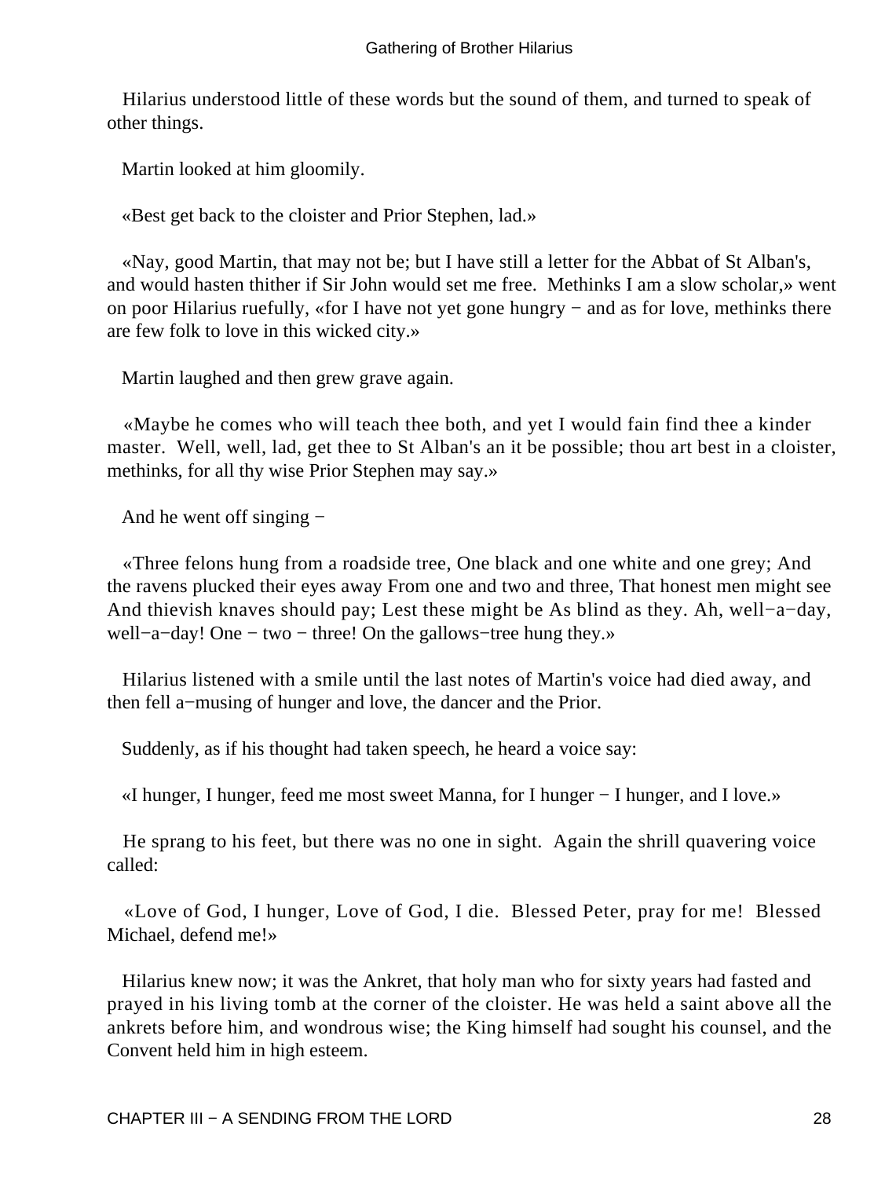Hilarius understood little of these words but the sound of them, and turned to speak of other things.

Martin looked at him gloomily.

«Best get back to the cloister and Prior Stephen, lad.»

«Nay, good Martin, that may not be; but I have still a letter for the Abbat of St Alban's, and would hasten thither if Sir John would set me free. Methinks I am a slow scholar,» went on poor Hilarius ruefully, «for I have not yet gone hungry − and as for love, methinks there are few folk to love in this wicked city.»

Martin laughed and then grew grave again.

«Maybe he comes who will teach thee both, and yet I would fain find thee a kinder master. Well, well, lad, get thee to St Alban's an it be possible; thou art best in a cloister, methinks, for all thy wise Prior Stephen may say.»

And he went off singing −

«Three felons hung from a roadside tree, One black and one white and one grey; And the ravens plucked their eyes away From one and two and three, That honest men might see And thievish knaves should pay; Lest these might be As blind as they. Ah, well−a−day, well−a−day! One − two − three! On the gallows−tree hung they.»

Hilarius listened with a smile until the last notes of Martin's voice had died away, and then fell a−musing of hunger and love, the dancer and the Prior.

Suddenly, as if his thought had taken speech, he heard a voice say:

«I hunger, I hunger, feed me most sweet Manna, for I hunger − I hunger, and I love.»

He sprang to his feet, but there was no one in sight. Again the shrill quavering voice called:

«Love of God, I hunger, Love of God, I die. Blessed Peter, pray for me! Blessed Michael, defend me!»

Hilarius knew now; it was the Ankret, that holy man who for sixty years had fasted and prayed in his living tomb at the corner of the cloister. He was held a saint above all the ankrets before him, and wondrous wise; the King himself had sought his counsel, and the Convent held him in high esteem.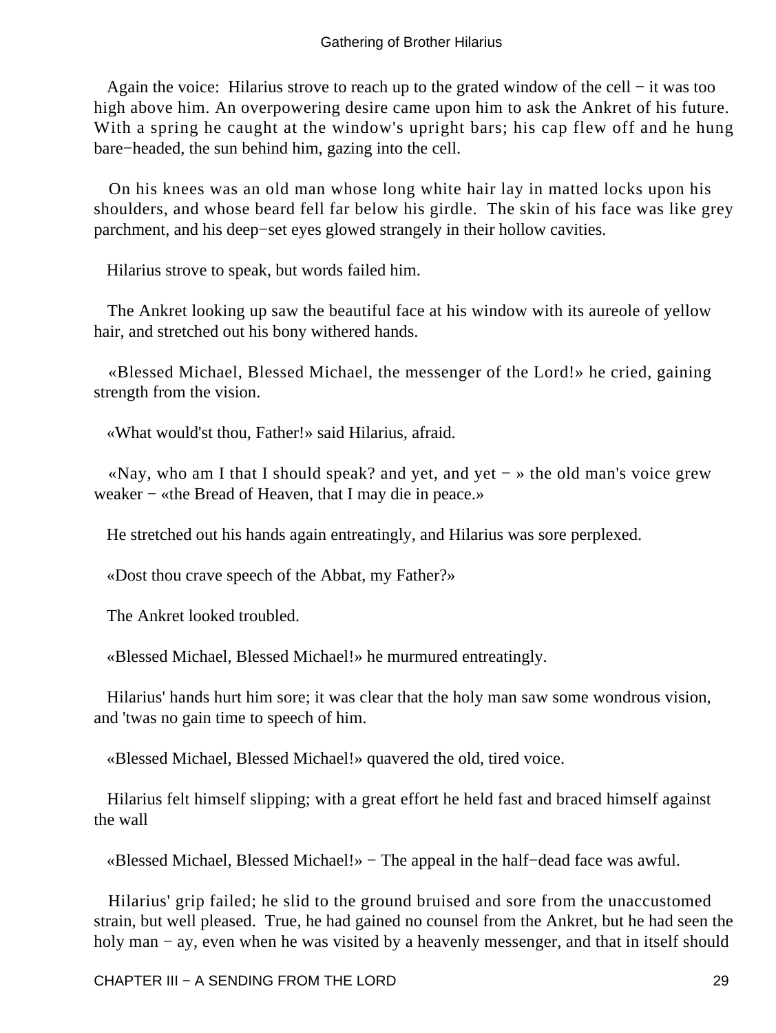Again the voice: Hilarius strove to reach up to the grated window of the cell − it was too high above him. An overpowering desire came upon him to ask the Ankret of his future. With a spring he caught at the window's upright bars; his cap flew off and he hung bare−headed, the sun behind him, gazing into the cell.

On his knees was an old man whose long white hair lay in matted locks upon his shoulders, and whose beard fell far below his girdle. The skin of his face was like grey parchment, and his deep−set eyes glowed strangely in their hollow cavities.

Hilarius strove to speak, but words failed him.

The Ankret looking up saw the beautiful face at his window with its aureole of yellow hair, and stretched out his bony withered hands.

«Blessed Michael, Blessed Michael, the messenger of the Lord!» he cried, gaining strength from the vision.

«What would'st thou, Father!» said Hilarius, afraid.

«Nay, who am I that I should speak? and yet, and yet − » the old man's voice grew weaker − «the Bread of Heaven, that I may die in peace.»

He stretched out his hands again entreatingly, and Hilarius was sore perplexed.

«Dost thou crave speech of the Abbat, my Father?»

The Ankret looked troubled.

«Blessed Michael, Blessed Michael!» he murmured entreatingly.

Hilarius' hands hurt him sore; it was clear that the holy man saw some wondrous vision, and 'twas no gain time to speech of him.

«Blessed Michael, Blessed Michael!» quavered the old, tired voice.

Hilarius felt himself slipping; with a great effort he held fast and braced himself against the wall

«Blessed Michael, Blessed Michael!» − The appeal in the half−dead face was awful.

Hilarius' grip failed; he slid to the ground bruised and sore from the unaccustomed strain, but well pleased. True, he had gained no counsel from the Ankret, but he had seen the holy man − ay, even when he was visited by a heavenly messenger, and that in itself should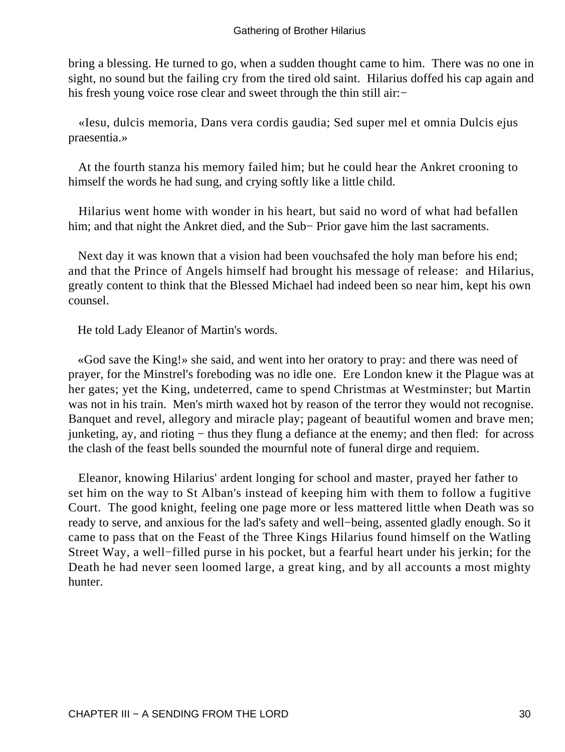bring a blessing. He turned to go, when a sudden thought came to him. There was no one in sight, no sound but the failing cry from the tired old saint. Hilarius doffed his cap again and his fresh young voice rose clear and sweet through the thin still air:−

«Iesu, dulcis memoria, Dans vera cordis gaudia; Sed super mel et omnia Dulcis ejus praesentia.»

At the fourth stanza his memory failed him; but he could hear the Ankret crooning to himself the words he had sung, and crying softly like a little child.

Hilarius went home with wonder in his heart, but said no word of what had befallen him; and that night the Ankret died, and the Sub− Prior gave him the last sacraments.

Next day it was known that a vision had been vouchsafed the holy man before his end; and that the Prince of Angels himself had brought his message of release: and Hilarius, greatly content to think that the Blessed Michael had indeed been so near him, kept his own counsel.

He told Lady Eleanor of Martin's words.

«God save the King!» she said, and went into her oratory to pray: and there was need of prayer, for the Minstrel's foreboding was no idle one. Ere London knew it the Plague was at her gates; yet the King, undeterred, came to spend Christmas at Westminster; but Martin was not in his train. Men's mirth waxed hot by reason of the terror they would not recognise. Banquet and revel, allegory and miracle play; pageant of beautiful women and brave men; junketing, ay, and rioting − thus they flung a defiance at the enemy; and then fled: for across the clash of the feast bells sounded the mournful note of funeral dirge and requiem.

Eleanor, knowing Hilarius' ardent longing for school and master, prayed her father to set him on the way to St Alban's instead of keeping him with them to follow a fugitive Court. The good knight, feeling one page more or less mattered little when Death was so ready to serve, and anxious for the lad's safety and well−being, assented gladly enough. So it came to pass that on the Feast of the Three Kings Hilarius found himself on the Watling Street Way, a well−filled purse in his pocket, but a fearful heart under his jerkin; for the Death he had never seen loomed large, a great king, and by all accounts a most mighty hunter.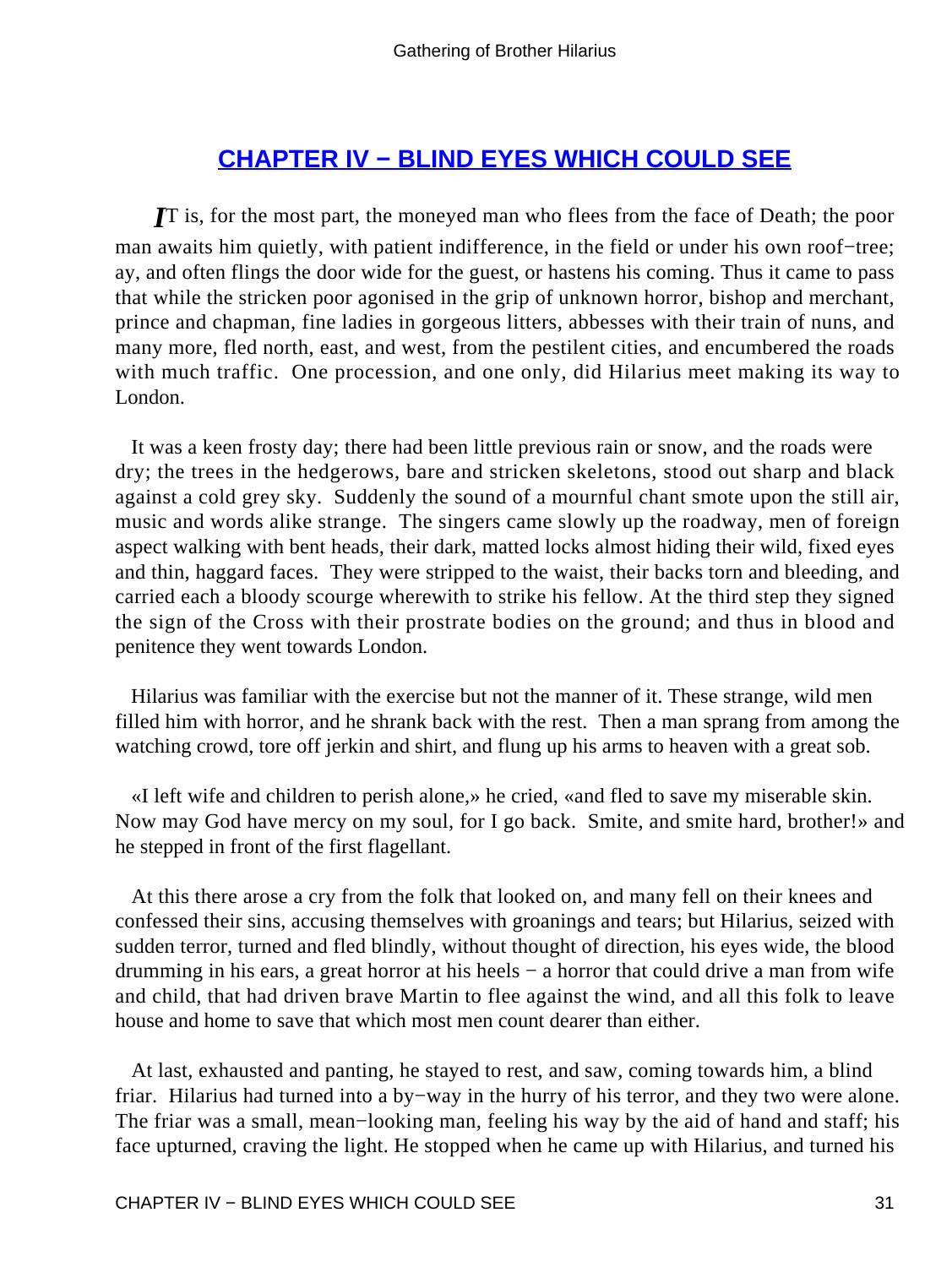## CHAPTER IV − BLIND EYES WHICH COULD SEE

*I*T is, for the most part, the moneyed man who flees from the face of Death; the poor man awaits him quietly, with patient indifference, in the field or under his own roof−tree; ay, and often flings the door wide for the guest, or hastens his coming. Thus it came to pass that while the stricken poor agonised in the grip of unknown horror, bishop and merchant, prince and chapman, fine ladies in gorgeous litters, abbesses with their train of nuns, and many more, fled north, east, and west, from the pestilent cities, and encumbered the roads with much traffic. One procession, and one only, did Hilarius meet making its way to London.

It was a keen frosty day; there had been little previous rain or snow, and the roads were dry; the trees in the hedgerows, bare and stricken skeletons, stood out sharp and black against a cold grey sky. Suddenly the sound of a mournful chant smote upon the still air, music and words alike strange. The singers came slowly up the roadway, men of foreign aspect walking with bent heads, their dark, matted locks almost hiding their wild, fixed eyes and thin, haggard faces. They were stripped to the waist, their backs torn and bleeding, and carried each a bloody scourge wherewith to strike his fellow. At the third step they signed the sign of the Cross with their prostrate bodies on the ground; and thus in blood and penitence they went towards London.

Hilarius was familiar with the exercise but not the manner of it. These strange, wild men filled him with horror, and he shrank back with the rest. Then a man sprang from among the watching crowd, tore off jerkin and shirt, and flung up his arms to heaven with a great sob.

«I left wife and children to perish alone,» he cried, «and fled to save my miserable skin. Now may God have mercy on my soul, for I go back. Smite, and smite hard, brother!» and he stepped in front of the first flagellant.

At this there arose a cry from the folk that looked on, and many fell on their knees and confessed their sins, accusing themselves with groanings and tears; but Hilarius, seized with sudden terror, turned and fled blindly, without thought of direction, his eyes wide, the blood drumming in his ears, a great horror at his heels − a horror that could drive a man from wife and child, that had driven brave Martin to flee against the wind, and all this folk to leave house and home to save that which most men count dearer than either.

At last, exhausted and panting, he stayed to rest, and saw, coming towards him, a blind friar. Hilarius had turned into a by−way in the hurry of his terror, and they two were alone. The friar was a small, mean−looking man, feeling his way by the aid of hand and staff; his face upturned, craving the light. He stopped when he came up with Hilarius, and turned his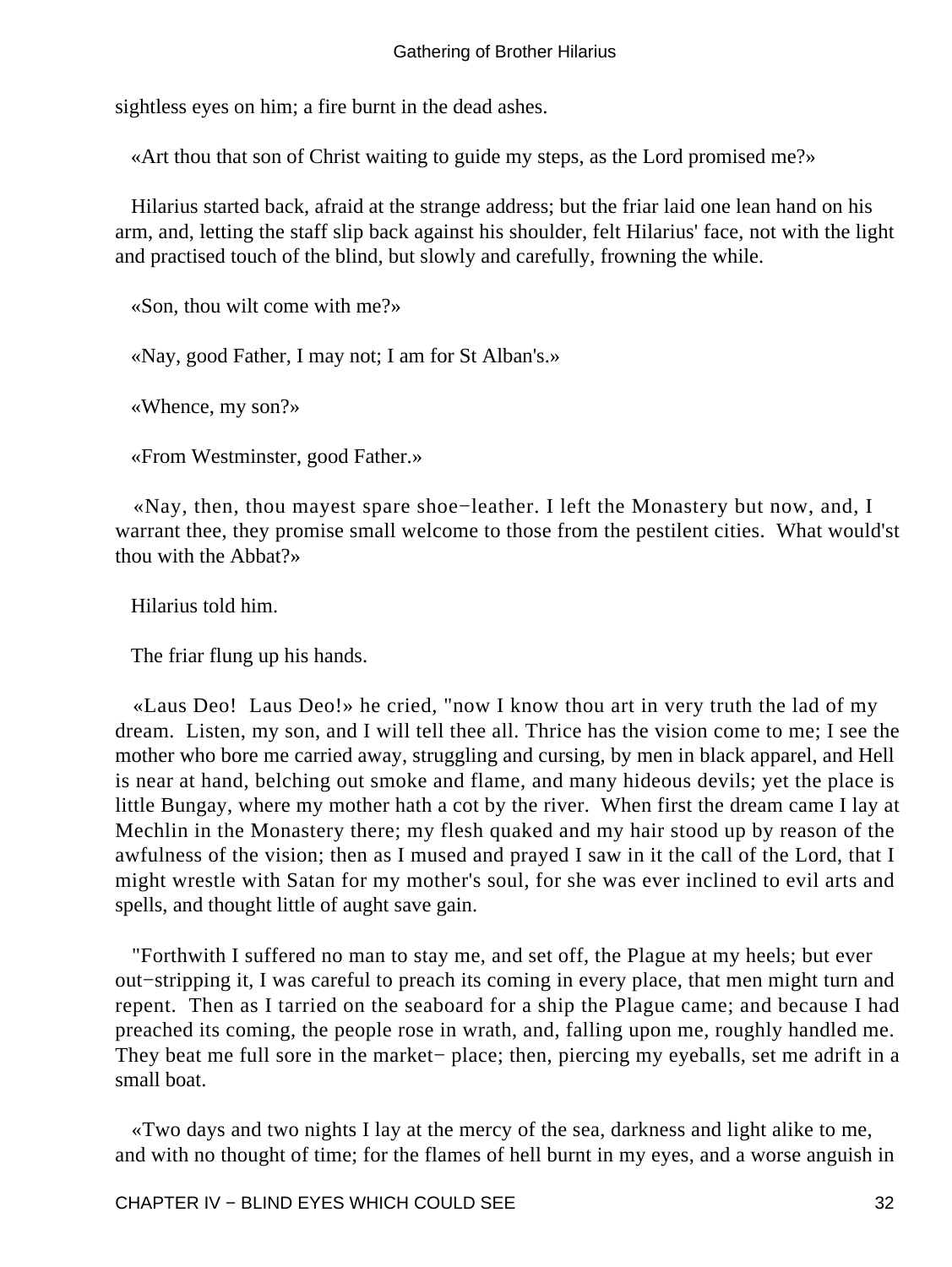sightless eyes on him; a fire burnt in the dead ashes.

«Art thou that son of Christ waiting to guide my steps, as the Lord promised me?»

Hilarius started back, afraid at the strange address; but the friar laid one lean hand on his arm, and, letting the staff slip back against his shoulder, felt Hilarius' face, not with the light and practised touch of the blind, but slowly and carefully, frowning the while.

«Son, thou wilt come with me?»

«Nay, good Father, I may not; I am for St Alban's.»

«Whence, my son?»

«From Westminster, good Father.»

«Nay, then, thou mayest spare shoe−leather. I left the Monastery but now, and, I warrant thee, they promise small welcome to those from the pestilent cities. What would'st thou with the Abbat?»

Hilarius told him.

The friar flung up his hands.

«Laus Deo! Laus Deo!» he cried, "now I know thou art in very truth the lad of my dream. Listen, my son, and I will tell thee all. Thrice has the vision come to me; I see the mother who bore me carried away, struggling and cursing, by men in black apparel, and Hell is near at hand, belching out smoke and flame, and many hideous devils; yet the place is little Bungay, where my mother hath a cot by the river. When first the dream came I lay at Mechlin in the Monastery there; my flesh quaked and my hair stood up by reason of the awfulness of the vision; then as I mused and prayed I saw in it the call of the Lord, that I might wrestle with Satan for my mother's soul, for she was ever inclined to evil arts and spells, and thought little of aught save gain.

"Forthwith I suffered no man to stay me, and set off, the Plague at my heels; but ever out−stripping it, I was careful to preach its coming in every place, that men might turn and repent. Then as I tarried on the seaboard for a ship the Plague came; and because I had preached its coming, the people rose in wrath, and, falling upon me, roughly handled me. They beat me full sore in the market− place; then, piercing my eyeballs, set me adrift in a small boat.

«Two days and two nights I lay at the mercy of the sea, darkness and light alike to me, and with no thought of time; for the flames of hell burnt in my eyes, and a worse anguish in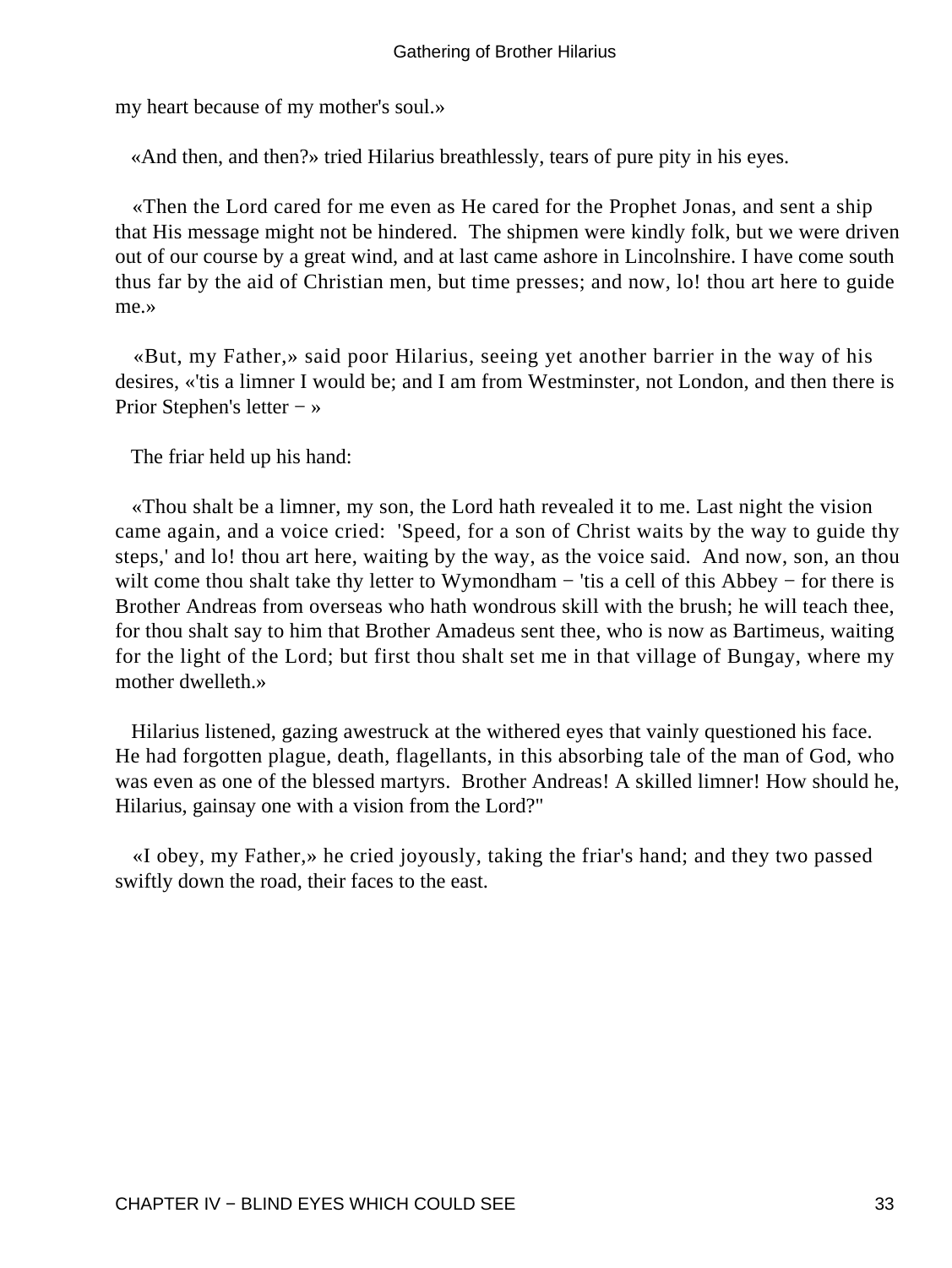my heart because of my mother's soul.»

«And then, and then?» tried Hilarius breathlessly, tears of pure pity in his eyes.

«Then the Lord cared for me even as He cared for the Prophet Jonas, and sent a ship that His message might not be hindered. The shipmen were kindly folk, but we were driven out of our course by a great wind, and at last came ashore in Lincolnshire. I have come south thus far by the aid of Christian men, but time presses; and now, lo! thou art here to guide me.»

«But, my Father,» said poor Hilarius, seeing yet another barrier in the way of his desires, «'tis a limner I would be; and I am from Westminster, not London, and then there is Prior Stephen's letter − »

The friar held up his hand:

«Thou shalt be a limner, my son, the Lord hath revealed it to me. Last night the vision came again, and a voice cried: 'Speed, for a son of Christ waits by the way to guide thy steps,' and lo! thou art here, waiting by the way, as the voice said. And now, son, an thou wilt come thou shalt take thy letter to Wymondham − 'tis a cell of this Abbey − for there is Brother Andreas from overseas who hath wondrous skill with the brush; he will teach thee, for thou shalt say to him that Brother Amadeus sent thee, who is now as Bartimeus, waiting for the light of the Lord; but first thou shalt set me in that village of Bungay, where my mother dwelleth.»

Hilarius listened, gazing awestruck at the withered eyes that vainly questioned his face. He had forgotten plague, death, flagellants, in this absorbing tale of the man of God, who was even as one of the blessed martyrs. Brother Andreas! A skilled limner! How should he, Hilarius, gainsay one with a vision from the Lord?"

«I obey, my Father,» he cried joyously, taking the friar's hand; and they two passed swiftly down the road, their faces to the east.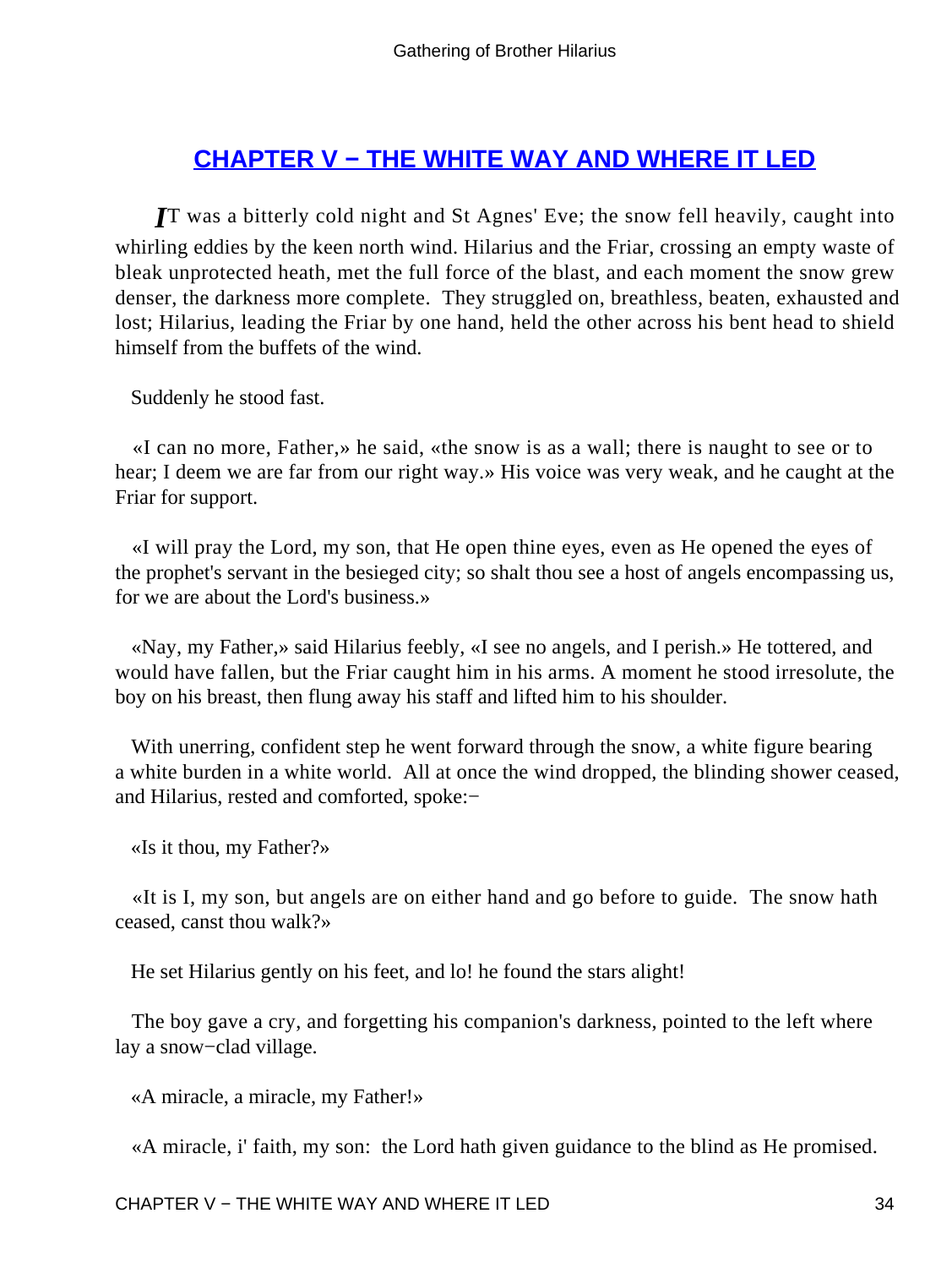## CHAPTER V − THE WHITE WAY AND WHERE IT LED

*I*T was a bitterly cold night and St Agnes' Eve; the snow fell heavily, caught into whirling eddies by the keen north wind. Hilarius and the Friar, crossing an empty waste of bleak unprotected heath, met the full force of the blast, and each moment the snow grew denser, the darkness more complete. They struggled on, breathless, beaten, exhausted and lost; Hilarius, leading the Friar by one hand, held the other across his bent head to shield himself from the buffets of the wind.

Suddenly he stood fast.

«I can no more, Father,» he said, «the snow is as a wall; there is naught to see or to hear; I deem we are far from our right way.» His voice was very weak, and he caught at the Friar for support.

«I will pray the Lord, my son, that He open thine eyes, even as He opened the eyes of the prophet's servant in the besieged city; so shalt thou see a host of angels encompassing us, for we are about the Lord's business.»

«Nay, my Father,» said Hilarius feebly, «I see no angels, and I perish.» He tottered, and would have fallen, but the Friar caught him in his arms. A moment he stood irresolute, the boy on his breast, then flung away his staff and lifted him to his shoulder.

With unerring, confident step he went forward through the snow, a white figure bearing a white burden in a white world. All at once the wind dropped, the blinding shower ceased, and Hilarius, rested and comforted, spoke:−

«Is it thou, my Father?»

«It is I, my son, but angels are on either hand and go before to guide. The snow hath ceased, canst thou walk?»

He set Hilarius gently on his feet, and lo! he found the stars alight!

The boy gave a cry, and forgetting his companion's darkness, pointed to the left where lay a snow−clad village.

«A miracle, a miracle, my Father!»

«A miracle, i' faith, my son: the Lord hath given guidance to the blind as He promised.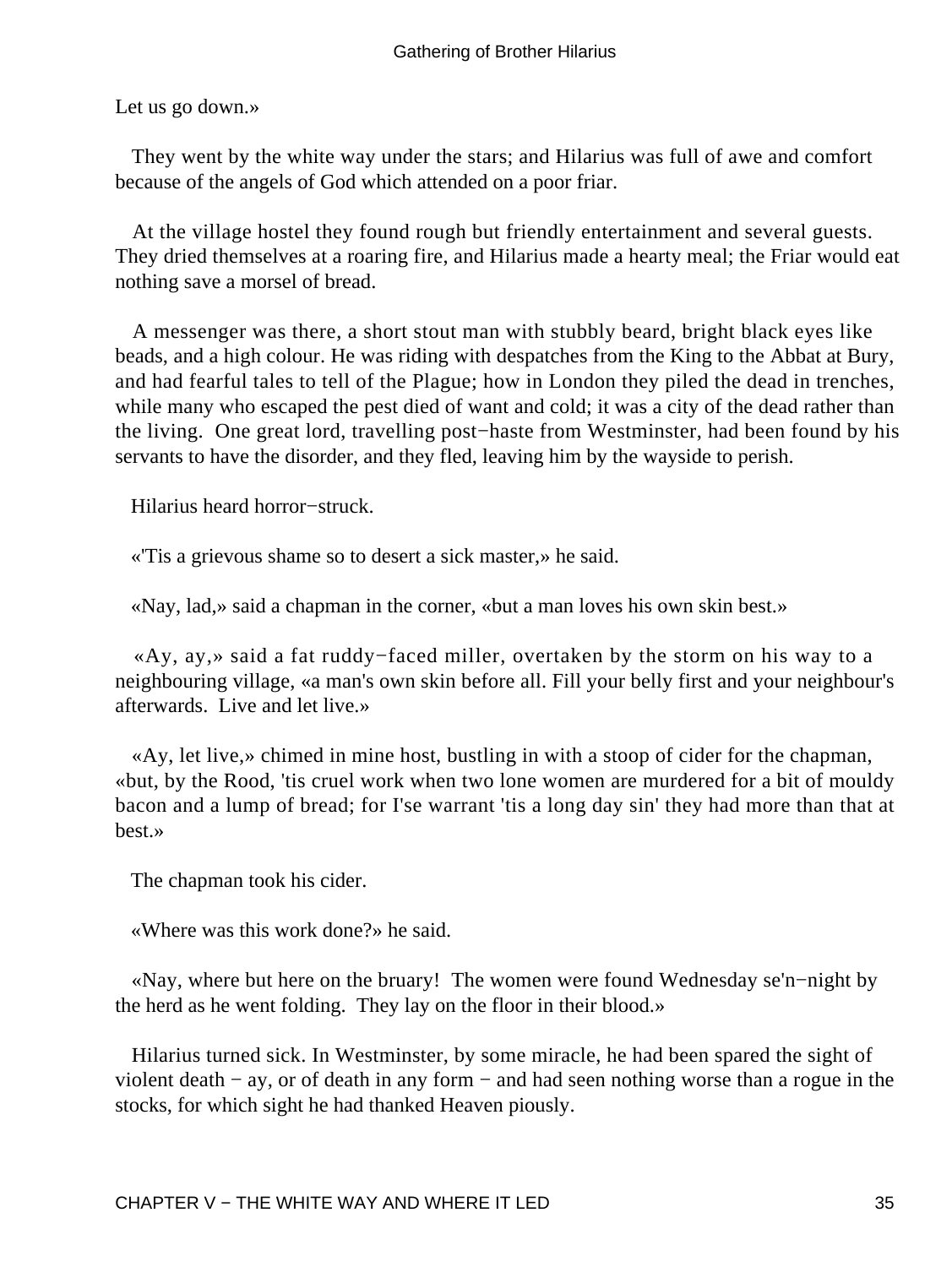Let us go down.»

They went by the white way under the stars; and Hilarius was full of awe and comfort because of the angels of God which attended on a poor friar.

At the village hostel they found rough but friendly entertainment and several guests. They dried themselves at a roaring fire, and Hilarius made a hearty meal; the Friar would eat nothing save a morsel of bread.

A messenger was there, a short stout man with stubbly beard, bright black eyes like beads, and a high colour. He was riding with despatches from the King to the Abbat at Bury, and had fearful tales to tell of the Plague; how in London they piled the dead in trenches, while many who escaped the pest died of want and cold; it was a city of the dead rather than the living. One great lord, travelling post−haste from Westminster, had been found by his servants to have the disorder, and they fled, leaving him by the wayside to perish.

Hilarius heard horror−struck.

«'Tis a grievous shame so to desert a sick master,» he said.

«Nay, lad,» said a chapman in the corner, «but a man loves his own skin best.»

«Ay, ay,» said a fat ruddy−faced miller, overtaken by the storm on his way to a neighbouring village, «a man's own skin before all. Fill your belly first and your neighbour's afterwards. Live and let live.»

«Ay, let live,» chimed in mine host, bustling in with a stoop of cider for the chapman, «but, by the Rood, 'tis cruel work when two lone women are murdered for a bit of mouldy bacon and a lump of bread; for I'se warrant 'tis a long day sin' they had more than that at best.»

The chapman took his cider.

«Where was this work done?» he said.

«Nay, where but here on the bruary! The women were found Wednesday se'n−night by the herd as he went folding. They lay on the floor in their blood.»

Hilarius turned sick. In Westminster, by some miracle, he had been spared the sight of violent death − ay, or of death in any form − and had seen nothing worse than a rogue in the stocks, for which sight he had thanked Heaven piously.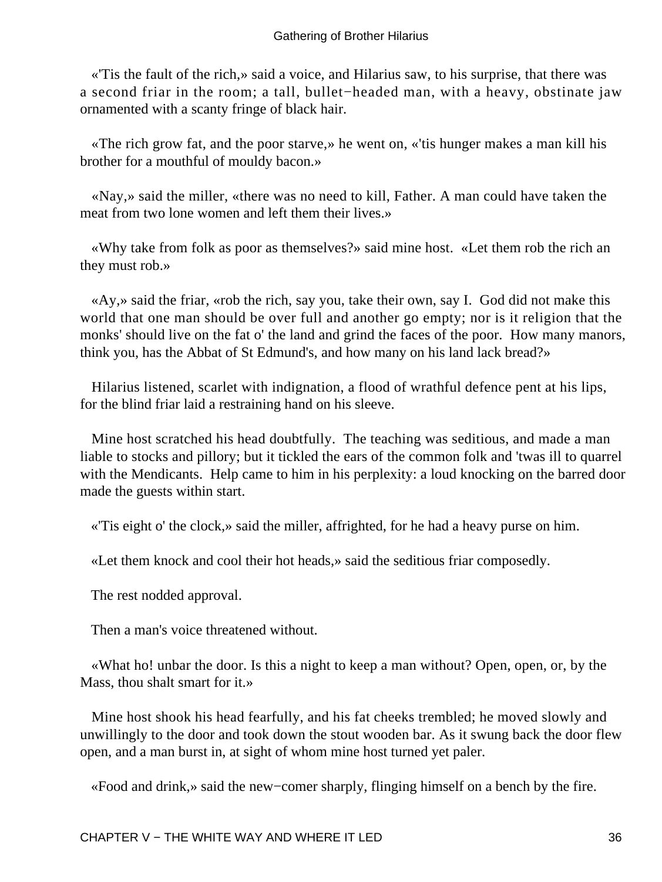«'Tis the fault of the rich,» said a voice, and Hilarius saw, to his surprise, that there was a second friar in the room; a tall, bullet−headed man, with a heavy, obstinate jaw ornamented with a scanty fringe of black hair.

«The rich grow fat, and the poor starve,» he went on, «'tis hunger makes a man kill his brother for a mouthful of mouldy bacon.»

«Nay,» said the miller, «there was no need to kill, Father. A man could have taken the meat from two lone women and left them their lives.»

«Why take from folk as poor as themselves?» said mine host. «Let them rob the rich an they must rob.»

«Ay,» said the friar, «rob the rich, say you, take their own, say I. God did not make this world that one man should be over full and another go empty; nor is it religion that the monks' should live on the fat o' the land and grind the faces of the poor. How many manors, think you, has the Abbat of St Edmund's, and how many on his land lack bread?»

Hilarius listened, scarlet with indignation, a flood of wrathful defence pent at his lips, for the blind friar laid a restraining hand on his sleeve.

Mine host scratched his head doubtfully. The teaching was seditious, and made a man liable to stocks and pillory; but it tickled the ears of the common folk and 'twas ill to quarrel with the Mendicants. Help came to him in his perplexity: a loud knocking on the barred door made the guests within start.

«'Tis eight o' the clock,» said the miller, affrighted, for he had a heavy purse on him.

«Let them knock and cool their hot heads,» said the seditious friar composedly.

The rest nodded approval.

Then a man's voice threatened without.

«What ho! unbar the door. Is this a night to keep a man without? Open, open, or, by the Mass, thou shalt smart for it.»

Mine host shook his head fearfully, and his fat cheeks trembled; he moved slowly and unwillingly to the door and took down the stout wooden bar. As it swung back the door flew open, and a man burst in, at sight of whom mine host turned yet paler.

«Food and drink,» said the new−comer sharply, flinging himself on a bench by the fire.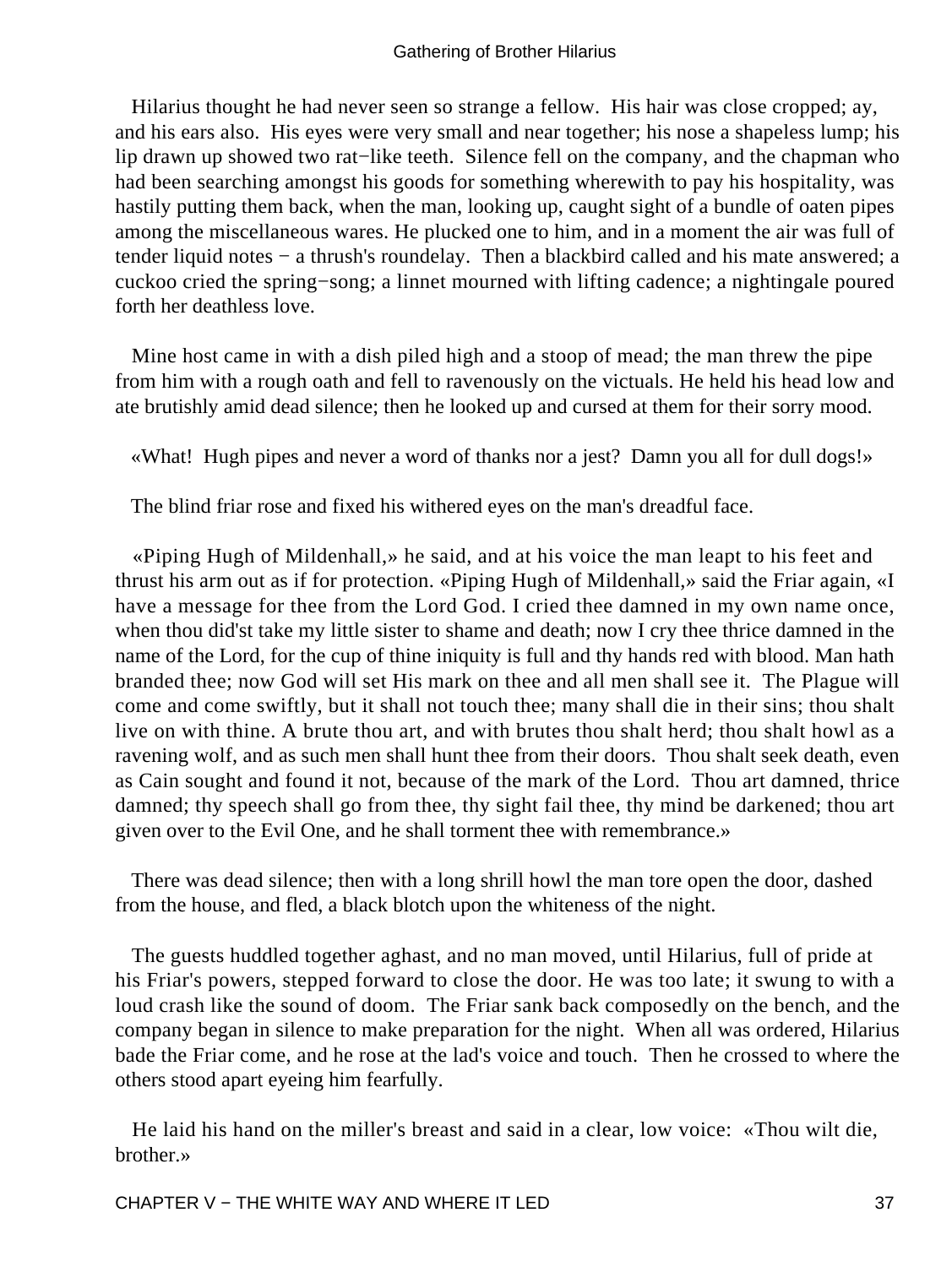Hilarius thought he had never seen so strange a fellow. His hair was close cropped; ay, and his ears also. His eyes were very small and near together; his nose a shapeless lump; his lip drawn up showed two rat−like teeth. Silence fell on the company, and the chapman who had been searching amongst his goods for something wherewith to pay his hospitality, was hastily putting them back, when the man, looking up, caught sight of a bundle of oaten pipes among the miscellaneous wares. He plucked one to him, and in a moment the air was full of tender liquid notes − a thrush's roundelay. Then a blackbird called and his mate answered; a cuckoo cried the spring−song; a linnet mourned with lifting cadence; a nightingale poured forth her deathless love.

Mine host came in with a dish piled high and a stoop of mead; the man threw the pipe from him with a rough oath and fell to ravenously on the victuals. He held his head low and ate brutishly amid dead silence; then he looked up and cursed at them for their sorry mood.

«What! Hugh pipes and never a word of thanks nor a jest? Damn you all for dull dogs!»

The blind friar rose and fixed his withered eyes on the man's dreadful face.

«Piping Hugh of Mildenhall,» he said, and at his voice the man leapt to his feet and thrust his arm out as if for protection. «Piping Hugh of Mildenhall,» said the Friar again, «I have a message for thee from the Lord God. I cried thee damned in my own name once, when thou did'st take my little sister to shame and death; now I cry thee thrice damned in the name of the Lord, for the cup of thine iniquity is full and thy hands red with blood. Man hath branded thee; now God will set His mark on thee and all men shall see it. The Plague will come and come swiftly, but it shall not touch thee; many shall die in their sins; thou shalt live on with thine. A brute thou art, and with brutes thou shalt herd; thou shalt howl as a ravening wolf, and as such men shall hunt thee from their doors. Thou shalt seek death, even as Cain sought and found it not, because of the mark of the Lord. Thou art damned, thrice damned; thy speech shall go from thee, thy sight fail thee, thy mind be darkened; thou art given over to the Evil One, and he shall torment thee with remembrance.»

There was dead silence; then with a long shrill howl the man tore open the door, dashed from the house, and fled, a black blotch upon the whiteness of the night.

The guests huddled together aghast, and no man moved, until Hilarius, full of pride at his Friar's powers, stepped forward to close the door. He was too late; it swung to with a loud crash like the sound of doom. The Friar sank back composedly on the bench, and the company began in silence to make preparation for the night. When all was ordered, Hilarius bade the Friar come, and he rose at the lad's voice and touch. Then he crossed to where the others stood apart eyeing him fearfully.

He laid his hand on the miller's breast and said in a clear, low voice: «Thou wilt die, brother.»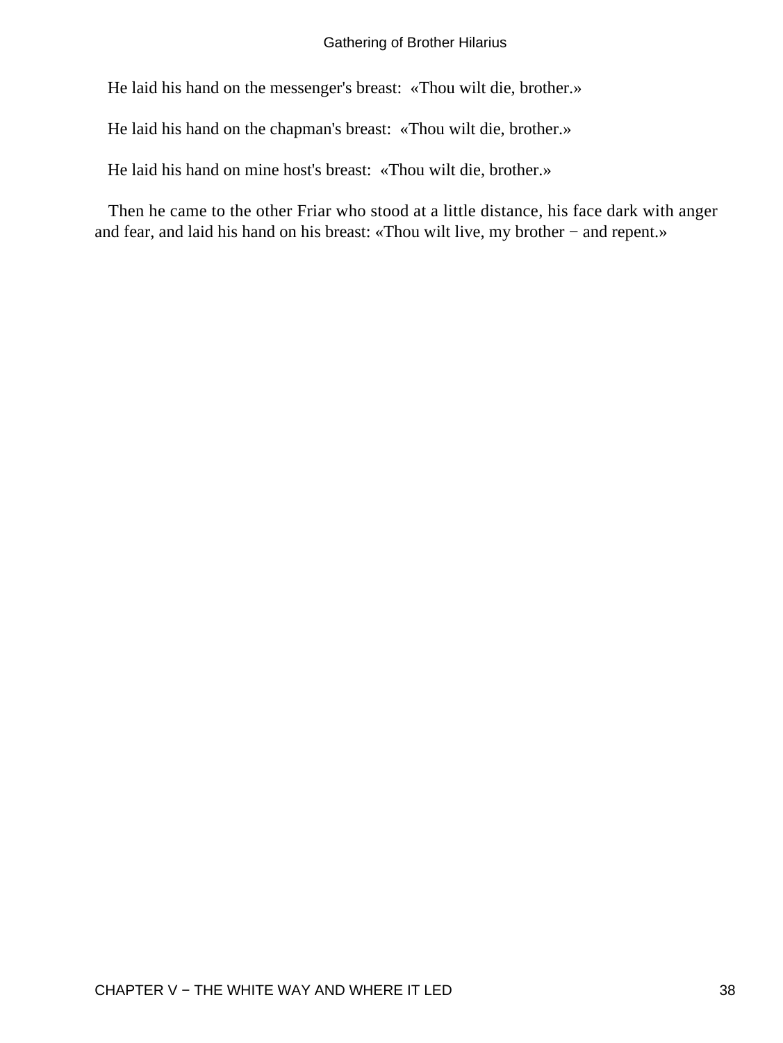He laid his hand on the messenger's breast: «Thou wilt die, brother.»

He laid his hand on the chapman's breast: «Thou wilt die, brother.»

He laid his hand on mine host's breast: «Thou wilt die, brother.»

Then he came to the other Friar who stood at a little distance, his face dark with anger and fear, and laid his hand on his breast: «Thou wilt live, my brother − and repent.»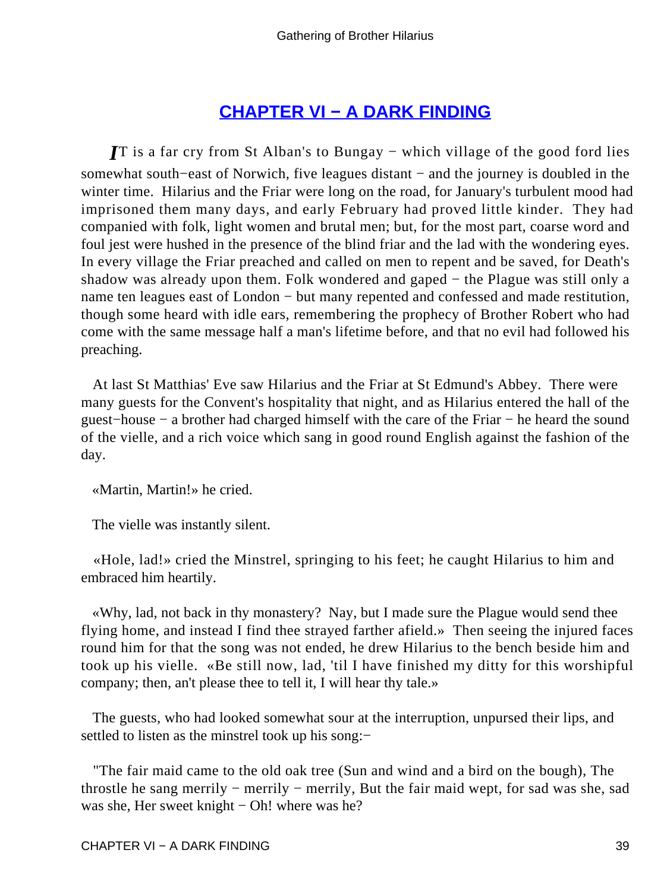## CHAPTER VI − A DARK FINDING

*I*T is a far cry from St Alban's to Bungay − which village of the good ford lies somewhat south−east of Norwich, five leagues distant − and the journey is doubled in the winter time. Hilarius and the Friar were long on the road, for January's turbulent mood had imprisoned them many days, and early February had proved little kinder. They had companied with folk, light women and brutal men; but, for the most part, coarse word and foul jest were hushed in the presence of the blind friar and the lad with the wondering eyes. In every village the Friar preached and called on men to repent and be saved, for Death's shadow was already upon them. Folk wondered and gaped − the Plague was still only a name ten leagues east of London − but many repented and confessed and made restitution, though some heard with idle ears, remembering the prophecy of Brother Robert who had come with the same message half a man's lifetime before, and that no evil had followed his preaching.

At last St Matthias' Eve saw Hilarius and the Friar at St Edmund's Abbey. There were many guests for the Convent's hospitality that night, and as Hilarius entered the hall of the guest−house − a brother had charged himself with the care of the Friar − he heard the sound of the vielle, and a rich voice which sang in good round English against the fashion of the day.

«Martin, Martin!» he cried.

The vielle was instantly silent.

«Hole, lad!» cried the Minstrel, springing to his feet; he caught Hilarius to him and embraced him heartily.

«Why, lad, not back in thy monastery? Nay, but I made sure the Plague would send thee flying home, and instead I find thee strayed farther afield.» Then seeing the injured faces round him for that the song was not ended, he drew Hilarius to the bench beside him and took up his vielle. «Be still now, lad, 'til I have finished my ditty for this worshipful company; then, an't please thee to tell it, I will hear thy tale.»

The guests, who had looked somewhat sour at the interruption, unpursed their lips, and settled to listen as the minstrel took up his song:−

"The fair maid came to the old oak tree (Sun and wind and a bird on the bough), The throstle he sang merrily − merrily − merrily, But the fair maid wept, for sad was she, sad was she, Her sweet knight − Oh! where was he?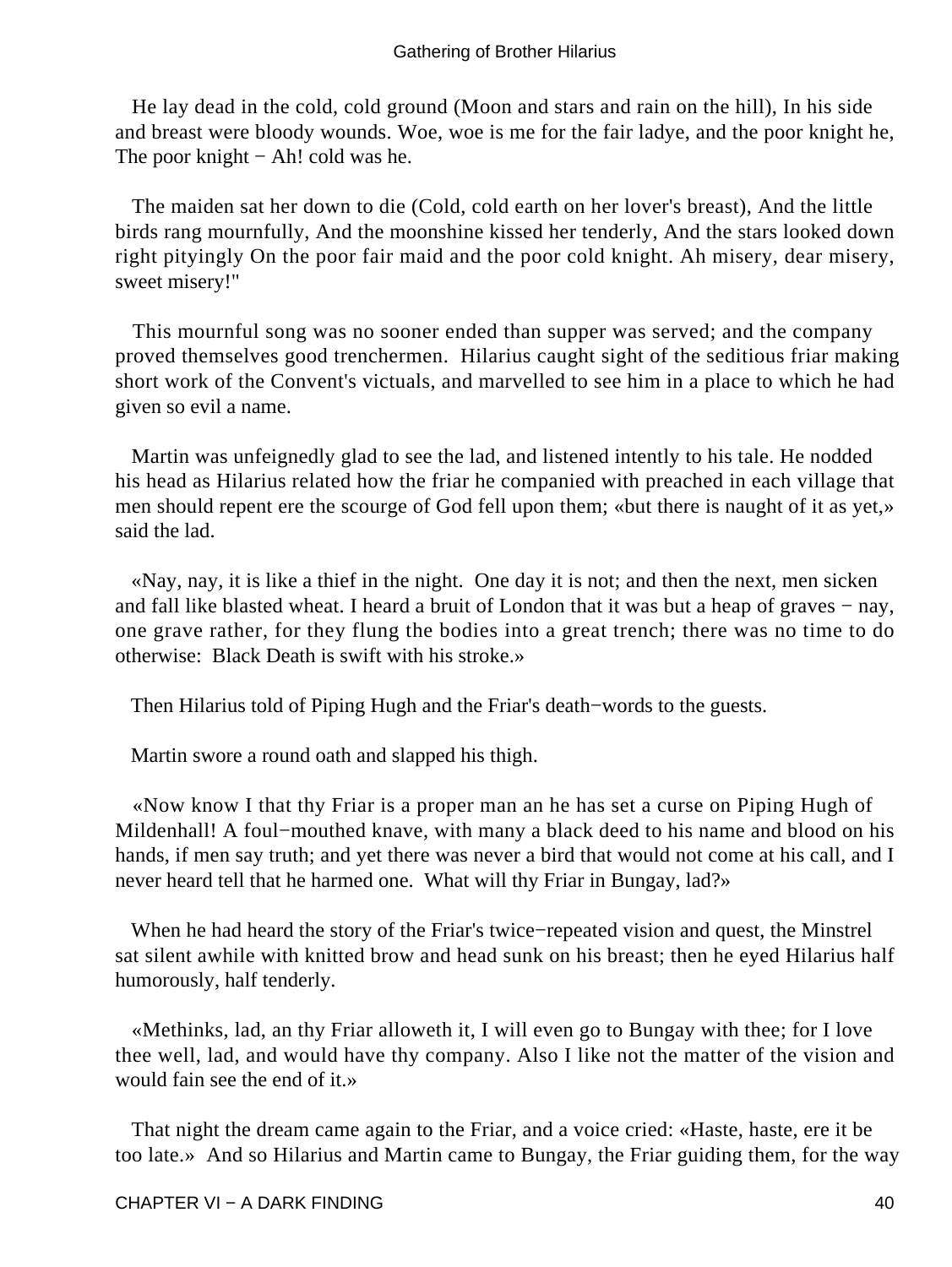He lay dead in the cold, cold ground (Moon and stars and rain on the hill), In his side and breast were bloody wounds. Woe, woe is me for the fair ladye, and the poor knight he, The poor knight − Ah! cold was he.

The maiden sat her down to die (Cold, cold earth on her lover's breast), And the little birds rang mournfully, And the moonshine kissed her tenderly, And the stars looked down right pityingly On the poor fair maid and the poor cold knight. Ah misery, dear misery, sweet misery!"

This mournful song was no sooner ended than supper was served; and the company proved themselves good trenchermen. Hilarius caught sight of the seditious friar making short work of the Convent's victuals, and marvelled to see him in a place to which he had given so evil a name.

Martin was unfeignedly glad to see the lad, and listened intently to his tale. He nodded his head as Hilarius related how the friar he companied with preached in each village that men should repent ere the scourge of God fell upon them; «but there is naught of it as yet,» said the lad.

«Nay, nay, it is like a thief in the night. One day it is not; and then the next, men sicken and fall like blasted wheat. I heard a bruit of London that it was but a heap of graves − nay, one grave rather, for they flung the bodies into a great trench; there was no time to do otherwise: Black Death is swift with his stroke.»

Then Hilarius told of Piping Hugh and the Friar's death−words to the guests.

Martin swore a round oath and slapped his thigh.

«Now know I that thy Friar is a proper man an he has set a curse on Piping Hugh of Mildenhall! A foul−mouthed knave, with many a black deed to his name and blood on his hands, if men say truth; and yet there was never a bird that would not come at his call, and I never heard tell that he harmed one. What will thy Friar in Bungay, lad?»

When he had heard the story of the Friar's twice−repeated vision and quest, the Minstrel sat silent awhile with knitted brow and head sunk on his breast; then he eyed Hilarius half humorously, half tenderly.

«Methinks, lad, an thy Friar alloweth it, I will even go to Bungay with thee; for I love thee well, lad, and would have thy company. Also I like not the matter of the vision and would fain see the end of it.»

That night the dream came again to the Friar, and a voice cried: «Haste, haste, ere it be too late.» And so Hilarius and Martin came to Bungay, the Friar guiding them, for the way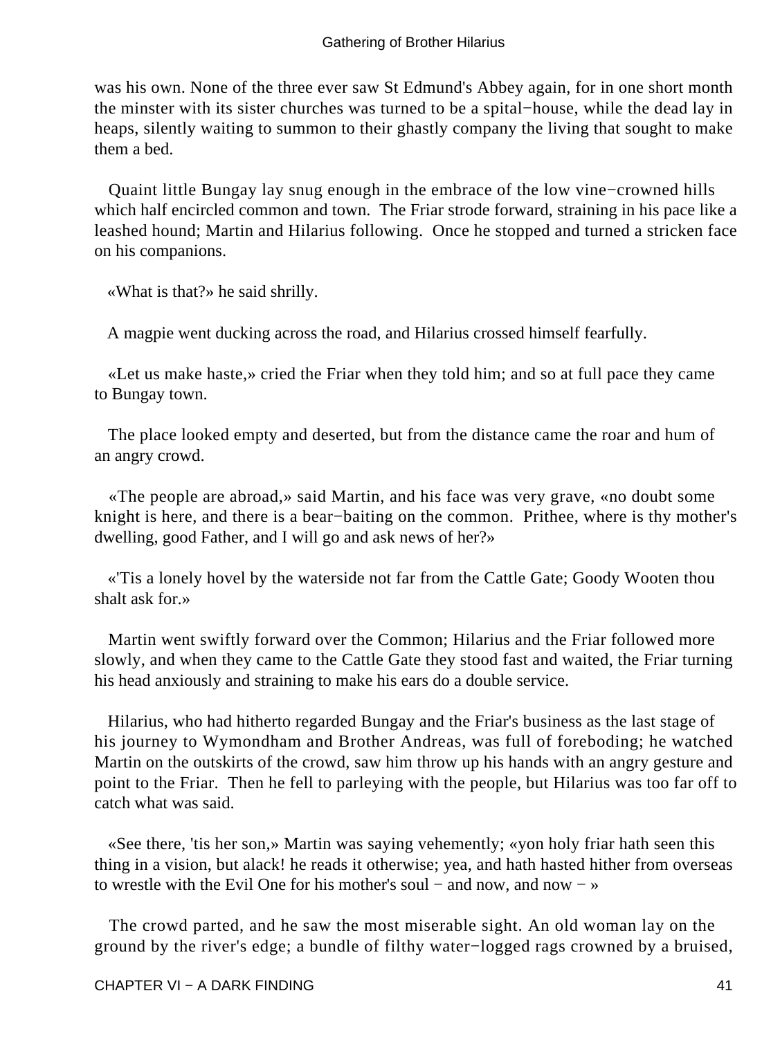was his own. None of the three ever saw St Edmund's Abbey again, for in one short month the minster with its sister churches was turned to be a spital−house, while the dead lay in heaps, silently waiting to summon to their ghastly company the living that sought to make them a bed.

Quaint little Bungay lay snug enough in the embrace of the low vine−crowned hills which half encircled common and town. The Friar strode forward, straining in his pace like a leashed hound; Martin and Hilarius following. Once he stopped and turned a stricken face on his companions.

«What is that?» he said shrilly.

A magpie went ducking across the road, and Hilarius crossed himself fearfully.

«Let us make haste,» cried the Friar when they told him; and so at full pace they came to Bungay town.

The place looked empty and deserted, but from the distance came the roar and hum of an angry crowd.

«The people are abroad,» said Martin, and his face was very grave, «no doubt some knight is here, and there is a bear−baiting on the common. Prithee, where is thy mother's dwelling, good Father, and I will go and ask news of her?»

«'Tis a lonely hovel by the waterside not far from the Cattle Gate; Goody Wooten thou shalt ask for.»

Martin went swiftly forward over the Common; Hilarius and the Friar followed more slowly, and when they came to the Cattle Gate they stood fast and waited, the Friar turning his head anxiously and straining to make his ears do a double service.

Hilarius, who had hitherto regarded Bungay and the Friar's business as the last stage of his journey to Wymondham and Brother Andreas, was full of foreboding; he watched Martin on the outskirts of the crowd, saw him throw up his hands with an angry gesture and point to the Friar. Then he fell to parleying with the people, but Hilarius was too far off to catch what was said.

«See there, 'tis her son,» Martin was saying vehemently; «yon holy friar hath seen this thing in a vision, but alack! he reads it otherwise; yea, and hath hasted hither from overseas to wrestle with the Evil One for his mother's soul − and now, and now − »

The crowd parted, and he saw the most miserable sight. An old woman lay on the ground by the river's edge; a bundle of filthy water−logged rags crowned by a bruised,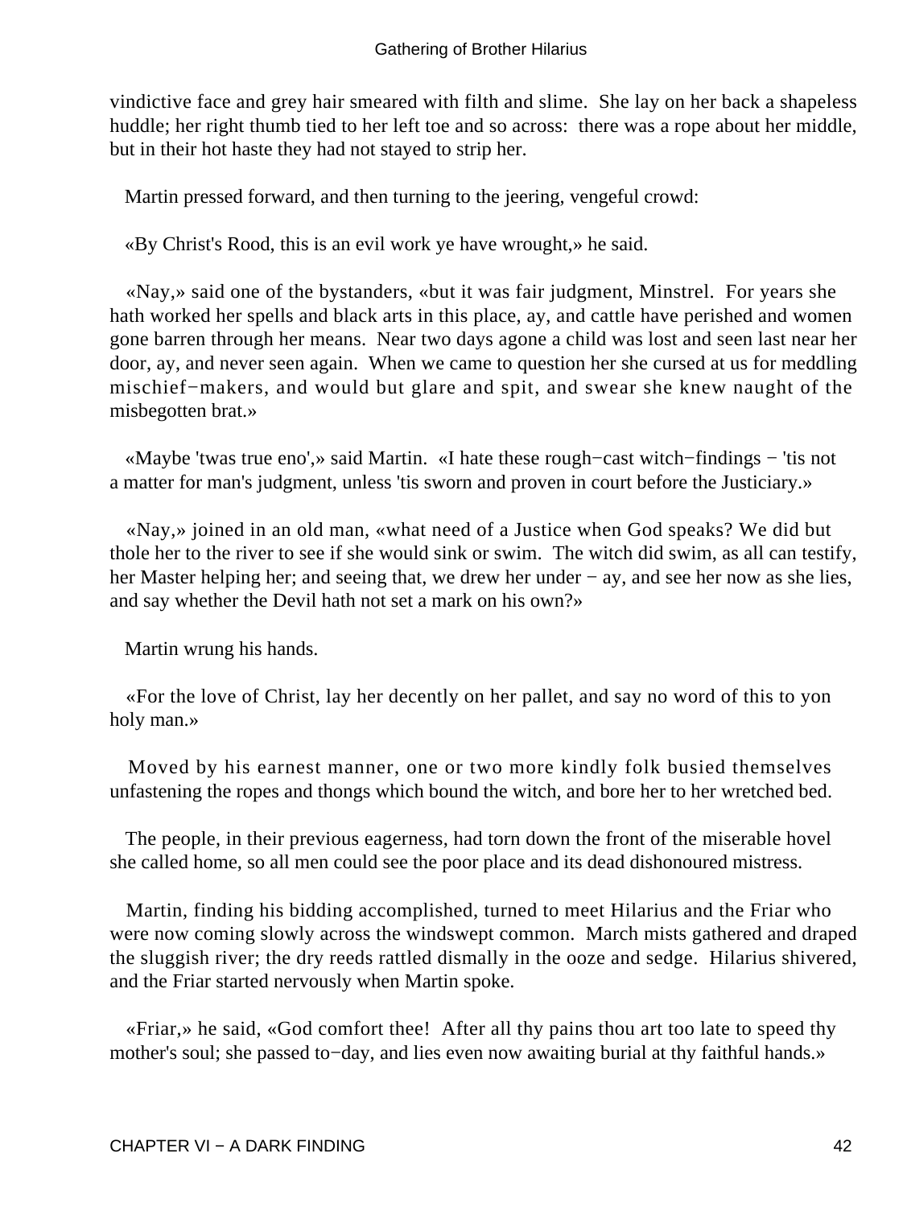vindictive face and grey hair smeared with filth and slime. She lay on her back a shapeless huddle; her right thumb tied to her left toe and so across: there was a rope about her middle, but in their hot haste they had not stayed to strip her.

Martin pressed forward, and then turning to the jeering, vengeful crowd:

«By Christ's Rood, this is an evil work ye have wrought,» he said.

«Nay,» said one of the bystanders, «but it was fair judgment, Minstrel. For years she hath worked her spells and black arts in this place, ay, and cattle have perished and women gone barren through her means. Near two days agone a child was lost and seen last near her door, ay, and never seen again. When we came to question her she cursed at us for meddling mischief−makers, and would but glare and spit, and swear she knew naught of the misbegotten brat.»

«Maybe 'twas true eno',» said Martin. «I hate these rough−cast witch−findings − 'tis not a matter for man's judgment, unless 'tis sworn and proven in court before the Justiciary.»

«Nay,» joined in an old man, «what need of a Justice when God speaks? We did but thole her to the river to see if she would sink or swim. The witch did swim, as all can testify, her Master helping her; and seeing that, we drew her under − ay, and see her now as she lies, and say whether the Devil hath not set a mark on his own?»

Martin wrung his hands.

«For the love of Christ, lay her decently on her pallet, and say no word of this to yon holy man.»

Moved by his earnest manner, one or two more kindly folk busied themselves unfastening the ropes and thongs which bound the witch, and bore her to her wretched bed.

The people, in their previous eagerness, had torn down the front of the miserable hovel she called home, so all men could see the poor place and its dead dishonoured mistress.

Martin, finding his bidding accomplished, turned to meet Hilarius and the Friar who were now coming slowly across the windswept common. March mists gathered and draped the sluggish river; the dry reeds rattled dismally in the ooze and sedge. Hilarius shivered, and the Friar started nervously when Martin spoke.

«Friar,» he said, «God comfort thee! After all thy pains thou art too late to speed thy mother's soul; she passed to−day, and lies even now awaiting burial at thy faithful hands.»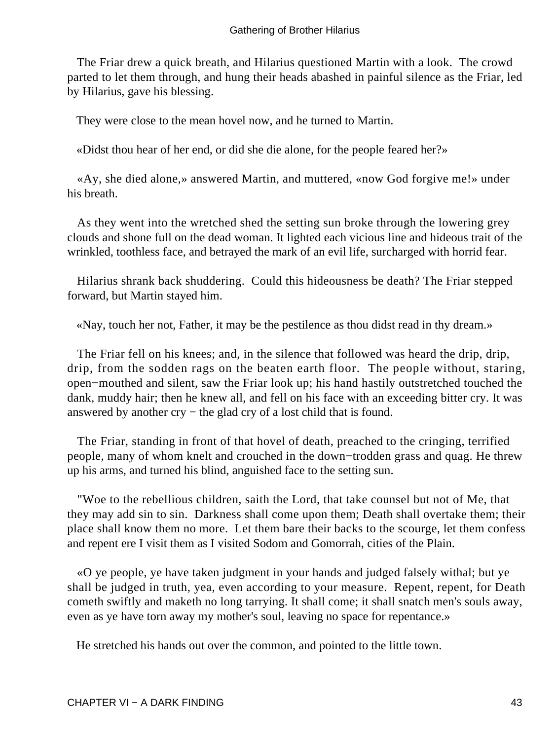The Friar drew a quick breath, and Hilarius questioned Martin with a look. The crowd parted to let them through, and hung their heads abashed in painful silence as the Friar, led by Hilarius, gave his blessing.

They were close to the mean hovel now, and he turned to Martin.

«Didst thou hear of her end, or did she die alone, for the people feared her?»

«Ay, she died alone,» answered Martin, and muttered, «now God forgive me!» under his breath.

As they went into the wretched shed the setting sun broke through the lowering grey clouds and shone full on the dead woman. It lighted each vicious line and hideous trait of the wrinkled, toothless face, and betrayed the mark of an evil life, surcharged with horrid fear.

Hilarius shrank back shuddering. Could this hideousness be death? The Friar stepped forward, but Martin stayed him.

«Nay, touch her not, Father, it may be the pestilence as thou didst read in thy dream.»

The Friar fell on his knees; and, in the silence that followed was heard the drip, drip, drip, from the sodden rags on the beaten earth floor. The people without, staring, open−mouthed and silent, saw the Friar look up; his hand hastily outstretched touched the dank, muddy hair; then he knew all, and fell on his face with an exceeding bitter cry. It was answered by another cry − the glad cry of a lost child that is found.

The Friar, standing in front of that hovel of death, preached to the cringing, terrified people, many of whom knelt and crouched in the down−trodden grass and quag. He threw up his arms, and turned his blind, anguished face to the setting sun.

"Woe to the rebellious children, saith the Lord, that take counsel but not of Me, that they may add sin to sin. Darkness shall come upon them; Death shall overtake them; their place shall know them no more. Let them bare their backs to the scourge, let them confess and repent ere I visit them as I visited Sodom and Gomorrah, cities of the Plain.

«O ye people, ye have taken judgment in your hands and judged falsely withal; but ye shall be judged in truth, yea, even according to your measure. Repent, repent, for Death cometh swiftly and maketh no long tarrying. It shall come; it shall snatch men's souls away, even as ye have torn away my mother's soul, leaving no space for repentance.»

He stretched his hands out over the common, and pointed to the little town.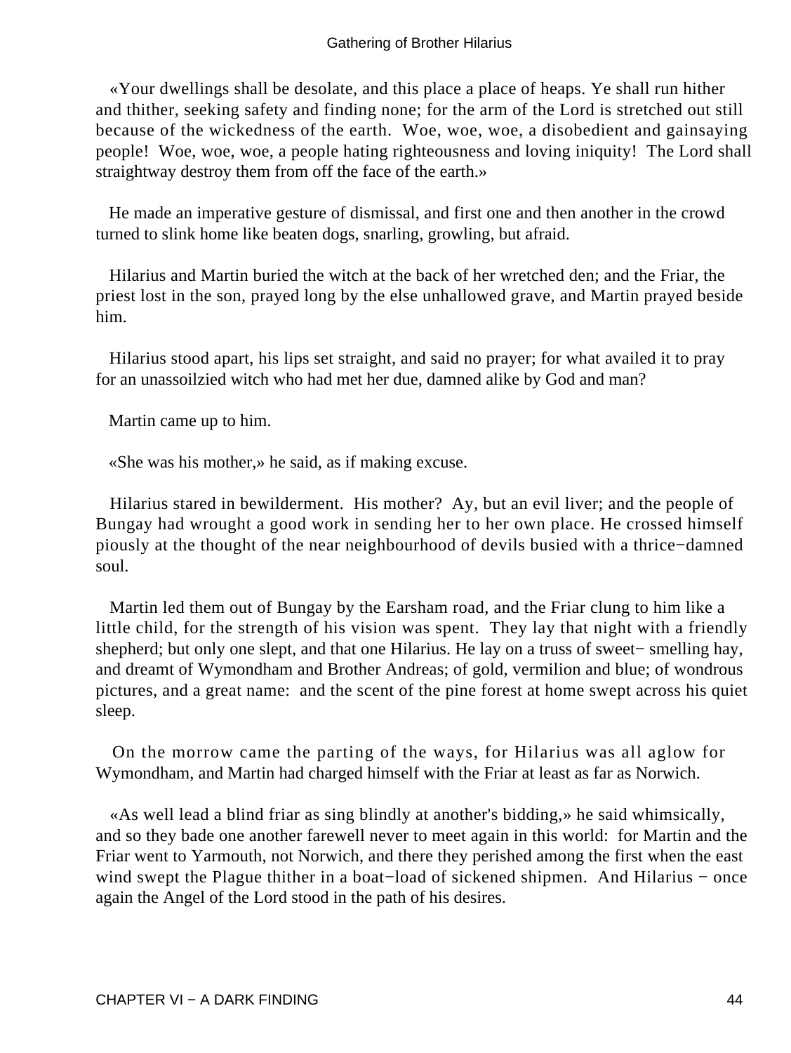«Your dwellings shall be desolate, and this place a place of heaps. Ye shall run hither and thither, seeking safety and finding none; for the arm of the Lord is stretched out still because of the wickedness of the earth. Woe, woe, woe, a disobedient and gainsaying people! Woe, woe, woe, a people hating righteousness and loving iniquity! The Lord shall straightway destroy them from off the face of the earth.»

He made an imperative gesture of dismissal, and first one and then another in the crowd turned to slink home like beaten dogs, snarling, growling, but afraid.

Hilarius and Martin buried the witch at the back of her wretched den; and the Friar, the priest lost in the son, prayed long by the else unhallowed grave, and Martin prayed beside him.

Hilarius stood apart, his lips set straight, and said no prayer; for what availed it to pray for an unassoilzied witch who had met her due, damned alike by God and man?

Martin came up to him.

«She was his mother,» he said, as if making excuse.

Hilarius stared in bewilderment. His mother? Ay, but an evil liver; and the people of Bungay had wrought a good work in sending her to her own place. He crossed himself piously at the thought of the near neighbourhood of devils busied with a thrice−damned soul.

Martin led them out of Bungay by the Earsham road, and the Friar clung to him like a little child, for the strength of his vision was spent. They lay that night with a friendly shepherd; but only one slept, and that one Hilarius. He lay on a truss of sweet− smelling hay, and dreamt of Wymondham and Brother Andreas; of gold, vermilion and blue; of wondrous pictures, and a great name: and the scent of the pine forest at home swept across his quiet sleep.

On the morrow came the parting of the ways, for Hilarius was all aglow for Wymondham, and Martin had charged himself with the Friar at least as far as Norwich.

«As well lead a blind friar as sing blindly at another's bidding,» he said whimsically, and so they bade one another farewell never to meet again in this world: for Martin and the Friar went to Yarmouth, not Norwich, and there they perished among the first when the east wind swept the Plague thither in a boat−load of sickened shipmen. And Hilarius − once again the Angel of the Lord stood in the path of his desires.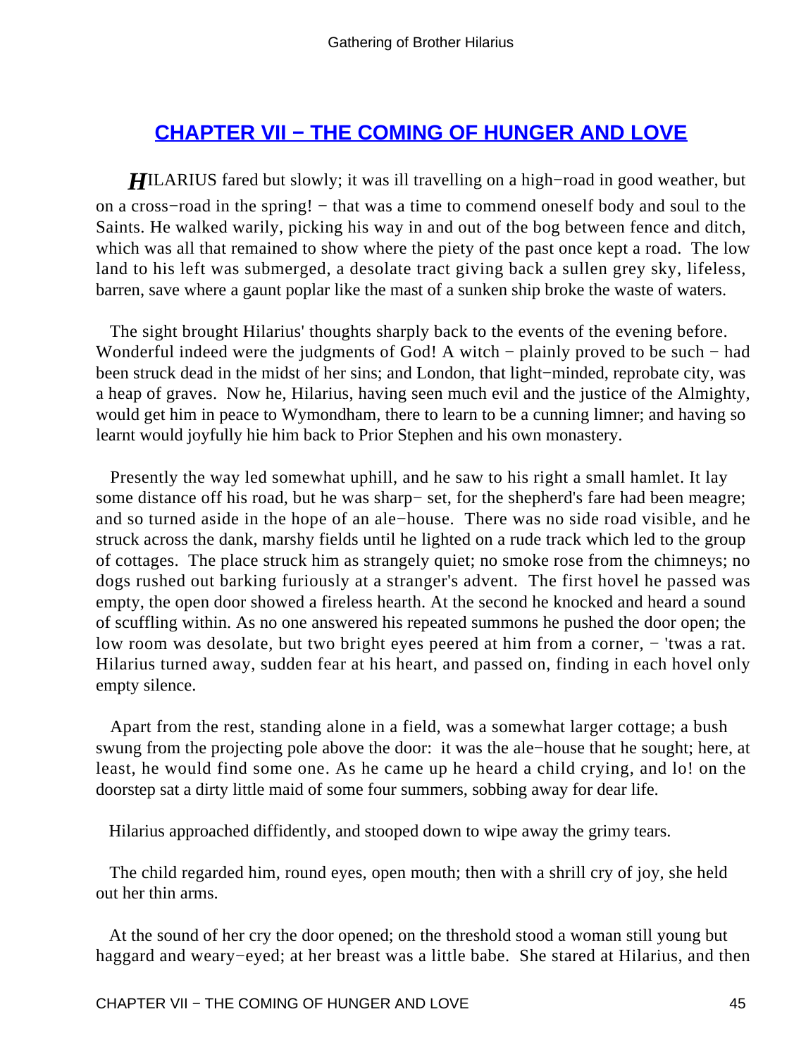## CHAPTER VII − THE COMING OF HUNGER AND LOVE

*H*ILARIUS fared but slowly; it was ill travelling on a high−road in good weather, but on a cross−road in the spring! − that was a time to commend oneself body and soul to the Saints. He walked warily, picking his way in and out of the bog between fence and ditch, which was all that remained to show where the piety of the past once kept a road. The low land to his left was submerged, a desolate tract giving back a sullen grey sky, lifeless, barren, save where a gaunt poplar like the mast of a sunken ship broke the waste of waters.

The sight brought Hilarius' thoughts sharply back to the events of the evening before. Wonderful indeed were the judgments of God! A witch − plainly proved to be such − had been struck dead in the midst of her sins; and London, that light−minded, reprobate city, was a heap of graves. Now he, Hilarius, having seen much evil and the justice of the Almighty, would get him in peace to Wymondham, there to learn to be a cunning limner; and having so learnt would joyfully hie him back to Prior Stephen and his own monastery.

Presently the way led somewhat uphill, and he saw to his right a small hamlet. It lay some distance off his road, but he was sharp− set, for the shepherd's fare had been meagre; and so turned aside in the hope of an ale−house. There was no side road visible, and he struck across the dank, marshy fields until he lighted on a rude track which led to the group of cottages. The place struck him as strangely quiet; no smoke rose from the chimneys; no dogs rushed out barking furiously at a stranger's advent. The first hovel he passed was empty, the open door showed a fireless hearth. At the second he knocked and heard a sound of scuffling within. As no one answered his repeated summons he pushed the door open; the low room was desolate, but two bright eyes peered at him from a corner, − 'twas a rat. Hilarius turned away, sudden fear at his heart, and passed on, finding in each hovel only empty silence.

Apart from the rest, standing alone in a field, was a somewhat larger cottage; a bush swung from the projecting pole above the door: it was the ale−house that he sought; here, at least, he would find some one. As he came up he heard a child crying, and lo! on the doorstep sat a dirty little maid of some four summers, sobbing away for dear life.

Hilarius approached diffidently, and stooped down to wipe away the grimy tears.

The child regarded him, round eyes, open mouth; then with a shrill cry of joy, she held out her thin arms.

At the sound of her cry the door opened; on the threshold stood a woman still young but haggard and weary−eyed; at her breast was a little babe. She stared at Hilarius, and then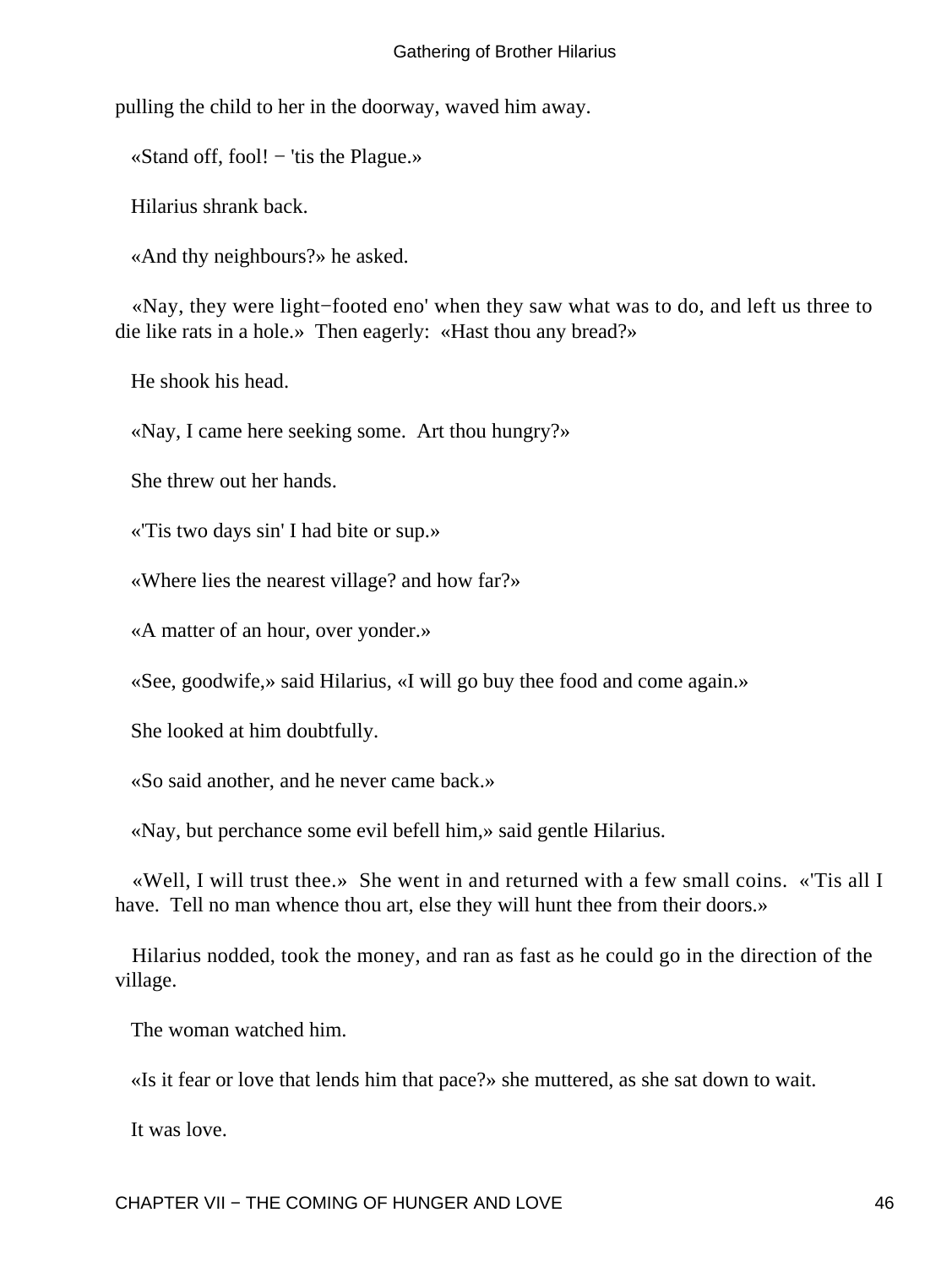pulling the child to her in the doorway, waved him away.

«Stand off, fool! − 'tis the Plague.»

Hilarius shrank back.

«And thy neighbours?» he asked.

«Nay, they were light−footed eno' when they saw what was to do, and left us three to die like rats in a hole.» Then eagerly: «Hast thou any bread?»

He shook his head.

«Nay, I came here seeking some. Art thou hungry?»

She threw out her hands.

«'Tis two days sin' I had bite or sup.»

«Where lies the nearest village? and how far?»

«A matter of an hour, over yonder.»

«See, goodwife,» said Hilarius, «I will go buy thee food and come again.»

She looked at him doubtfully.

«So said another, and he never came back.»

«Nay, but perchance some evil befell him,» said gentle Hilarius.

«Well, I will trust thee.» She went in and returned with a few small coins. «'Tis all I have. Tell no man whence thou art, else they will hunt thee from their doors.»

Hilarius nodded, took the money, and ran as fast as he could go in the direction of the village.

The woman watched him.

«Is it fear or love that lends him that pace?» she muttered, as she sat down to wait.

It was love.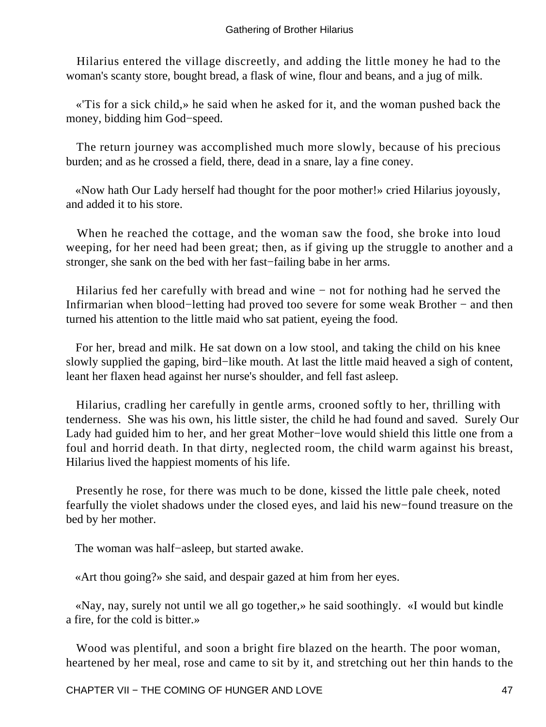Hilarius entered the village discreetly, and adding the little money he had to the woman's scanty store, bought bread, a flask of wine, flour and beans, and a jug of milk.

«'Tis for a sick child,» he said when he asked for it, and the woman pushed back the money, bidding him God−speed.

The return journey was accomplished much more slowly, because of his precious burden; and as he crossed a field, there, dead in a snare, lay a fine coney.

«Now hath Our Lady herself had thought for the poor mother!» cried Hilarius joyously, and added it to his store.

When he reached the cottage, and the woman saw the food, she broke into loud weeping, for her need had been great; then, as if giving up the struggle to another and a stronger, she sank on the bed with her fast−failing babe in her arms.

Hilarius fed her carefully with bread and wine − not for nothing had he served the Infirmarian when blood−letting had proved too severe for some weak Brother − and then turned his attention to the little maid who sat patient, eyeing the food.

For her, bread and milk. He sat down on a low stool, and taking the child on his knee slowly supplied the gaping, bird−like mouth. At last the little maid heaved a sigh of content, leant her flaxen head against her nurse's shoulder, and fell fast asleep.

Hilarius, cradling her carefully in gentle arms, crooned softly to her, thrilling with tenderness. She was his own, his little sister, the child he had found and saved. Surely Our Lady had guided him to her, and her great Mother−love would shield this little one from a foul and horrid death. In that dirty, neglected room, the child warm against his breast, Hilarius lived the happiest moments of his life.

Presently he rose, for there was much to be done, kissed the little pale cheek, noted fearfully the violet shadows under the closed eyes, and laid his new−found treasure on the bed by her mother.

The woman was half−asleep, but started awake.

«Art thou going?» she said, and despair gazed at him from her eyes.

«Nay, nay, surely not until we all go together,» he said soothingly. «I would but kindle a fire, for the cold is bitter.»

Wood was plentiful, and soon a bright fire blazed on the hearth. The poor woman, heartened by her meal, rose and came to sit by it, and stretching out her thin hands to the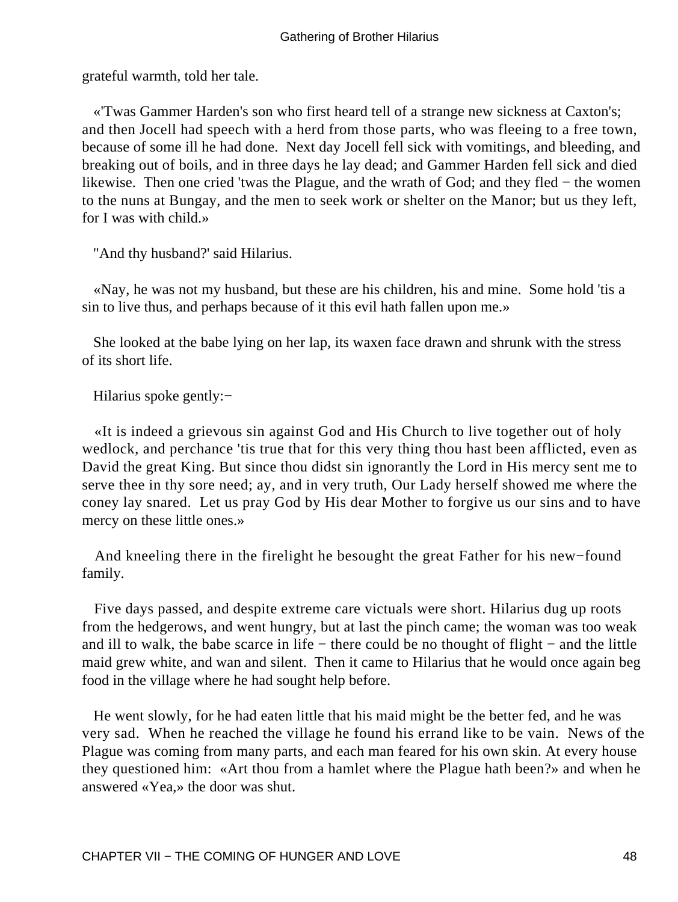grateful warmth, told her tale.

«'Twas Gammer Harden's son who first heard tell of a strange new sickness at Caxton's; and then Jocell had speech with a herd from those parts, who was fleeing to a free town, because of some ill he had done. Next day Jocell fell sick with vomitings, and bleeding, and breaking out of boils, and in three days he lay dead; and Gammer Harden fell sick and died likewise. Then one cried 'twas the Plague, and the wrath of God; and they fled − the women to the nuns at Bungay, and the men to seek work or shelter on the Manor; but us they left, for I was with child.»

"And thy husband?' said Hilarius.

«Nay, he was not my husband, but these are his children, his and mine. Some hold 'tis a sin to live thus, and perhaps because of it this evil hath fallen upon me.»

She looked at the babe lying on her lap, its waxen face drawn and shrunk with the stress of its short life.

Hilarius spoke gently:−

«It is indeed a grievous sin against God and His Church to live together out of holy wedlock, and perchance 'tis true that for this very thing thou hast been afflicted, even as David the great King. But since thou didst sin ignorantly the Lord in His mercy sent me to serve thee in thy sore need; ay, and in very truth, Our Lady herself showed me where the coney lay snared. Let us pray God by His dear Mother to forgive us our sins and to have mercy on these little ones.»

And kneeling there in the firelight he besought the great Father for his new−found family.

Five days passed, and despite extreme care victuals were short. Hilarius dug up roots from the hedgerows, and went hungry, but at last the pinch came; the woman was too weak and ill to walk, the babe scarce in life − there could be no thought of flight − and the little maid grew white, and wan and silent. Then it came to Hilarius that he would once again beg food in the village where he had sought help before.

He went slowly, for he had eaten little that his maid might be the better fed, and he was very sad. When he reached the village he found his errand like to be vain. News of the Plague was coming from many parts, and each man feared for his own skin. At every house they questioned him: «Art thou from a hamlet where the Plague hath been?» and when he answered «Yea,» the door was shut.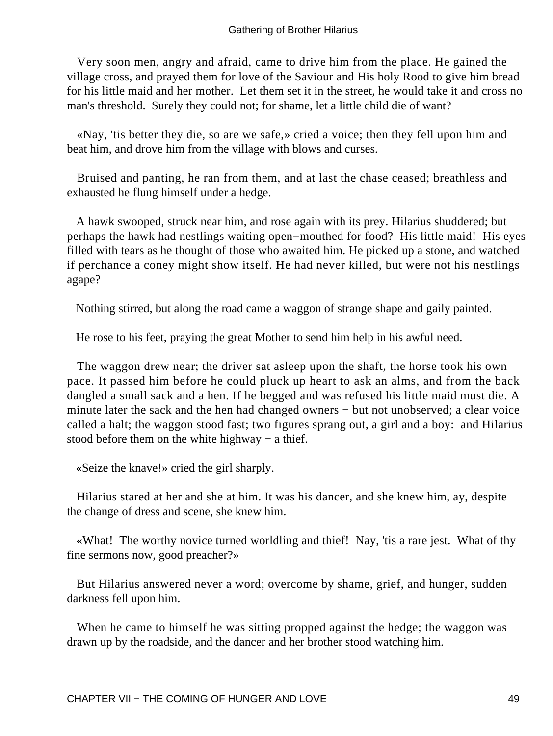Very soon men, angry and afraid, came to drive him from the place. He gained the village cross, and prayed them for love of the Saviour and His holy Rood to give him bread for his little maid and her mother. Let them set it in the street, he would take it and cross no man's threshold. Surely they could not; for shame, let a little child die of want?

«Nay, 'tis better they die, so are we safe,» cried a voice; then they fell upon him and beat him, and drove him from the village with blows and curses.

Bruised and panting, he ran from them, and at last the chase ceased; breathless and exhausted he flung himself under a hedge.

A hawk swooped, struck near him, and rose again with its prey. Hilarius shuddered; but perhaps the hawk had nestlings waiting open−mouthed for food? His little maid! His eyes filled with tears as he thought of those who awaited him. He picked up a stone, and watched if perchance a coney might show itself. He had never killed, but were not his nestlings agape?

Nothing stirred, but along the road came a waggon of strange shape and gaily painted.

He rose to his feet, praying the great Mother to send him help in his awful need.

The waggon drew near; the driver sat asleep upon the shaft, the horse took his own pace. It passed him before he could pluck up heart to ask an alms, and from the back dangled a small sack and a hen. If he begged and was refused his little maid must die. A minute later the sack and the hen had changed owners − but not unobserved; a clear voice called a halt; the waggon stood fast; two figures sprang out, a girl and a boy: and Hilarius stood before them on the white highway − a thief.

«Seize the knave!» cried the girl sharply.

Hilarius stared at her and she at him. It was his dancer, and she knew him, ay, despite the change of dress and scene, she knew him.

«What! The worthy novice turned worldling and thief! Nay, 'tis a rare jest. What of thy fine sermons now, good preacher?»

But Hilarius answered never a word; overcome by shame, grief, and hunger, sudden darkness fell upon him.

When he came to himself he was sitting propped against the hedge; the waggon was drawn up by the roadside, and the dancer and her brother stood watching him.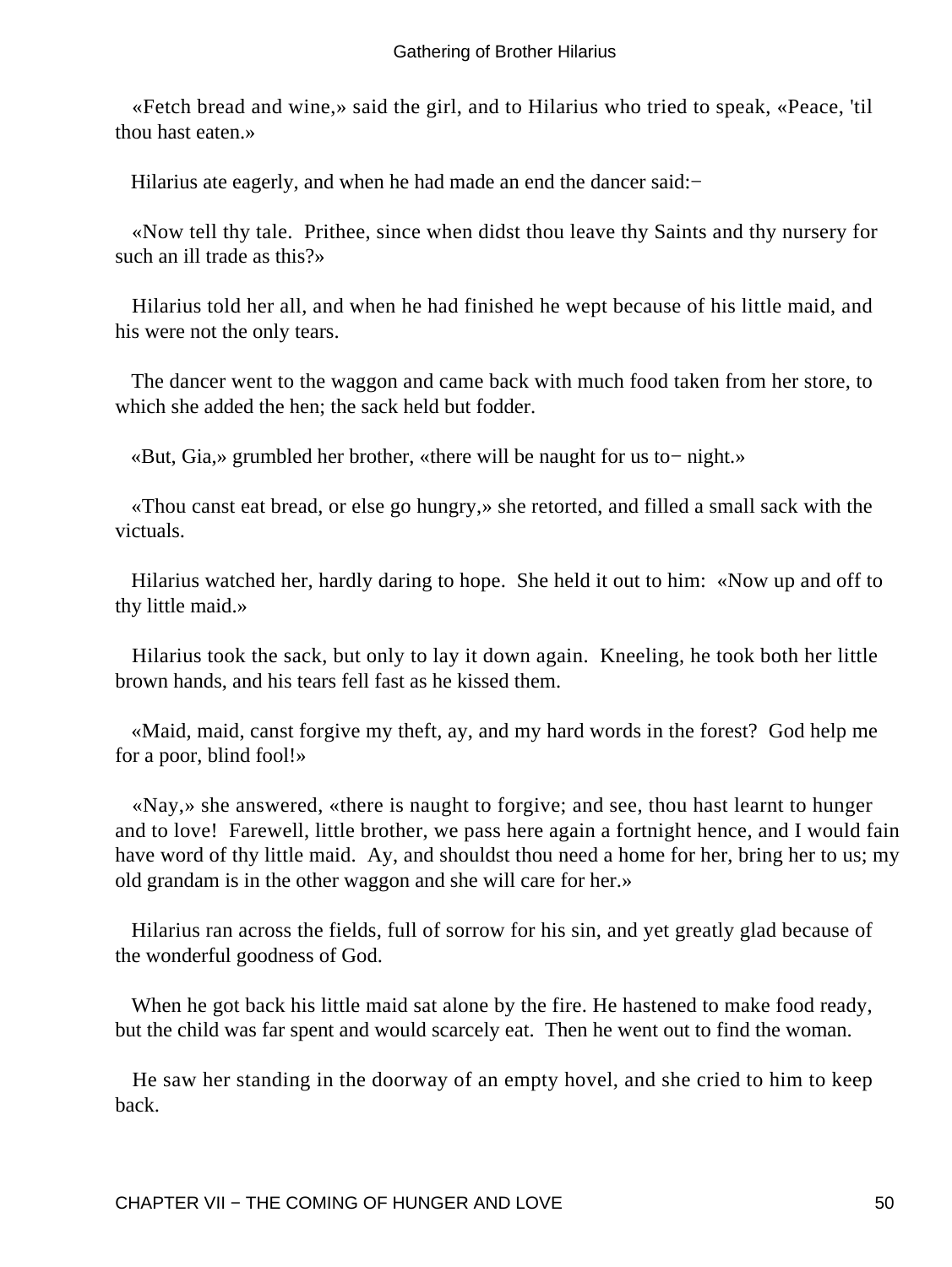«Fetch bread and wine,» said the girl, and to Hilarius who tried to speak, «Peace, 'til thou hast eaten.»

Hilarius ate eagerly, and when he had made an end the dancer said:−

«Now tell thy tale. Prithee, since when didst thou leave thy Saints and thy nursery for such an ill trade as this?»

Hilarius told her all, and when he had finished he wept because of his little maid, and his were not the only tears.

The dancer went to the waggon and came back with much food taken from her store, to which she added the hen; the sack held but fodder.

«But, Gia,» grumbled her brother, «there will be naught for us to− night.»

«Thou canst eat bread, or else go hungry,» she retorted, and filled a small sack with the victuals.

Hilarius watched her, hardly daring to hope. She held it out to him: «Now up and off to thy little maid.»

Hilarius took the sack, but only to lay it down again. Kneeling, he took both her little brown hands, and his tears fell fast as he kissed them.

«Maid, maid, canst forgive my theft, ay, and my hard words in the forest? God help me for a poor, blind fool!»

«Nay,» she answered, «there is naught to forgive; and see, thou hast learnt to hunger and to love! Farewell, little brother, we pass here again a fortnight hence, and I would fain have word of thy little maid. Ay, and shouldst thou need a home for her, bring her to us; my old grandam is in the other waggon and she will care for her.»

Hilarius ran across the fields, full of sorrow for his sin, and yet greatly glad because of the wonderful goodness of God.

When he got back his little maid sat alone by the fire. He hastened to make food ready, but the child was far spent and would scarcely eat. Then he went out to find the woman.

He saw her standing in the doorway of an empty hovel, and she cried to him to keep back.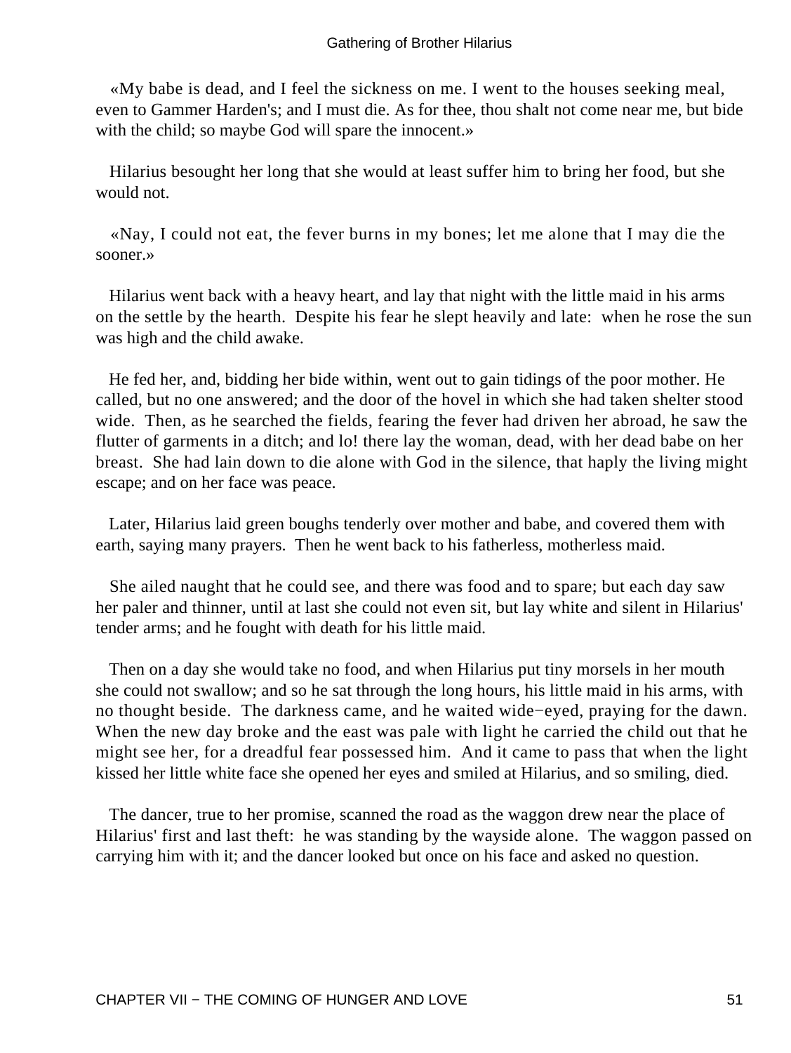«My babe is dead, and I feel the sickness on me. I went to the houses seeking meal, even to Gammer Harden's; and I must die. As for thee, thou shalt not come near me, but bide with the child; so maybe God will spare the innocent.»

Hilarius besought her long that she would at least suffer him to bring her food, but she would not.

«Nay, I could not eat, the fever burns in my bones; let me alone that I may die the sooner.»

Hilarius went back with a heavy heart, and lay that night with the little maid in his arms on the settle by the hearth. Despite his fear he slept heavily and late: when he rose the sun was high and the child awake.

He fed her, and, bidding her bide within, went out to gain tidings of the poor mother. He called, but no one answered; and the door of the hovel in which she had taken shelter stood wide. Then, as he searched the fields, fearing the fever had driven her abroad, he saw the flutter of garments in a ditch; and lo! there lay the woman, dead, with her dead babe on her breast. She had lain down to die alone with God in the silence, that haply the living might escape; and on her face was peace.

Later, Hilarius laid green boughs tenderly over mother and babe, and covered them with earth, saying many prayers. Then he went back to his fatherless, motherless maid.

She ailed naught that he could see, and there was food and to spare; but each day saw her paler and thinner, until at last she could not even sit, but lay white and silent in Hilarius' tender arms; and he fought with death for his little maid.

Then on a day she would take no food, and when Hilarius put tiny morsels in her mouth she could not swallow; and so he sat through the long hours, his little maid in his arms, with no thought beside. The darkness came, and he waited wide−eyed, praying for the dawn. When the new day broke and the east was pale with light he carried the child out that he might see her, for a dreadful fear possessed him. And it came to pass that when the light kissed her little white face she opened her eyes and smiled at Hilarius, and so smiling, died.

The dancer, true to her promise, scanned the road as the waggon drew near the place of Hilarius' first and last theft: he was standing by the wayside alone. The waggon passed on carrying him with it; and the dancer looked but once on his face and asked no question.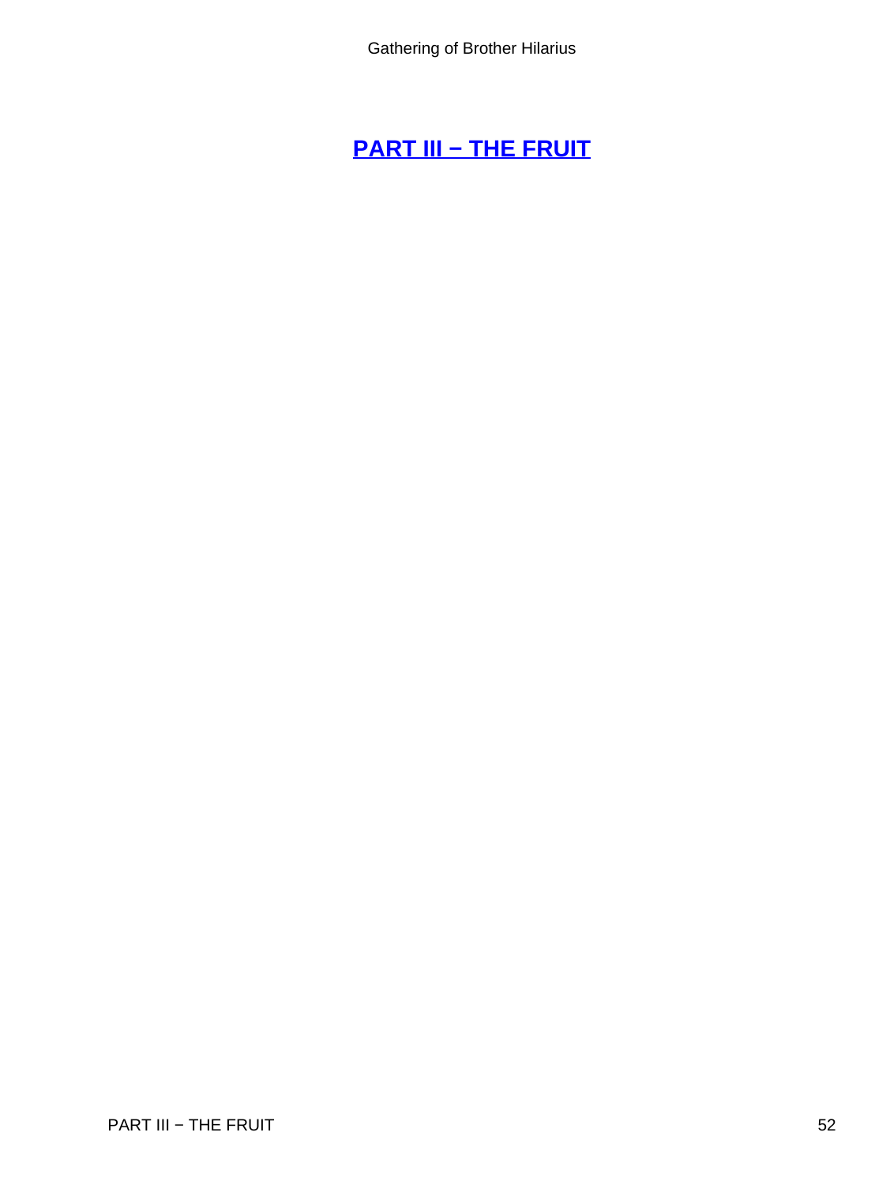# PART III − THE FRUIT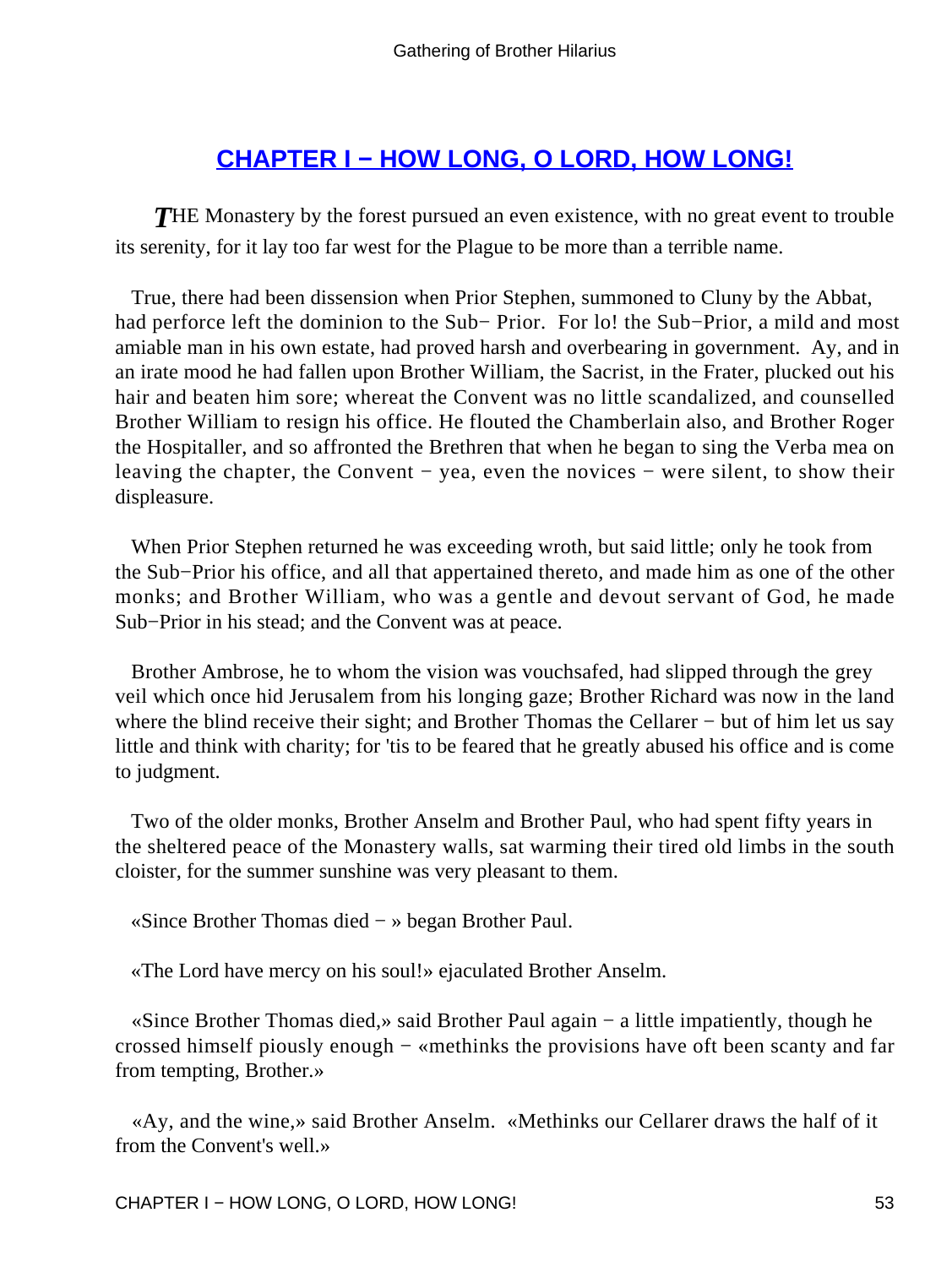## CHAPTER I − HOW LONG, O LORD, HOW LONG!

*T*HE Monastery by the forest pursued an even existence, with no great event to trouble its serenity, for it lay too far west for the Plague to be more than a terrible name.

True, there had been dissension when Prior Stephen, summoned to Cluny by the Abbat, had perforce left the dominion to the Sub− Prior. For lo! the Sub−Prior, a mild and most amiable man in his own estate, had proved harsh and overbearing in government. Ay, and in an irate mood he had fallen upon Brother William, the Sacrist, in the Frater, plucked out his hair and beaten him sore; whereat the Convent was no little scandalized, and counselled Brother William to resign his office. He flouted the Chamberlain also, and Brother Roger the Hospitaller, and so affronted the Brethren that when he began to sing the Verba mea on leaving the chapter, the Convent − yea, even the novices − were silent, to show their displeasure.

When Prior Stephen returned he was exceeding wroth, but said little; only he took from the Sub−Prior his office, and all that appertained thereto, and made him as one of the other monks; and Brother William, who was a gentle and devout servant of God, he made Sub−Prior in his stead; and the Convent was at peace.

Brother Ambrose, he to whom the vision was vouchsafed, had slipped through the grey veil which once hid Jerusalem from his longing gaze; Brother Richard was now in the land where the blind receive their sight; and Brother Thomas the Cellarer − but of him let us say little and think with charity; for 'tis to be feared that he greatly abused his office and is come to judgment.

Two of the older monks, Brother Anselm and Brother Paul, who had spent fifty years in the sheltered peace of the Monastery walls, sat warming their tired old limbs in the south cloister, for the summer sunshine was very pleasant to them.

«Since Brother Thomas died − » began Brother Paul.

«The Lord have mercy on his soul!» ejaculated Brother Anselm.

«Since Brother Thomas died,» said Brother Paul again − a little impatiently, though he crossed himself piously enough − «methinks the provisions have oft been scanty and far from tempting, Brother.»

«Ay, and the wine,» said Brother Anselm. «Methinks our Cellarer draws the half of it from the Convent's well.»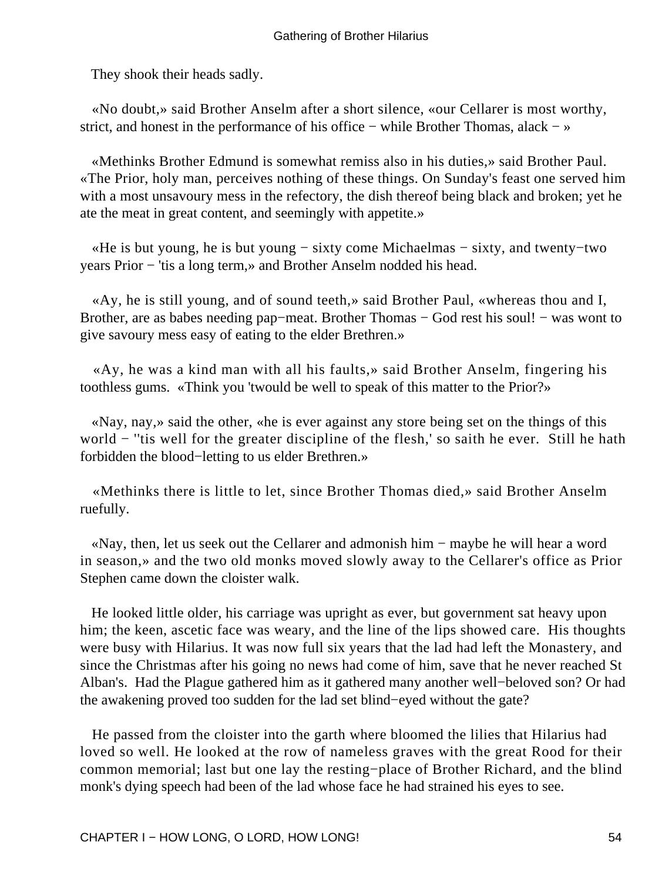They shook their heads sadly.

«No doubt,» said Brother Anselm after a short silence, «our Cellarer is most worthy, strict, and honest in the performance of his office − while Brother Thomas, alack − »

«Methinks Brother Edmund is somewhat remiss also in his duties,» said Brother Paul. «The Prior, holy man, perceives nothing of these things. On Sunday's feast one served him with a most unsavoury mess in the refectory, the dish thereof being black and broken; yet he ate the meat in great content, and seemingly with appetite.»

«He is but young, he is but young − sixty come Michaelmas − sixty, and twenty−two years Prior − 'tis a long term,» and Brother Anselm nodded his head.

«Ay, he is still young, and of sound teeth,» said Brother Paul, «whereas thou and I, Brother, are as babes needing pap−meat. Brother Thomas − God rest his soul! − was wont to give savoury mess easy of eating to the elder Brethren.»

«Ay, he was a kind man with all his faults,» said Brother Anselm, fingering his toothless gums. «Think you 'twould be well to speak of this matter to the Prior?»

«Nay, nay,» said the other, «he is ever against any store being set on the things of this world − ''tis well for the greater discipline of the flesh,' so saith he ever. Still he hath forbidden the blood−letting to us elder Brethren.»

«Methinks there is little to let, since Brother Thomas died,» said Brother Anselm ruefully.

«Nay, then, let us seek out the Cellarer and admonish him − maybe he will hear a word in season,» and the two old monks moved slowly away to the Cellarer's office as Prior Stephen came down the cloister walk.

He looked little older, his carriage was upright as ever, but government sat heavy upon him; the keen, ascetic face was weary, and the line of the lips showed care. His thoughts were busy with Hilarius. It was now full six years that the lad had left the Monastery, and since the Christmas after his going no news had come of him, save that he never reached St Alban's. Had the Plague gathered him as it gathered many another well−beloved son? Or had the awakening proved too sudden for the lad set blind−eyed without the gate?

He passed from the cloister into the garth where bloomed the lilies that Hilarius had loved so well. He looked at the row of nameless graves with the great Rood for their common memorial; last but one lay the resting−place of Brother Richard, and the blind monk's dying speech had been of the lad whose face he had strained his eyes to see.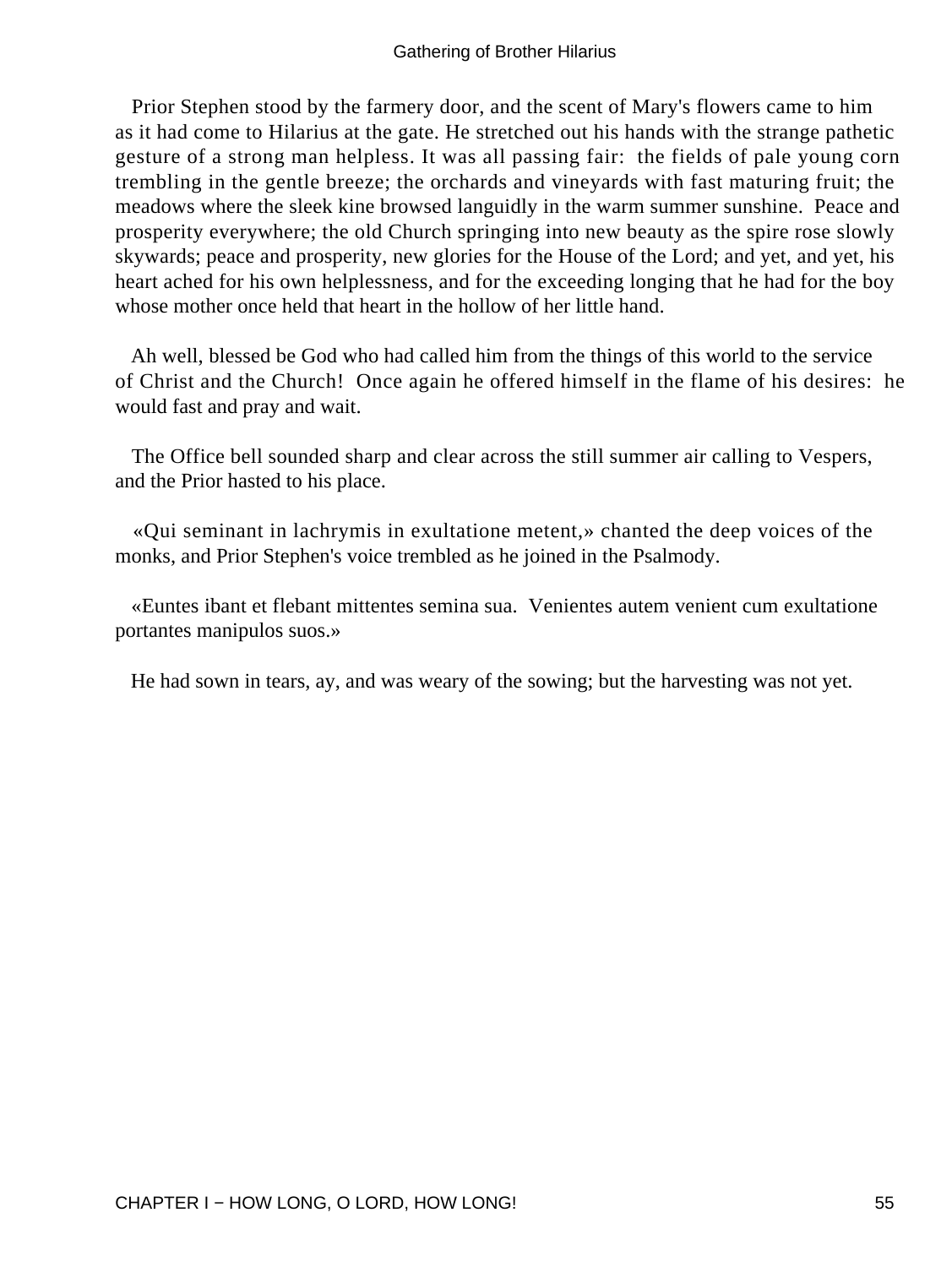Prior Stephen stood by the farmery door, and the scent of Mary's flowers came to him as it had come to Hilarius at the gate. He stretched out his hands with the strange pathetic gesture of a strong man helpless. It was all passing fair: the fields of pale young corn trembling in the gentle breeze; the orchards and vineyards with fast maturing fruit; the meadows where the sleek kine browsed languidly in the warm summer sunshine. Peace and prosperity everywhere; the old Church springing into new beauty as the spire rose slowly skywards; peace and prosperity, new glories for the House of the Lord; and yet, and yet, his heart ached for his own helplessness, and for the exceeding longing that he had for the boy whose mother once held that heart in the hollow of her little hand.

Ah well, blessed be God who had called him from the things of this world to the service of Christ and the Church! Once again he offered himself in the flame of his desires: he would fast and pray and wait.

The Office bell sounded sharp and clear across the still summer air calling to Vespers, and the Prior hasted to his place.

«Qui seminant in lachrymis in exultatione metent,» chanted the deep voices of the monks, and Prior Stephen's voice trembled as he joined in the Psalmody.

«Euntes ibant et flebant mittentes semina sua. Venientes autem venient cum exultatione portantes manipulos suos.»

He had sown in tears, ay, and was weary of the sowing; but the harvesting was not yet.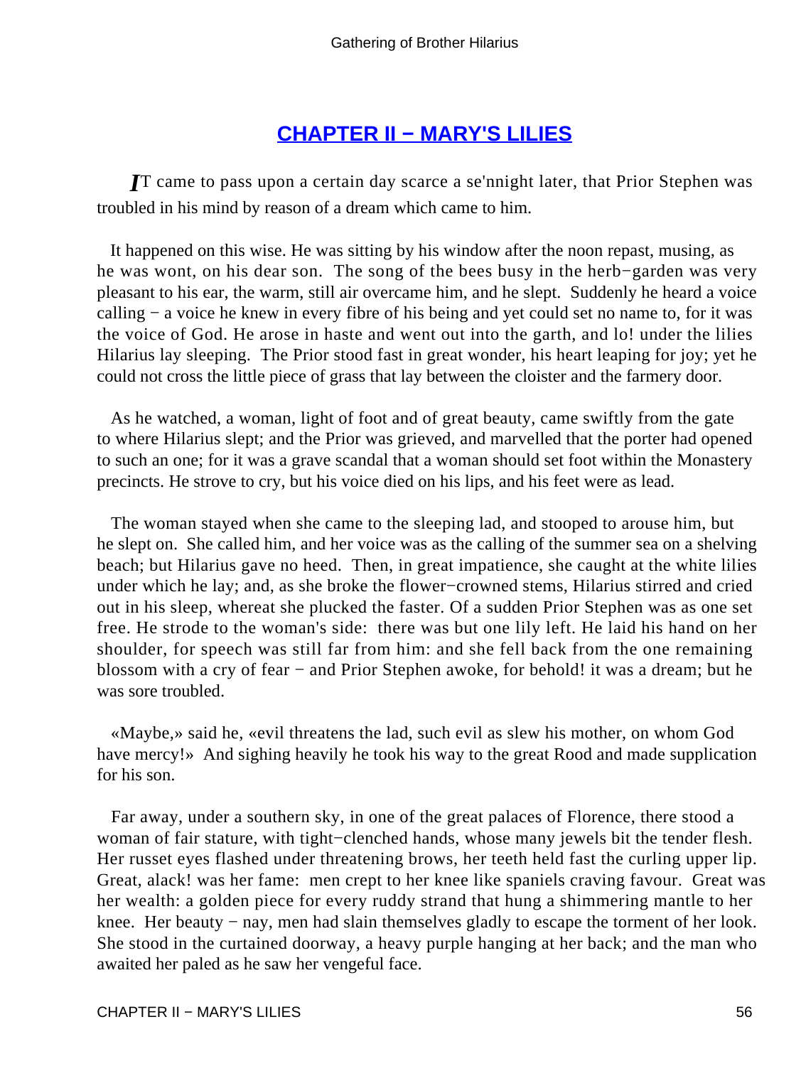## CHAPTER II − MARY'S LILIES

*I*T came to pass upon a certain day scarce a se'nnight later, that Prior Stephen was troubled in his mind by reason of a dream which came to him.

It happened on this wise. He was sitting by his window after the noon repast, musing, as he was wont, on his dear son. The song of the bees busy in the herb−garden was very pleasant to his ear, the warm, still air overcame him, and he slept. Suddenly he heard a voice calling − a voice he knew in every fibre of his being and yet could set no name to, for it was the voice of God. He arose in haste and went out into the garth, and lo! under the lilies Hilarius lay sleeping. The Prior stood fast in great wonder, his heart leaping for joy; yet he could not cross the little piece of grass that lay between the cloister and the farmery door.

As he watched, a woman, light of foot and of great beauty, came swiftly from the gate to where Hilarius slept; and the Prior was grieved, and marvelled that the porter had opened to such an one; for it was a grave scandal that a woman should set foot within the Monastery precincts. He strove to cry, but his voice died on his lips, and his feet were as lead.

The woman stayed when she came to the sleeping lad, and stooped to arouse him, but he slept on. She called him, and her voice was as the calling of the summer sea on a shelving beach; but Hilarius gave no heed. Then, in great impatience, she caught at the white lilies under which he lay; and, as she broke the flower−crowned stems, Hilarius stirred and cried out in his sleep, whereat she plucked the faster. Of a sudden Prior Stephen was as one set free. He strode to the woman's side: there was but one lily left. He laid his hand on her shoulder, for speech was still far from him: and she fell back from the one remaining blossom with a cry of fear − and Prior Stephen awoke, for behold! it was a dream; but he was sore troubled.

«Maybe,» said he, «evil threatens the lad, such evil as slew his mother, on whom God have mercy!» And sighing heavily he took his way to the great Rood and made supplication for his son.

Far away, under a southern sky, in one of the great palaces of Florence, there stood a woman of fair stature, with tight−clenched hands, whose many jewels bit the tender flesh. Her russet eyes flashed under threatening brows, her teeth held fast the curling upper lip. Great, alack! was her fame: men crept to her knee like spaniels craving favour. Great was her wealth: a golden piece for every ruddy strand that hung a shimmering mantle to her knee. Her beauty − nay, men had slain themselves gladly to escape the torment of her look. She stood in the curtained doorway, a heavy purple hanging at her back; and the man who awaited her paled as he saw her vengeful face.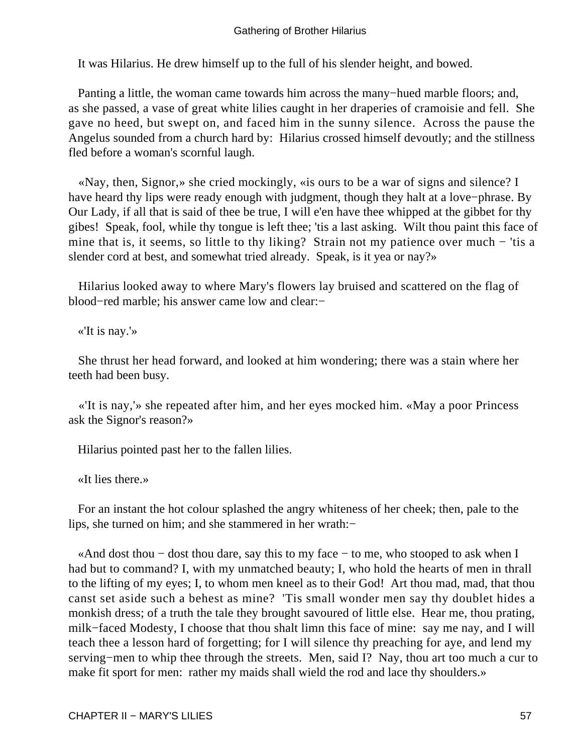It was Hilarius. He drew himself up to the full of his slender height, and bowed.

Panting a little, the woman came towards him across the many−hued marble floors; and, as she passed, a vase of great white lilies caught in her draperies of cramoisie and fell. She gave no heed, but swept on, and faced him in the sunny silence. Across the pause the Angelus sounded from a church hard by: Hilarius crossed himself devoutly; and the stillness fled before a woman's scornful laugh.

«Nay, then, Signor,» she cried mockingly, «is ours to be a war of signs and silence? I have heard thy lips were ready enough with judgment, though they halt at a love−phrase. By Our Lady, if all that is said of thee be true, I will e'en have thee whipped at the gibbet for thy gibes! Speak, fool, while thy tongue is left thee; 'tis a last asking. Wilt thou paint this face of mine that is, it seems, so little to thy liking? Strain not my patience over much − 'tis a slender cord at best, and somewhat tried already. Speak, is it yea or nay?»

Hilarius looked away to where Mary's flowers lay bruised and scattered on the flag of blood−red marble; his answer came low and clear:−

«'It is nay.'»

She thrust her head forward, and looked at him wondering; there was a stain where her teeth had been busy.

«'It is nay,'» she repeated after him, and her eyes mocked him. «May a poor Princess ask the Signor's reason?»

Hilarius pointed past her to the fallen lilies.

«It lies there.»

For an instant the hot colour splashed the angry whiteness of her cheek; then, pale to the lips, she turned on him; and she stammered in her wrath:−

«And dost thou − dost thou dare, say this to my face − to me, who stooped to ask when I had but to command? I, with my unmatched beauty; I, who hold the hearts of men in thrall to the lifting of my eyes; I, to whom men kneel as to their God! Art thou mad, mad, that thou canst set aside such a behest as mine? 'Tis small wonder men say thy doublet hides a monkish dress; of a truth the tale they brought savoured of little else. Hear me, thou prating, milk−faced Modesty, I choose that thou shalt limn this face of mine: say me nay, and I will teach thee a lesson hard of forgetting; for I will silence thy preaching for aye, and lend my serving−men to whip thee through the streets. Men, said I? Nay, thou art too much a cur to make fit sport for men: rather my maids shall wield the rod and lace thy shoulders.»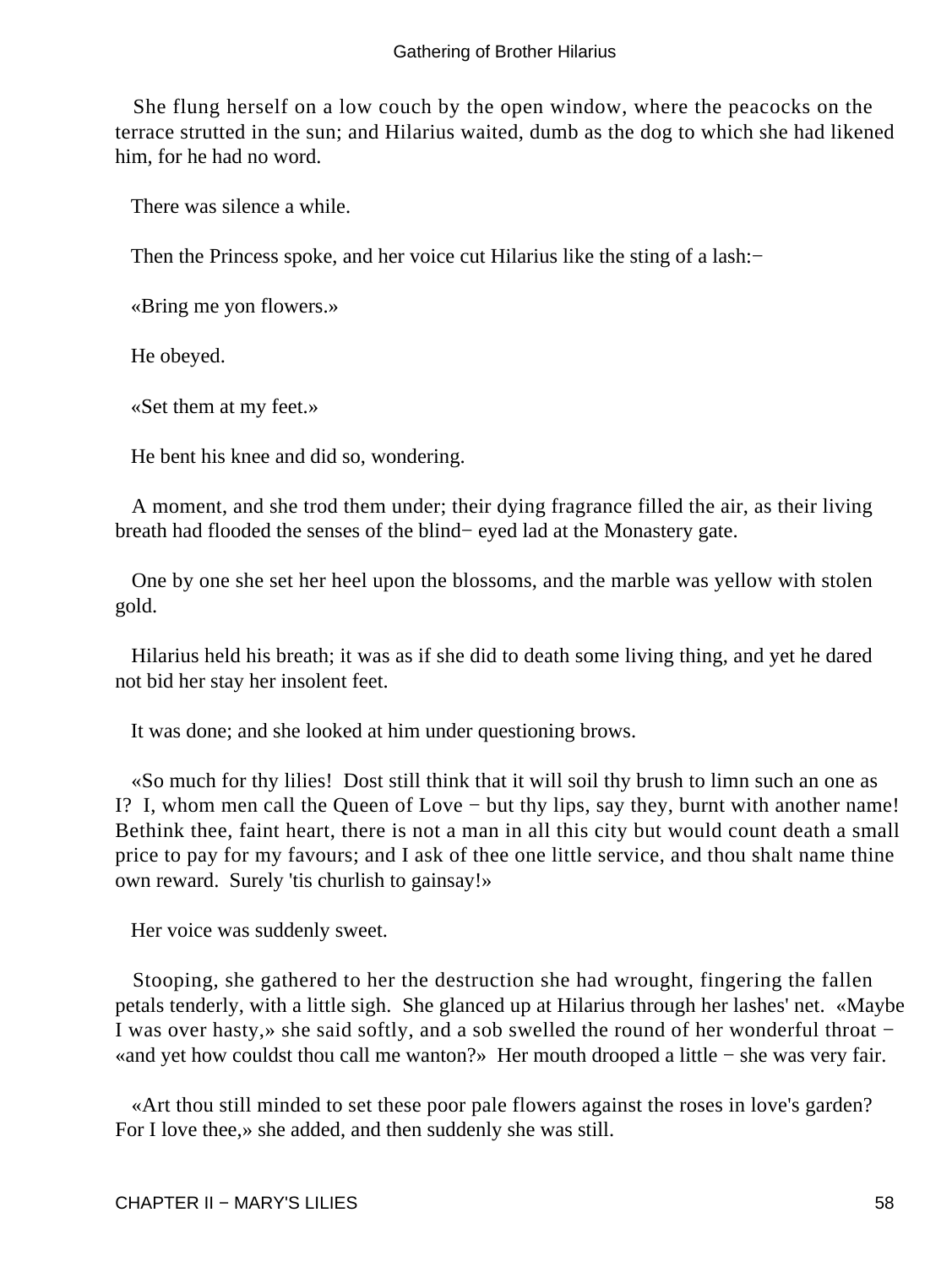She flung herself on a low couch by the open window, where the peacocks on the terrace strutted in the sun; and Hilarius waited, dumb as the dog to which she had likened him, for he had no word.

There was silence a while.

Then the Princess spoke, and her voice cut Hilarius like the sting of a lash:−

«Bring me yon flowers.»

He obeyed.

«Set them at my feet.»

He bent his knee and did so, wondering.

A moment, and she trod them under; their dying fragrance filled the air, as their living breath had flooded the senses of the blind− eyed lad at the Monastery gate.

One by one she set her heel upon the blossoms, and the marble was yellow with stolen gold.

Hilarius held his breath; it was as if she did to death some living thing, and yet he dared not bid her stay her insolent feet.

It was done; and she looked at him under questioning brows.

«So much for thy lilies! Dost still think that it will soil thy brush to limn such an one as I? I, whom men call the Queen of Love − but thy lips, say they, burnt with another name! Bethink thee, faint heart, there is not a man in all this city but would count death a small price to pay for my favours; and I ask of thee one little service, and thou shalt name thine own reward. Surely 'tis churlish to gainsay!»

Her voice was suddenly sweet.

Stooping, she gathered to her the destruction she had wrought, fingering the fallen petals tenderly, with a little sigh. She glanced up at Hilarius through her lashes' net. «Maybe I was over hasty,» she said softly, and a sob swelled the round of her wonderful throat − «and yet how couldst thou call me wanton?» Her mouth drooped a little − she was very fair.

«Art thou still minded to set these poor pale flowers against the roses in love's garden? For I love thee,» she added, and then suddenly she was still.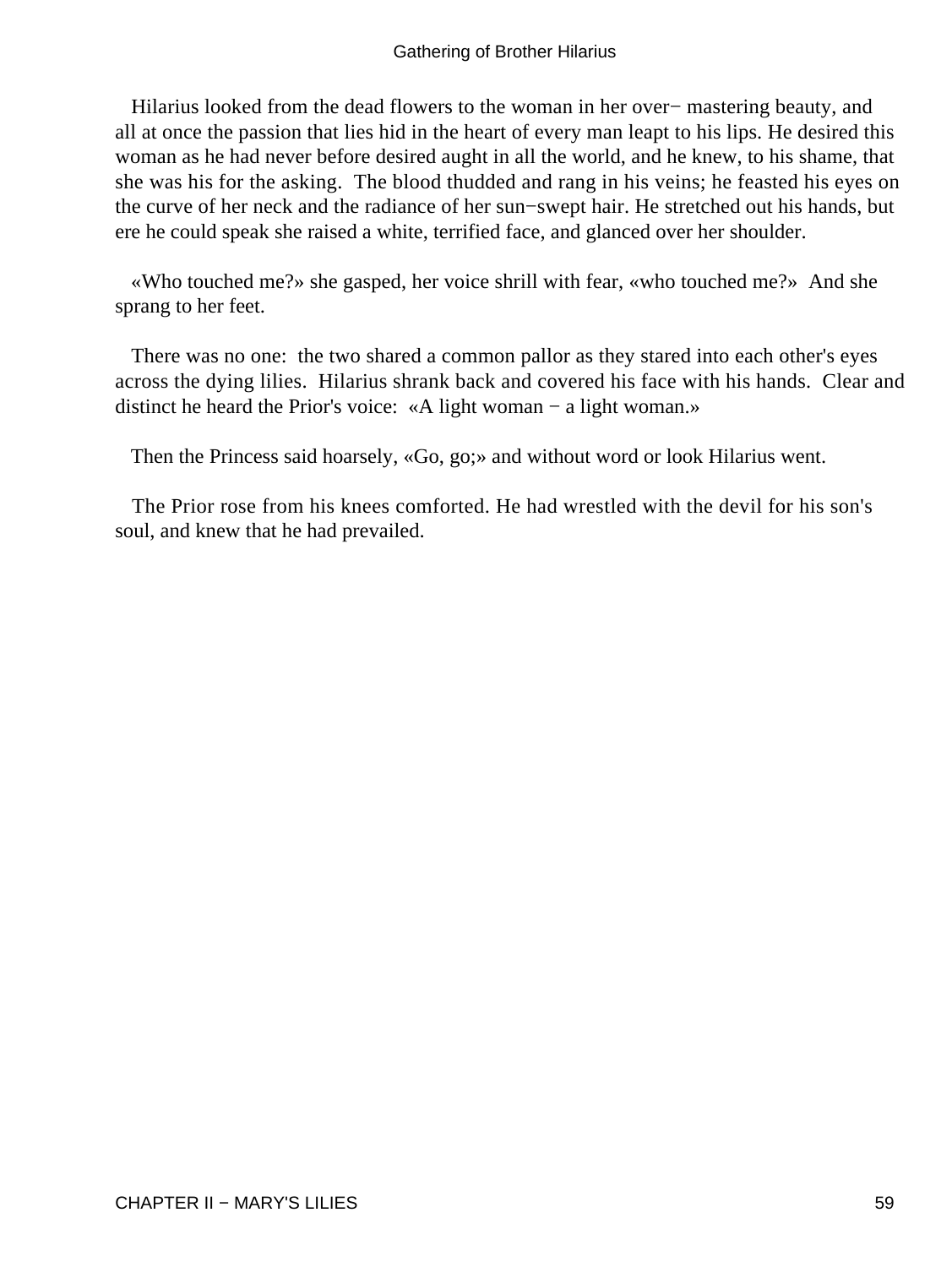Hilarius looked from the dead flowers to the woman in her over− mastering beauty, and all at once the passion that lies hid in the heart of every man leapt to his lips. He desired this woman as he had never before desired aught in all the world, and he knew, to his shame, that she was his for the asking. The blood thudded and rang in his veins; he feasted his eyes on the curve of her neck and the radiance of her sun−swept hair. He stretched out his hands, but ere he could speak she raised a white, terrified face, and glanced over her shoulder.

«Who touched me?» she gasped, her voice shrill with fear, «who touched me?» And she sprang to her feet.

There was no one: the two shared a common pallor as they stared into each other's eyes across the dying lilies. Hilarius shrank back and covered his face with his hands. Clear and distinct he heard the Prior's voice: «A light woman − a light woman.»

Then the Princess said hoarsely, «Go, go;» and without word or look Hilarius went.

The Prior rose from his knees comforted. He had wrestled with the devil for his son's soul, and knew that he had prevailed.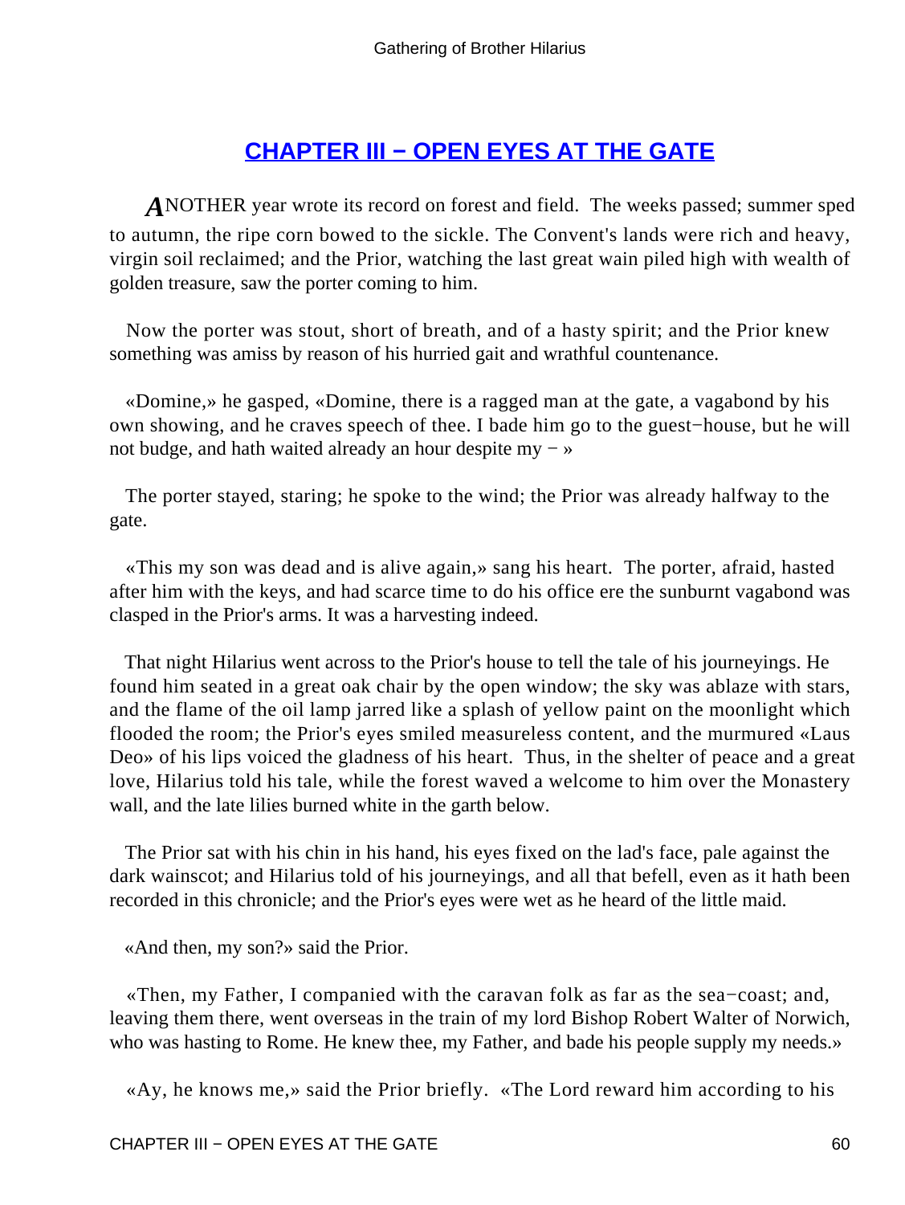## CHAPTER III − OPEN EYES AT THE GATE

**A**NOTHER year wrote its record on forest and field. The weeks passed; summer sped to autumn, the ripe corn bowed to the sickle. The Convent's lands were rich and heavy, virgin soil reclaimed; and the Prior, watching the last great wain piled high with wealth of golden treasure, saw the porter coming to him.

Now the porter was stout, short of breath, and of a hasty spirit; and the Prior knew something was amiss by reason of his hurried gait and wrathful countenance.

«Domine,» he gasped, «Domine, there is a ragged man at the gate, a vagabond by his own showing, and he craves speech of thee. I bade him go to the guest−house, but he will not budge, and hath waited already an hour despite my − »

The porter stayed, staring; he spoke to the wind; the Prior was already halfway to the gate.

«This my son was dead and is alive again,» sang his heart. The porter, afraid, hasted after him with the keys, and had scarce time to do his office ere the sunburnt vagabond was clasped in the Prior's arms. It was a harvesting indeed.

That night Hilarius went across to the Prior's house to tell the tale of his journeyings. He found him seated in a great oak chair by the open window; the sky was ablaze with stars, and the flame of the oil lamp jarred like a splash of yellow paint on the moonlight which flooded the room; the Prior's eyes smiled measureless content, and the murmured «Laus Deo» of his lips voiced the gladness of his heart. Thus, in the shelter of peace and a great love, Hilarius told his tale, while the forest waved a welcome to him over the Monastery wall, and the late lilies burned white in the garth below.

The Prior sat with his chin in his hand, his eyes fixed on the lad's face, pale against the dark wainscot; and Hilarius told of his journeyings, and all that befell, even as it hath been recorded in this chronicle; and the Prior's eyes were wet as he heard of the little maid.

«And then, my son?» said the Prior.

«Then, my Father, I companied with the caravan folk as far as the sea−coast; and, leaving them there, went overseas in the train of my lord Bishop Robert Walter of Norwich, who was hasting to Rome. He knew thee, my Father, and bade his people supply my needs.»

«Ay, he knows me,» said the Prior briefly. «The Lord reward him according to his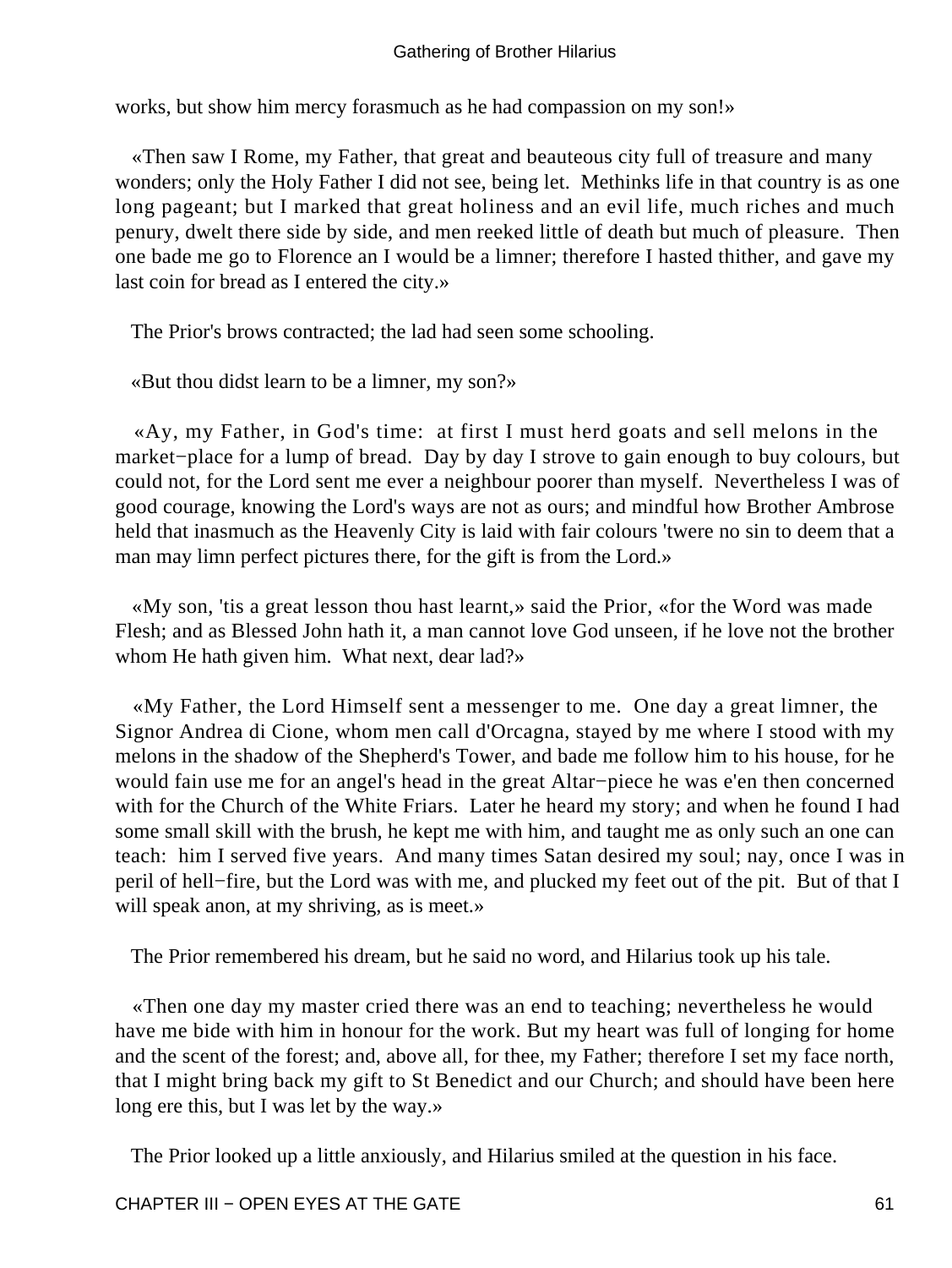works, but show him mercy forasmuch as he had compassion on my son!»

«Then saw I Rome, my Father, that great and beauteous city full of treasure and many wonders; only the Holy Father I did not see, being let. Methinks life in that country is as one long pageant; but I marked that great holiness and an evil life, much riches and much penury, dwelt there side by side, and men reeked little of death but much of pleasure. Then one bade me go to Florence an I would be a limner; therefore I hasted thither, and gave my last coin for bread as I entered the city.»

The Prior's brows contracted; the lad had seen some schooling.

«But thou didst learn to be a limner, my son?»

«Ay, my Father, in God's time: at first I must herd goats and sell melons in the market−place for a lump of bread. Day by day I strove to gain enough to buy colours, but could not, for the Lord sent me ever a neighbour poorer than myself. Nevertheless I was of good courage, knowing the Lord's ways are not as ours; and mindful how Brother Ambrose held that inasmuch as the Heavenly City is laid with fair colours 'twere no sin to deem that a man may limn perfect pictures there, for the gift is from the Lord.»

«My son, 'tis a great lesson thou hast learnt,» said the Prior, «for the Word was made Flesh; and as Blessed John hath it, a man cannot love God unseen, if he love not the brother whom He hath given him. What next, dear lad?»

«My Father, the Lord Himself sent a messenger to me. One day a great limner, the Signor Andrea di Cione, whom men call d'Orcagna, stayed by me where I stood with my melons in the shadow of the Shepherd's Tower, and bade me follow him to his house, for he would fain use me for an angel's head in the great Altar−piece he was e'en then concerned with for the Church of the White Friars. Later he heard my story; and when he found I had some small skill with the brush, he kept me with him, and taught me as only such an one can teach: him I served five years. And many times Satan desired my soul; nay, once I was in peril of hell−fire, but the Lord was with me, and plucked my feet out of the pit. But of that I will speak anon, at my shriving, as is meet.»

The Prior remembered his dream, but he said no word, and Hilarius took up his tale.

«Then one day my master cried there was an end to teaching; nevertheless he would have me bide with him in honour for the work. But my heart was full of longing for home and the scent of the forest; and, above all, for thee, my Father; therefore I set my face north, that I might bring back my gift to St Benedict and our Church; and should have been here long ere this, but I was let by the way.»

The Prior looked up a little anxiously, and Hilarius smiled at the question in his face.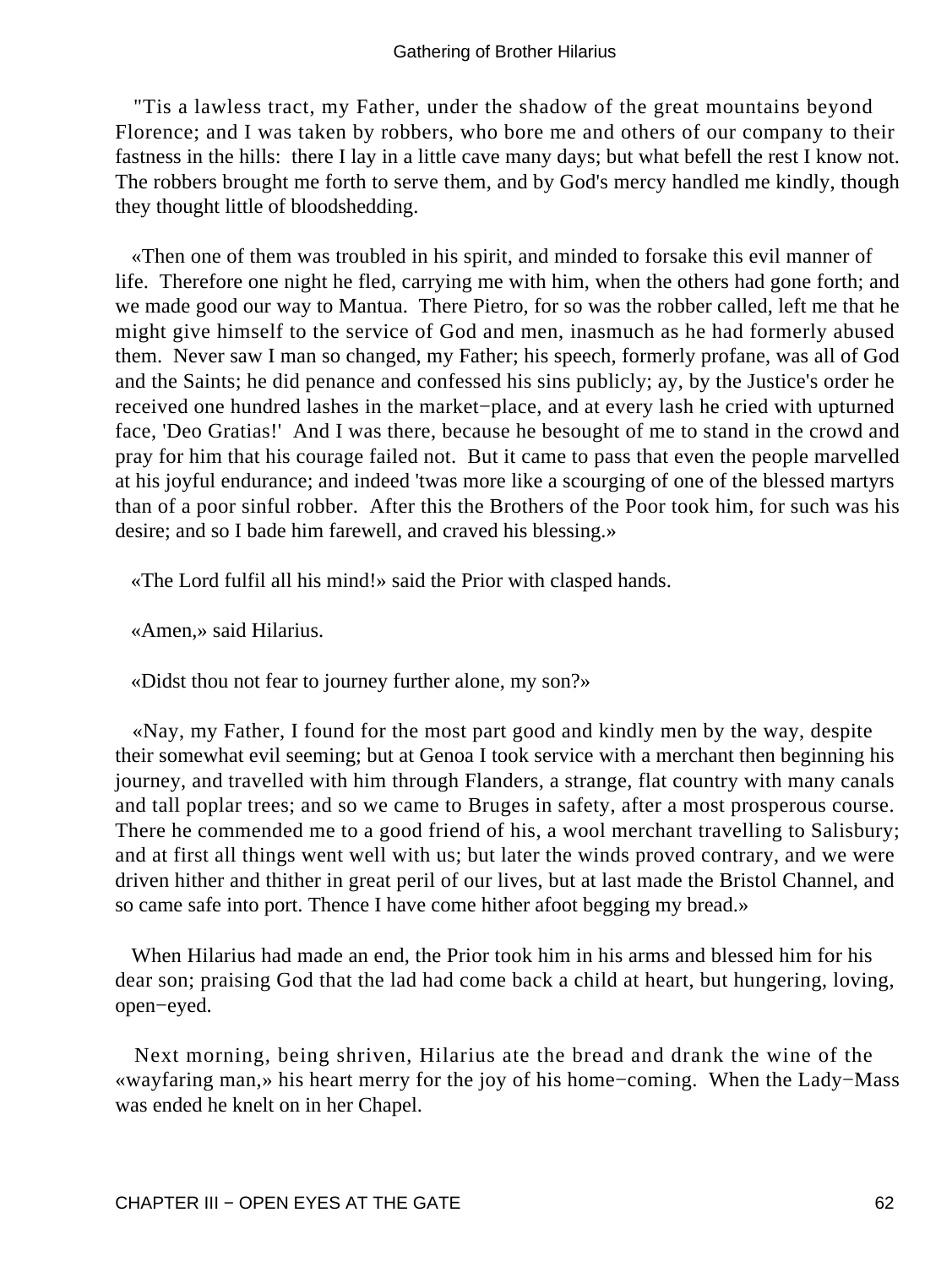"Tis a lawless tract, my Father, under the shadow of the great mountains beyond Florence; and I was taken by robbers, who bore me and others of our company to their fastness in the hills: there I lay in a little cave many days; but what befell the rest I know not. The robbers brought me forth to serve them, and by God's mercy handled me kindly, though they thought little of bloodshedding.

«Then one of them was troubled in his spirit, and minded to forsake this evil manner of life. Therefore one night he fled, carrying me with him, when the others had gone forth; and we made good our way to Mantua. There Pietro, for so was the robber called, left me that he might give himself to the service of God and men, inasmuch as he had formerly abused them. Never saw I man so changed, my Father; his speech, formerly profane, was all of God and the Saints; he did penance and confessed his sins publicly; ay, by the Justice's order he received one hundred lashes in the market−place, and at every lash he cried with upturned face, 'Deo Gratias!' And I was there, because he besought of me to stand in the crowd and pray for him that his courage failed not. But it came to pass that even the people marvelled at his joyful endurance; and indeed 'twas more like a scourging of one of the blessed martyrs than of a poor sinful robber. After this the Brothers of the Poor took him, for such was his desire; and so I bade him farewell, and craved his blessing.»

«The Lord fulfil all his mind!» said the Prior with clasped hands.

«Amen,» said Hilarius.

«Didst thou not fear to journey further alone, my son?»

«Nay, my Father, I found for the most part good and kindly men by the way, despite their somewhat evil seeming; but at Genoa I took service with a merchant then beginning his journey, and travelled with him through Flanders, a strange, flat country with many canals and tall poplar trees; and so we came to Bruges in safety, after a most prosperous course. There he commended me to a good friend of his, a wool merchant travelling to Salisbury; and at first all things went well with us; but later the winds proved contrary, and we were driven hither and thither in great peril of our lives, but at last made the Bristol Channel, and so came safe into port. Thence I have come hither afoot begging my bread.»

When Hilarius had made an end, the Prior took him in his arms and blessed him for his dear son; praising God that the lad had come back a child at heart, but hungering, loving, open−eyed.

Next morning, being shriven, Hilarius ate the bread and drank the wine of the «wayfaring man,» his heart merry for the joy of his home−coming. When the Lady−Mass was ended he knelt on in her Chapel.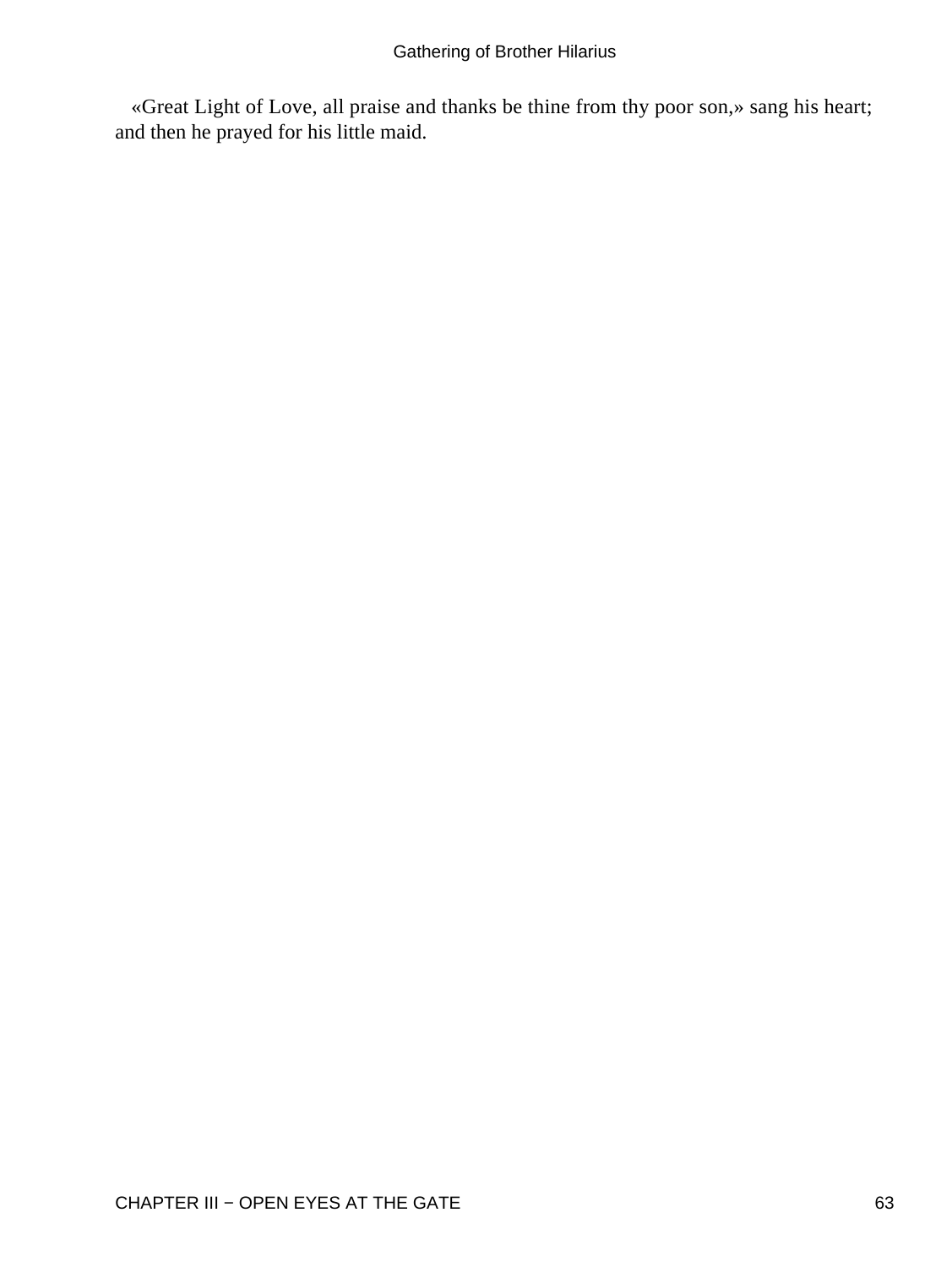«Great Light of Love, all praise and thanks be thine from thy poor son,» sang his heart; and then he prayed for his little maid.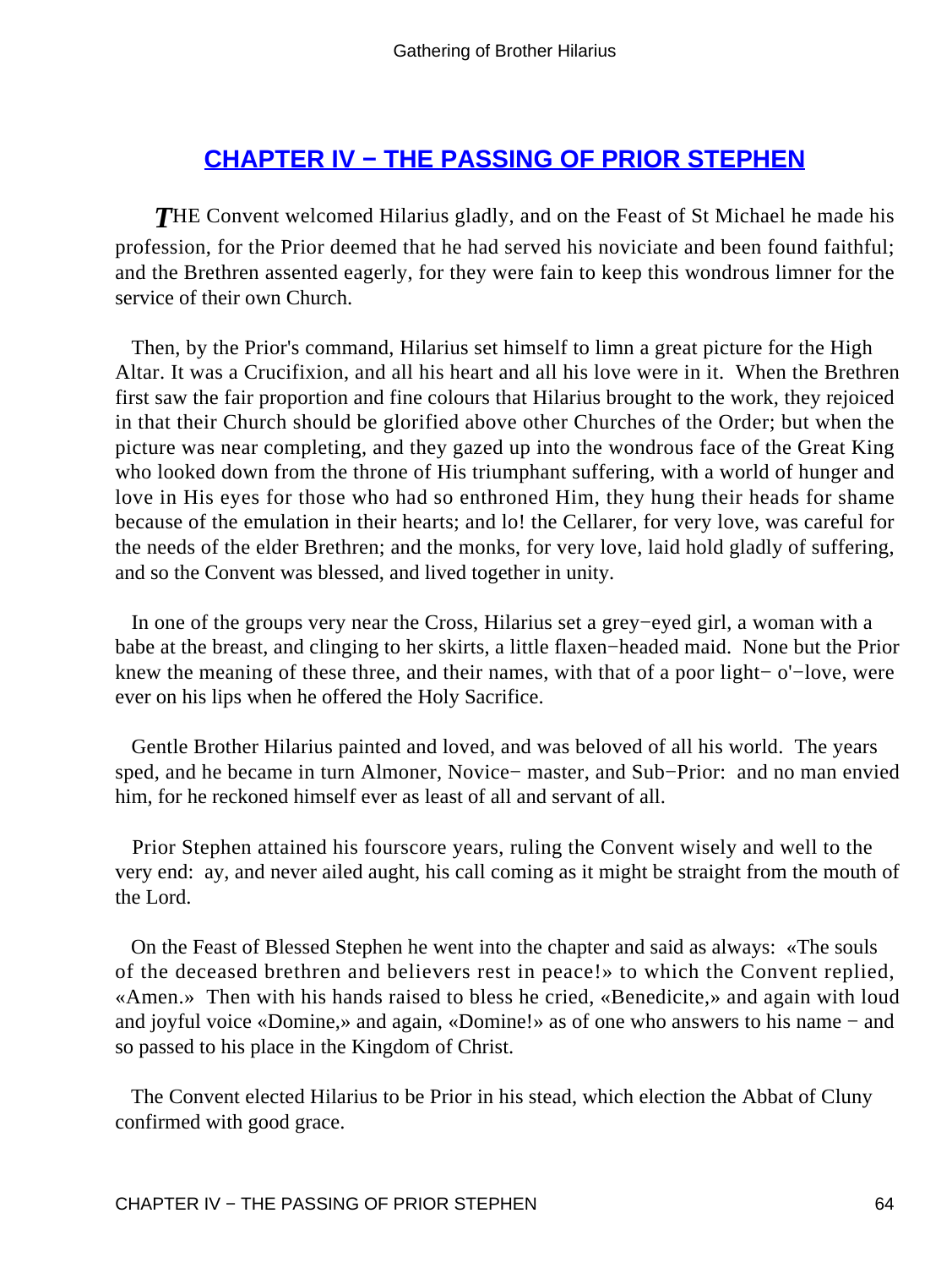## CHAPTER IV − THE PASSING OF PRIOR STEPHEN

*T*HE Convent welcomed Hilarius gladly, and on the Feast of St Michael he made his profession, for the Prior deemed that he had served his noviciate and been found faithful; and the Brethren assented eagerly, for they were fain to keep this wondrous limner for the service of their own Church.

Then, by the Prior's command, Hilarius set himself to limn a great picture for the High Altar. It was a Crucifixion, and all his heart and all his love were in it. When the Brethren first saw the fair proportion and fine colours that Hilarius brought to the work, they rejoiced in that their Church should be glorified above other Churches of the Order; but when the picture was near completing, and they gazed up into the wondrous face of the Great King who looked down from the throne of His triumphant suffering, with a world of hunger and love in His eyes for those who had so enthroned Him, they hung their heads for shame because of the emulation in their hearts; and lo! the Cellarer, for very love, was careful for the needs of the elder Brethren; and the monks, for very love, laid hold gladly of suffering, and so the Convent was blessed, and lived together in unity.

In one of the groups very near the Cross, Hilarius set a grey−eyed girl, a woman with a babe at the breast, and clinging to her skirts, a little flaxen−headed maid. None but the Prior knew the meaning of these three, and their names, with that of a poor light− o'−love, were ever on his lips when he offered the Holy Sacrifice.

Gentle Brother Hilarius painted and loved, and was beloved of all his world. The years sped, and he became in turn Almoner, Novice− master, and Sub−Prior: and no man envied him, for he reckoned himself ever as least of all and servant of all.

Prior Stephen attained his fourscore years, ruling the Convent wisely and well to the very end: ay, and never ailed aught, his call coming as it might be straight from the mouth of the Lord.

On the Feast of Blessed Stephen he went into the chapter and said as always: «The souls of the deceased brethren and believers rest in peace!» to which the Convent replied, «Amen.» Then with his hands raised to bless he cried, «Benedicite,» and again with loud and joyful voice «Domine,» and again, «Domine!» as of one who answers to his name − and so passed to his place in the Kingdom of Christ.

The Convent elected Hilarius to be Prior in his stead, which election the Abbat of Cluny confirmed with good grace.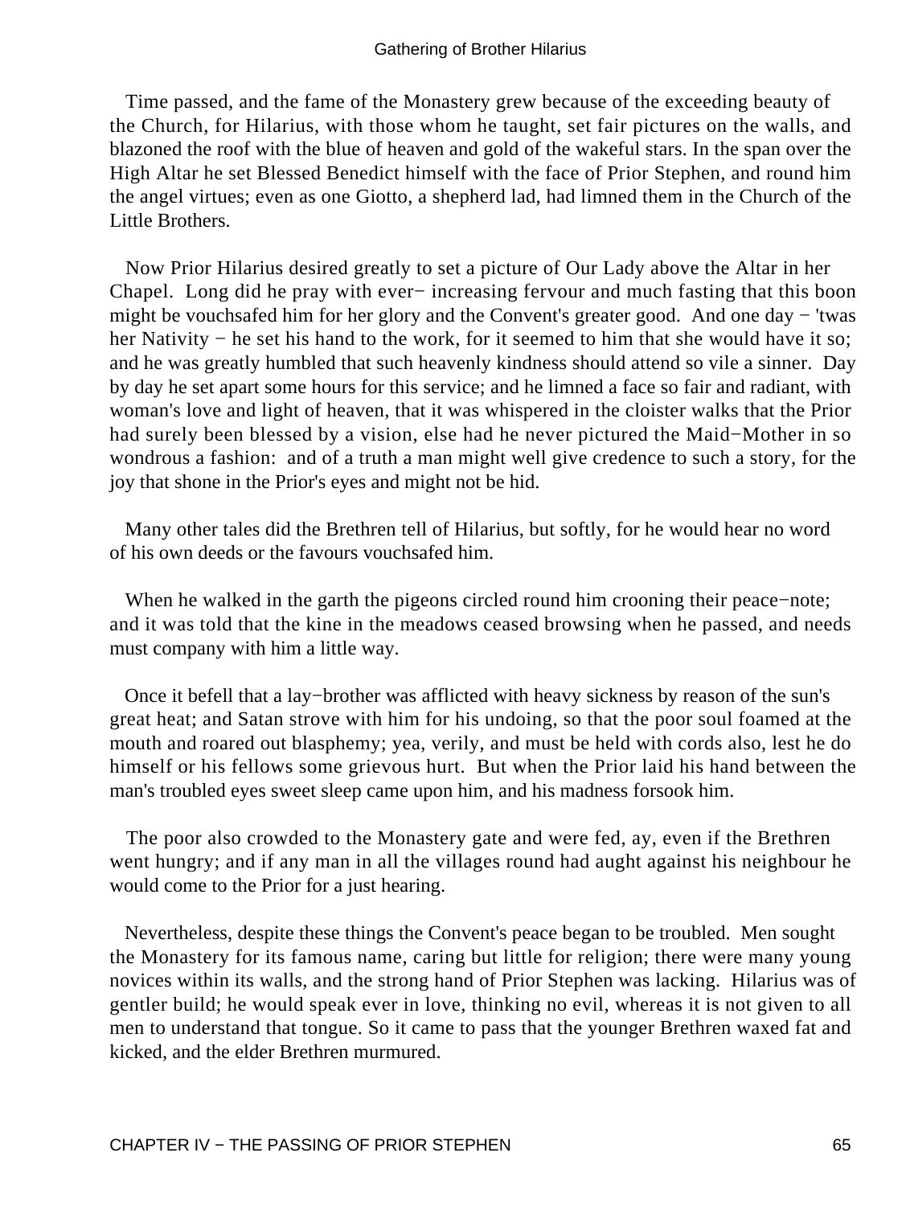Time passed, and the fame of the Monastery grew because of the exceeding beauty of the Church, for Hilarius, with those whom he taught, set fair pictures on the walls, and blazoned the roof with the blue of heaven and gold of the wakeful stars. In the span over the High Altar he set Blessed Benedict himself with the face of Prior Stephen, and round him the angel virtues; even as one Giotto, a shepherd lad, had limned them in the Church of the Little Brothers.

Now Prior Hilarius desired greatly to set a picture of Our Lady above the Altar in her Chapel. Long did he pray with ever− increasing fervour and much fasting that this boon might be vouchsafed him for her glory and the Convent's greater good. And one day − 'twas her Nativity − he set his hand to the work, for it seemed to him that she would have it so; and he was greatly humbled that such heavenly kindness should attend so vile a sinner. Day by day he set apart some hours for this service; and he limned a face so fair and radiant, with woman's love and light of heaven, that it was whispered in the cloister walks that the Prior had surely been blessed by a vision, else had he never pictured the Maid−Mother in so wondrous a fashion: and of a truth a man might well give credence to such a story, for the joy that shone in the Prior's eyes and might not be hid.

Many other tales did the Brethren tell of Hilarius, but softly, for he would hear no word of his own deeds or the favours vouchsafed him.

When he walked in the garth the pigeons circled round him crooning their peace−note; and it was told that the kine in the meadows ceased browsing when he passed, and needs must company with him a little way.

Once it befell that a lay−brother was afflicted with heavy sickness by reason of the sun's great heat; and Satan strove with him for his undoing, so that the poor soul foamed at the mouth and roared out blasphemy; yea, verily, and must be held with cords also, lest he do himself or his fellows some grievous hurt. But when the Prior laid his hand between the man's troubled eyes sweet sleep came upon him, and his madness forsook him.

The poor also crowded to the Monastery gate and were fed, ay, even if the Brethren went hungry; and if any man in all the villages round had aught against his neighbour he would come to the Prior for a just hearing.

Nevertheless, despite these things the Convent's peace began to be troubled. Men sought the Monastery for its famous name, caring but little for religion; there were many young novices within its walls, and the strong hand of Prior Stephen was lacking. Hilarius was of gentler build; he would speak ever in love, thinking no evil, whereas it is not given to all men to understand that tongue. So it came to pass that the younger Brethren waxed fat and kicked, and the elder Brethren murmured.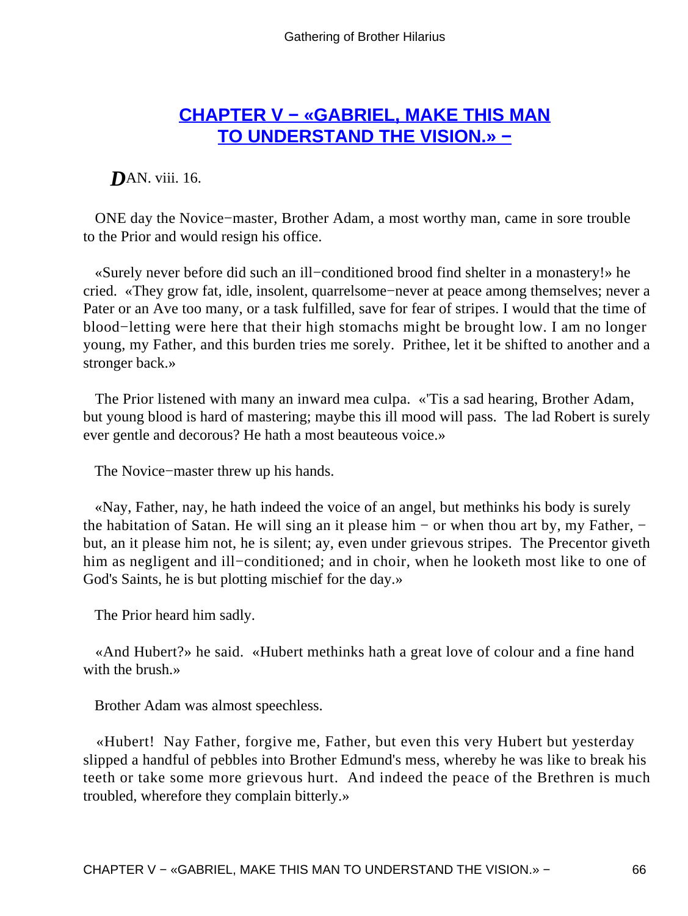## CHAPTER V − «GABRIEL, MAKE THIS MAN TO UNDERSTAND THE VISION.» −

*D*AN. viii. 16.

ONE day the Novice−master, Brother Adam, a most worthy man, came in sore trouble to the Prior and would resign his office.

«Surely never before did such an ill−conditioned brood find shelter in a monastery!» he cried. «They grow fat, idle, insolent, quarrelsome−never at peace among themselves; never a Pater or an Ave too many, or a task fulfilled, save for fear of stripes. I would that the time of blood−letting were here that their high stomachs might be brought low. I am no longer young, my Father, and this burden tries me sorely. Prithee, let it be shifted to another and a stronger back.»

The Prior listened with many an inward mea culpa. «'Tis a sad hearing, Brother Adam, but young blood is hard of mastering; maybe this ill mood will pass. The lad Robert is surely ever gentle and decorous? He hath a most beauteous voice.»

The Novice−master threw up his hands.

«Nay, Father, nay, he hath indeed the voice of an angel, but methinks his body is surely the habitation of Satan. He will sing an it please him − or when thou art by, my Father, − but, an it please him not, he is silent; ay, even under grievous stripes. The Precentor giveth him as negligent and ill−conditioned; and in choir, when he looketh most like to one of God's Saints, he is but plotting mischief for the day.»

The Prior heard him sadly.

«And Hubert?» he said. «Hubert methinks hath a great love of colour and a fine hand with the brush.»

Brother Adam was almost speechless.

«Hubert! Nay Father, forgive me, Father, but even this very Hubert but yesterday slipped a handful of pebbles into Brother Edmund's mess, whereby he was like to break his teeth or take some more grievous hurt. And indeed the peace of the Brethren is much troubled, wherefore they complain bitterly.»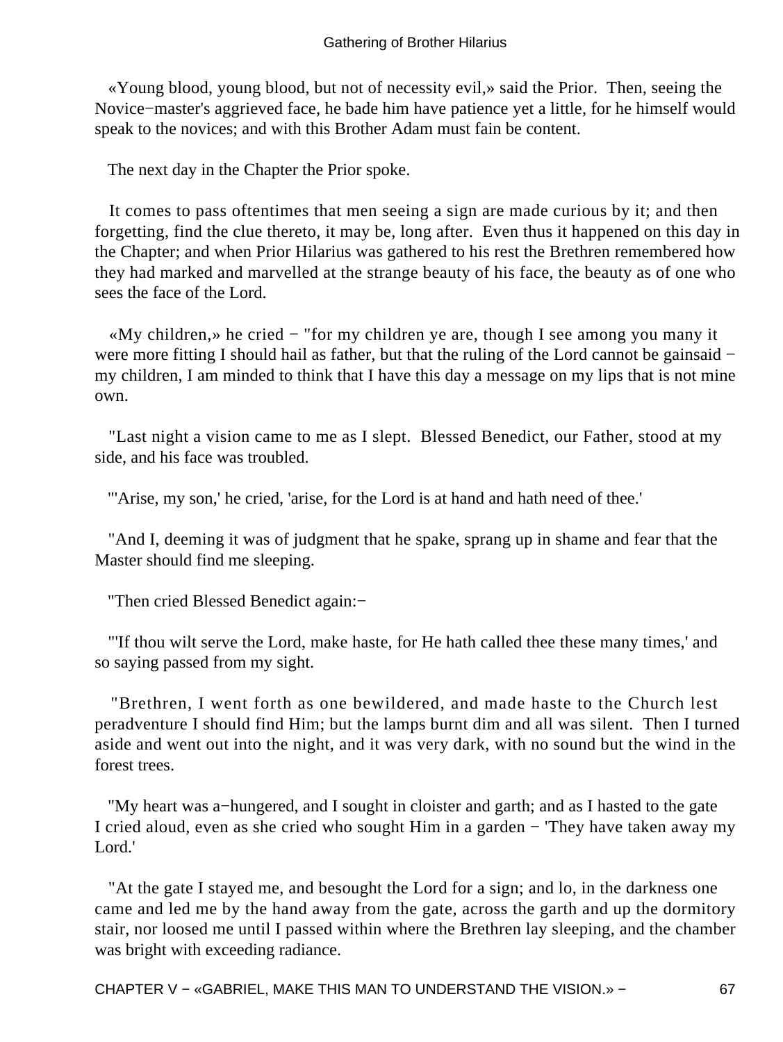«Young blood, young blood, but not of necessity evil,» said the Prior. Then, seeing the Novice−master's aggrieved face, he bade him have patience yet a little, for he himself would speak to the novices; and with this Brother Adam must fain be content.

The next day in the Chapter the Prior spoke.

It comes to pass oftentimes that men seeing a sign are made curious by it; and then forgetting, find the clue thereto, it may be, long after. Even thus it happened on this day in the Chapter; and when Prior Hilarius was gathered to his rest the Brethren remembered how they had marked and marvelled at the strange beauty of his face, the beauty as of one who sees the face of the Lord.

«My children,» he cried − "for my children ye are, though I see among you many it were more fitting I should hail as father, but that the ruling of the Lord cannot be gainsaid − my children, I am minded to think that I have this day a message on my lips that is not mine own.

"Last night a vision came to me as I slept. Blessed Benedict, our Father, stood at my side, and his face was troubled.

"'Arise, my son,' he cried, 'arise, for the Lord is at hand and hath need of thee.'

"And I, deeming it was of judgment that he spake, sprang up in shame and fear that the Master should find me sleeping.

"Then cried Blessed Benedict again:−

"'If thou wilt serve the Lord, make haste, for He hath called thee these many times,' and so saying passed from my sight.

"Brethren, I went forth as one bewildered, and made haste to the Church lest peradventure I should find Him; but the lamps burnt dim and all was silent. Then I turned aside and went out into the night, and it was very dark, with no sound but the wind in the forest trees.

"My heart was a−hungered, and I sought in cloister and garth; and as I hasted to the gate I cried aloud, even as she cried who sought Him in a garden − 'They have taken away my Lord.'

"At the gate I stayed me, and besought the Lord for a sign; and lo, in the darkness one came and led me by the hand away from the gate, across the garth and up the dormitory stair, nor loosed me until I passed within where the Brethren lay sleeping, and the chamber was bright with exceeding radiance.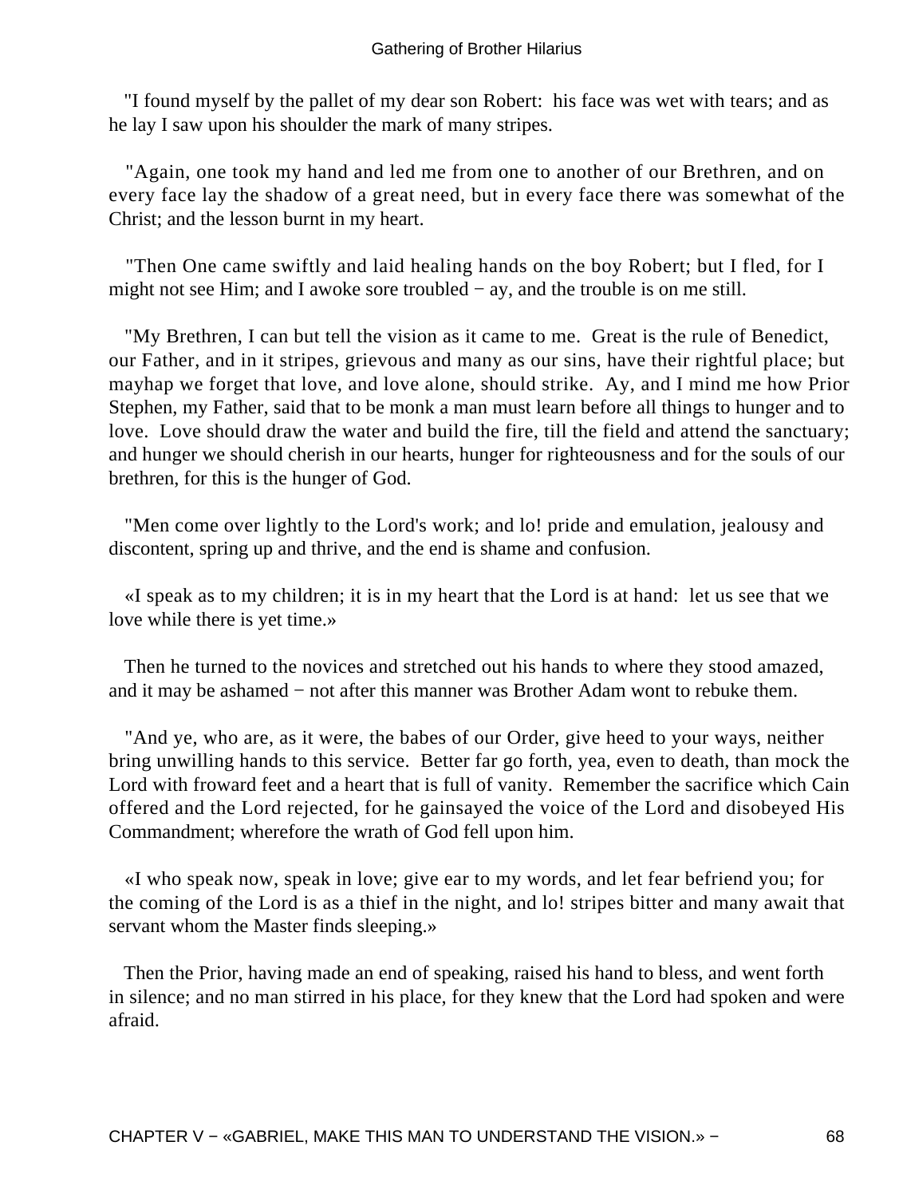"I found myself by the pallet of my dear son Robert: his face was wet with tears; and as he lay I saw upon his shoulder the mark of many stripes.

"Again, one took my hand and led me from one to another of our Brethren, and on every face lay the shadow of a great need, but in every face there was somewhat of the Christ; and the lesson burnt in my heart.

"Then One came swiftly and laid healing hands on the boy Robert; but I fled, for I might not see Him; and I awoke sore troubled − ay, and the trouble is on me still.

"My Brethren, I can but tell the vision as it came to me. Great is the rule of Benedict, our Father, and in it stripes, grievous and many as our sins, have their rightful place; but mayhap we forget that love, and love alone, should strike. Ay, and I mind me how Prior Stephen, my Father, said that to be monk a man must learn before all things to hunger and to love. Love should draw the water and build the fire, till the field and attend the sanctuary; and hunger we should cherish in our hearts, hunger for righteousness and for the souls of our brethren, for this is the hunger of God.

"Men come over lightly to the Lord's work; and lo! pride and emulation, jealousy and discontent, spring up and thrive, and the end is shame and confusion.

«I speak as to my children; it is in my heart that the Lord is at hand: let us see that we love while there is yet time.»

Then he turned to the novices and stretched out his hands to where they stood amazed, and it may be ashamed − not after this manner was Brother Adam wont to rebuke them.

"And ye, who are, as it were, the babes of our Order, give heed to your ways, neither bring unwilling hands to this service. Better far go forth, yea, even to death, than mock the Lord with froward feet and a heart that is full of vanity. Remember the sacrifice which Cain offered and the Lord rejected, for he gainsayed the voice of the Lord and disobeyed His Commandment; wherefore the wrath of God fell upon him.

«I who speak now, speak in love; give ear to my words, and let fear befriend you; for the coming of the Lord is as a thief in the night, and lo! stripes bitter and many await that servant whom the Master finds sleeping.»

Then the Prior, having made an end of speaking, raised his hand to bless, and went forth in silence; and no man stirred in his place, for they knew that the Lord had spoken and were afraid.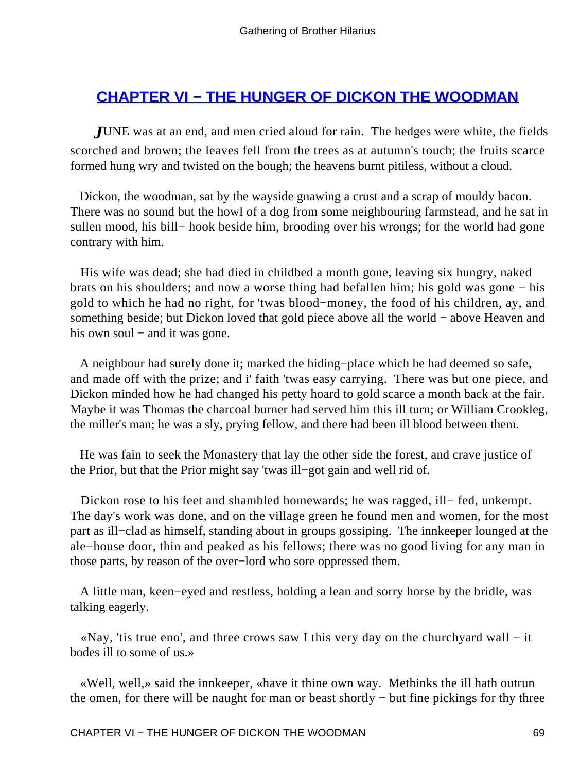## CHAPTER VI − THE HUNGER OF DICKON THE WOODMAN

*J*UNE was at an end, and men cried aloud for rain. The hedges were white, the fields scorched and brown; the leaves fell from the trees as at autumn's touch; the fruits scarce formed hung wry and twisted on the bough; the heavens burnt pitiless, without a cloud.

Dickon, the woodman, sat by the wayside gnawing a crust and a scrap of mouldy bacon. There was no sound but the howl of a dog from some neighbouring farmstead, and he sat in sullen mood, his bill− hook beside him, brooding over his wrongs; for the world had gone contrary with him.

His wife was dead; she had died in childbed a month gone, leaving six hungry, naked brats on his shoulders; and now a worse thing had befallen him; his gold was gone − his gold to which he had no right, for 'twas blood−money, the food of his children, ay, and something beside; but Dickon loved that gold piece above all the world − above Heaven and his own soul − and it was gone.

A neighbour had surely done it; marked the hiding−place which he had deemed so safe, and made off with the prize; and i' faith 'twas easy carrying. There was but one piece, and Dickon minded how he had changed his petty hoard to gold scarce a month back at the fair. Maybe it was Thomas the charcoal burner had served him this ill turn; or William Crookleg, the miller's man; he was a sly, prying fellow, and there had been ill blood between them.

He was fain to seek the Monastery that lay the other side the forest, and crave justice of the Prior, but that the Prior might say 'twas ill−got gain and well rid of.

Dickon rose to his feet and shambled homewards; he was ragged, ill− fed, unkempt. The day's work was done, and on the village green he found men and women, for the most part as ill−clad as himself, standing about in groups gossiping. The innkeeper lounged at the ale−house door, thin and peaked as his fellows; there was no good living for any man in those parts, by reason of the over−lord who sore oppressed them.

A little man, keen−eyed and restless, holding a lean and sorry horse by the bridle, was talking eagerly.

«Nay, 'tis true eno', and three crows saw I this very day on the churchyard wall − it bodes ill to some of us.»

«Well, well,» said the innkeeper, «have it thine own way. Methinks the ill hath outrun the omen, for there will be naught for man or beast shortly − but fine pickings for thy three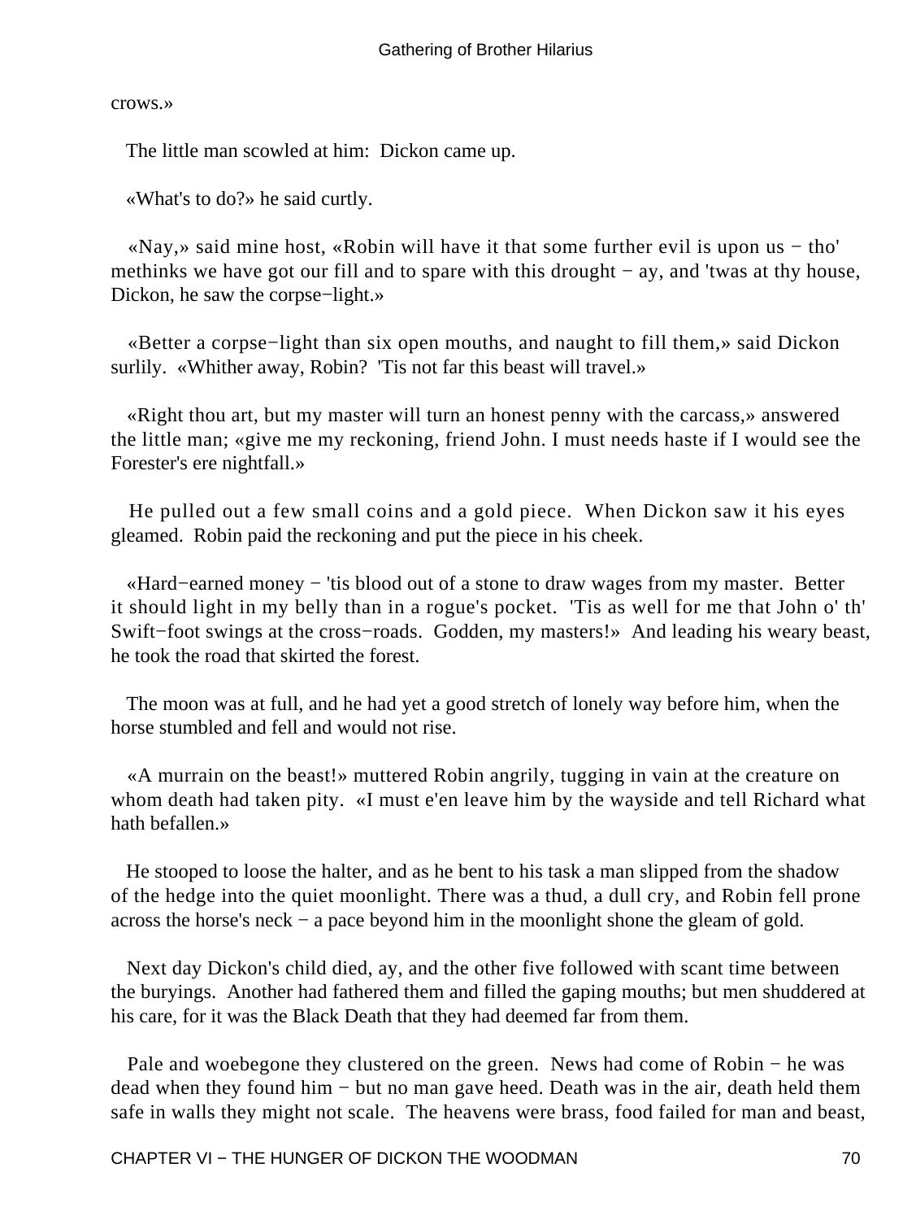crows.»

The little man scowled at him: Dickon came up.

«What's to do?» he said curtly.

«Nay,» said mine host, «Robin will have it that some further evil is upon us − tho' methinks we have got our fill and to spare with this drought − ay, and 'twas at thy house, Dickon, he saw the corpse−light.»

«Better a corpse−light than six open mouths, and naught to fill them,» said Dickon surlily. «Whither away, Robin? 'Tis not far this beast will travel.»

«Right thou art, but my master will turn an honest penny with the carcass,» answered the little man; «give me my reckoning, friend John. I must needs haste if I would see the Forester's ere nightfall.»

He pulled out a few small coins and a gold piece. When Dickon saw it his eyes gleamed. Robin paid the reckoning and put the piece in his cheek.

«Hard−earned money − 'tis blood out of a stone to draw wages from my master. Better it should light in my belly than in a rogue's pocket. 'Tis as well for me that John o' th' Swift−foot swings at the cross−roads. Godden, my masters!» And leading his weary beast, he took the road that skirted the forest.

The moon was at full, and he had yet a good stretch of lonely way before him, when the horse stumbled and fell and would not rise.

«A murrain on the beast!» muttered Robin angrily, tugging in vain at the creature on whom death had taken pity. «I must e'en leave him by the wayside and tell Richard what hath befallen.»

He stooped to loose the halter, and as he bent to his task a man slipped from the shadow of the hedge into the quiet moonlight. There was a thud, a dull cry, and Robin fell prone across the horse's neck − a pace beyond him in the moonlight shone the gleam of gold.

Next day Dickon's child died, ay, and the other five followed with scant time between the buryings. Another had fathered them and filled the gaping mouths; but men shuddered at his care, for it was the Black Death that they had deemed far from them.

Pale and woebegone they clustered on the green. News had come of Robin − he was dead when they found him − but no man gave heed. Death was in the air, death held them safe in walls they might not scale. The heavens were brass, food failed for man and beast,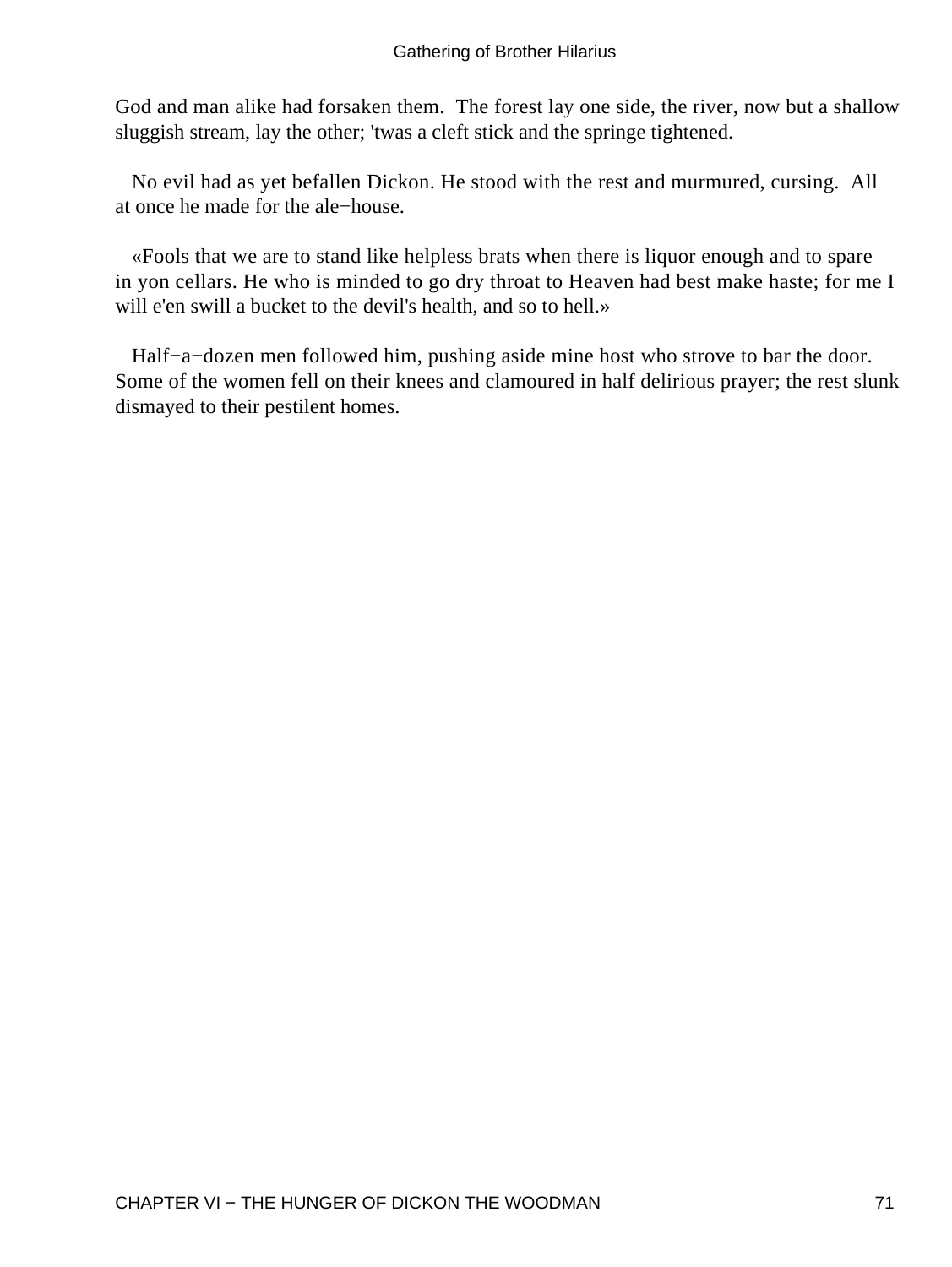God and man alike had forsaken them. The forest lay one side, the river, now but a shallow sluggish stream, lay the other; 'twas a cleft stick and the springe tightened.

No evil had as yet befallen Dickon. He stood with the rest and murmured, cursing. All at once he made for the ale−house.

«Fools that we are to stand like helpless brats when there is liquor enough and to spare in yon cellars. He who is minded to go dry throat to Heaven had best make haste; for me I will e'en swill a bucket to the devil's health, and so to hell.»

Half−a−dozen men followed him, pushing aside mine host who strove to bar the door. Some of the women fell on their knees and clamoured in half delirious prayer; the rest slunk dismayed to their pestilent homes.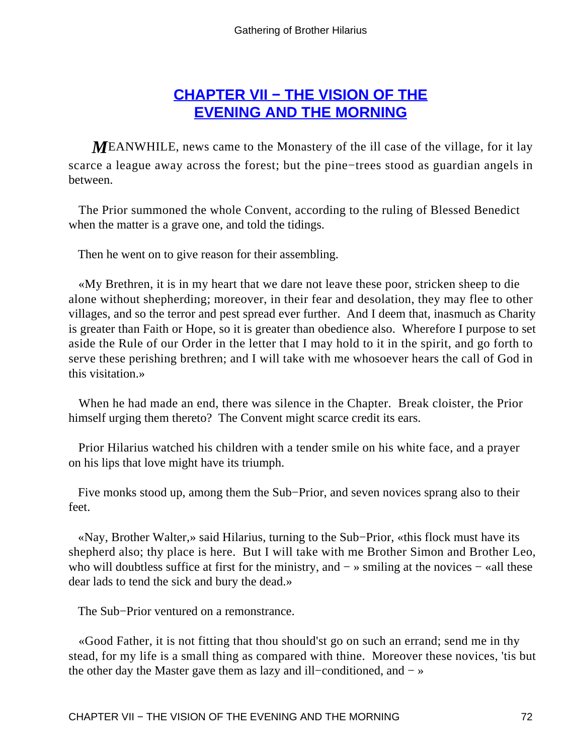## CHAPTER VII − THE VISION OF THE EVENING AND THE MORNING

*M*EANWHILE, news came to the Monastery of the ill case of the village, for it lay scarce a league away across the forest; but the pine−trees stood as guardian angels in between.

The Prior summoned the whole Convent, according to the ruling of Blessed Benedict when the matter is a grave one, and told the tidings.

Then he went on to give reason for their assembling.

«My Brethren, it is in my heart that we dare not leave these poor, stricken sheep to die alone without shepherding; moreover, in their fear and desolation, they may flee to other villages, and so the terror and pest spread ever further. And I deem that, inasmuch as Charity is greater than Faith or Hope, so it is greater than obedience also. Wherefore I purpose to set aside the Rule of our Order in the letter that I may hold to it in the spirit, and go forth to serve these perishing brethren; and I will take with me whosoever hears the call of God in this visitation.»

When he had made an end, there was silence in the Chapter. Break cloister, the Prior himself urging them thereto? The Convent might scarce credit its ears.

Prior Hilarius watched his children with a tender smile on his white face, and a prayer on his lips that love might have its triumph.

Five monks stood up, among them the Sub−Prior, and seven novices sprang also to their feet.

«Nay, Brother Walter,» said Hilarius, turning to the Sub−Prior, «this flock must have its shepherd also; thy place is here. But I will take with me Brother Simon and Brother Leo, who will doubtless suffice at first for the ministry, and − » smiling at the novices − «all these dear lads to tend the sick and bury the dead.»

The Sub−Prior ventured on a remonstrance.

«Good Father, it is not fitting that thou should'st go on such an errand; send me in thy stead, for my life is a small thing as compared with thine. Moreover these novices, 'tis but the other day the Master gave them as lazy and ill−conditioned, and − »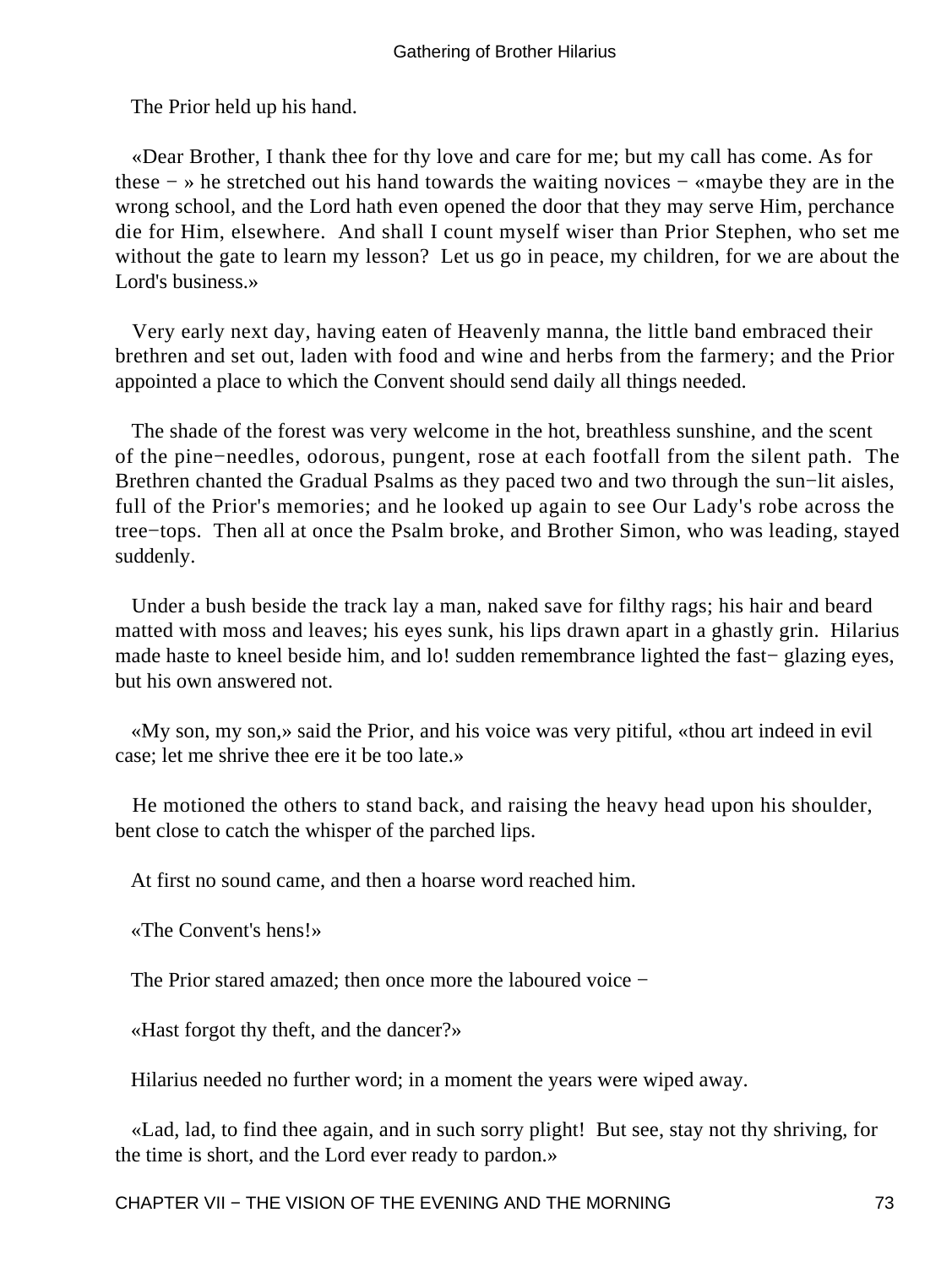The Prior held up his hand.

«Dear Brother, I thank thee for thy love and care for me; but my call has come. As for these − » he stretched out his hand towards the waiting novices − «maybe they are in the wrong school, and the Lord hath even opened the door that they may serve Him, perchance die for Him, elsewhere. And shall I count myself wiser than Prior Stephen, who set me without the gate to learn my lesson? Let us go in peace, my children, for we are about the Lord's business.»

Very early next day, having eaten of Heavenly manna, the little band embraced their brethren and set out, laden with food and wine and herbs from the farmery; and the Prior appointed a place to which the Convent should send daily all things needed.

The shade of the forest was very welcome in the hot, breathless sunshine, and the scent of the pine−needles, odorous, pungent, rose at each footfall from the silent path. The Brethren chanted the Gradual Psalms as they paced two and two through the sun−lit aisles, full of the Prior's memories; and he looked up again to see Our Lady's robe across the tree−tops. Then all at once the Psalm broke, and Brother Simon, who was leading, stayed suddenly.

Under a bush beside the track lay a man, naked save for filthy rags; his hair and beard matted with moss and leaves; his eyes sunk, his lips drawn apart in a ghastly grin. Hilarius made haste to kneel beside him, and lo! sudden remembrance lighted the fast− glazing eyes, but his own answered not.

«My son, my son,» said the Prior, and his voice was very pitiful, «thou art indeed in evil case; let me shrive thee ere it be too late.»

He motioned the others to stand back, and raising the heavy head upon his shoulder, bent close to catch the whisper of the parched lips.

At first no sound came, and then a hoarse word reached him.

«The Convent's hens!»

The Prior stared amazed; then once more the laboured voice −

«Hast forgot thy theft, and the dancer?»

Hilarius needed no further word; in a moment the years were wiped away.

«Lad, lad, to find thee again, and in such sorry plight! But see, stay not thy shriving, for the time is short, and the Lord ever ready to pardon.»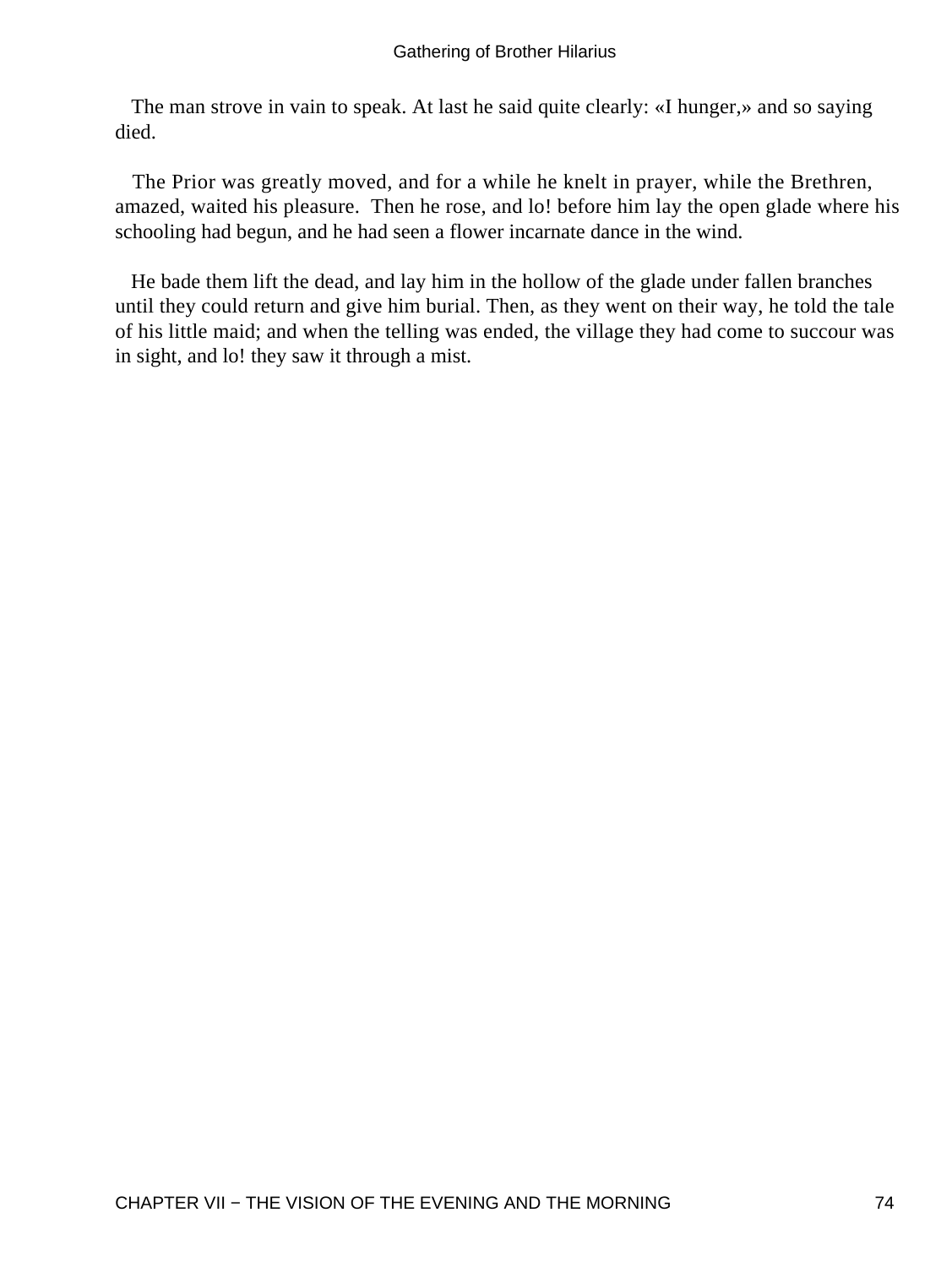The man strove in vain to speak. At last he said quite clearly: «I hunger,» and so saying died.

The Prior was greatly moved, and for a while he knelt in prayer, while the Brethren, amazed, waited his pleasure. Then he rose, and lo! before him lay the open glade where his schooling had begun, and he had seen a flower incarnate dance in the wind.

He bade them lift the dead, and lay him in the hollow of the glade under fallen branches until they could return and give him burial. Then, as they went on their way, he told the tale of his little maid; and when the telling was ended, the village they had come to succour was in sight, and lo! they saw it through a mist.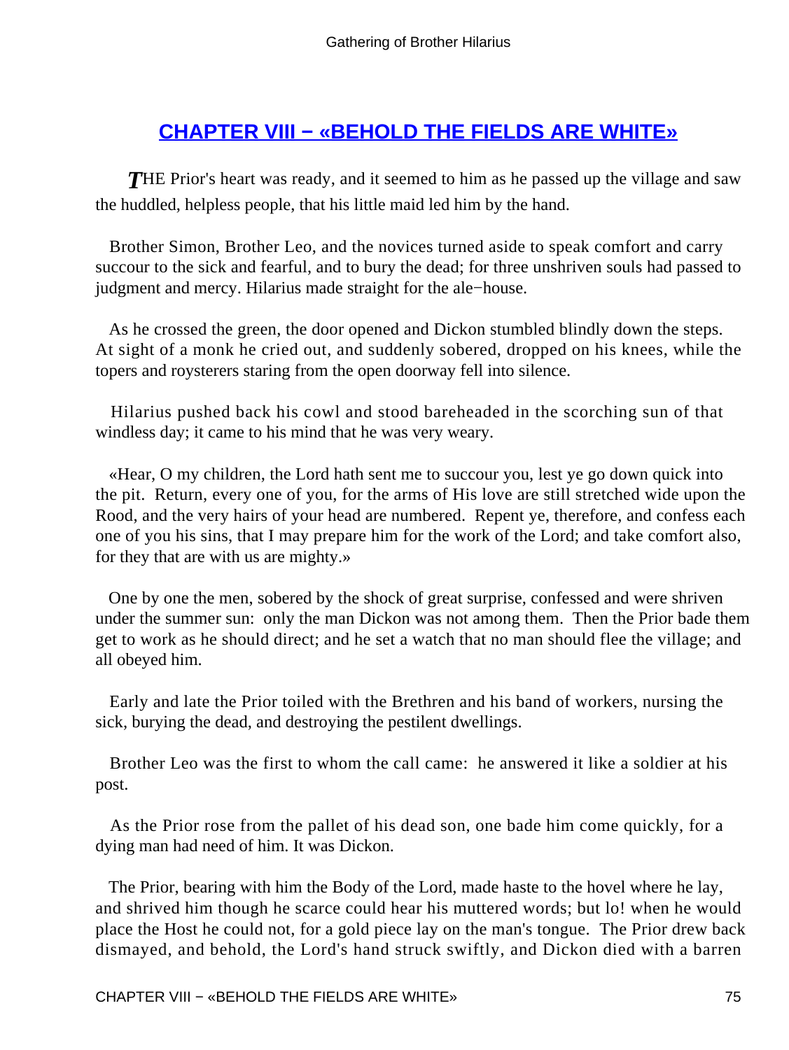## CHAPTER VIII − «BEHOLD THE FIELDS ARE WHITE»

THE Prior's heart was ready, and it seemed to him as he passed up the village and saw the huddled, helpless people, that his little maid led him by the hand.

Brother Simon, Brother Leo, and the novices turned aside to speak comfort and carry succour to the sick and fearful, and to bury the dead; for three unshriven souls had passed to judgment and mercy. Hilarius made straight for the ale−house.

As he crossed the green, the door opened and Dickon stumbled blindly down the steps. At sight of a monk he cried out, and suddenly sobered, dropped on his knees, while the topers and roysterers staring from the open doorway fell into silence.

Hilarius pushed back his cowl and stood bareheaded in the scorching sun of that windless day; it came to his mind that he was very weary.

«Hear, O my children, the Lord hath sent me to succour you, lest ye go down quick into the pit. Return, every one of you, for the arms of His love are still stretched wide upon the Rood, and the very hairs of your head are numbered. Repent ye, therefore, and confess each one of you his sins, that I may prepare him for the work of the Lord; and take comfort also, for they that are with us are mighty.»

One by one the men, sobered by the shock of great surprise, confessed and were shriven under the summer sun: only the man Dickon was not among them. Then the Prior bade them get to work as he should direct; and he set a watch that no man should flee the village; and all obeyed him.

Early and late the Prior toiled with the Brethren and his band of workers, nursing the sick, burying the dead, and destroying the pestilent dwellings.

Brother Leo was the first to whom the call came: he answered it like a soldier at his post.

As the Prior rose from the pallet of his dead son, one bade him come quickly, for a dying man had need of him. It was Dickon.

The Prior, bearing with him the Body of the Lord, made haste to the hovel where he lay, and shrived him though he scarce could hear his muttered words; but lo! when he would place the Host he could not, for a gold piece lay on the man's tongue. The Prior drew back dismayed, and behold, the Lord's hand struck swiftly, and Dickon died with a barren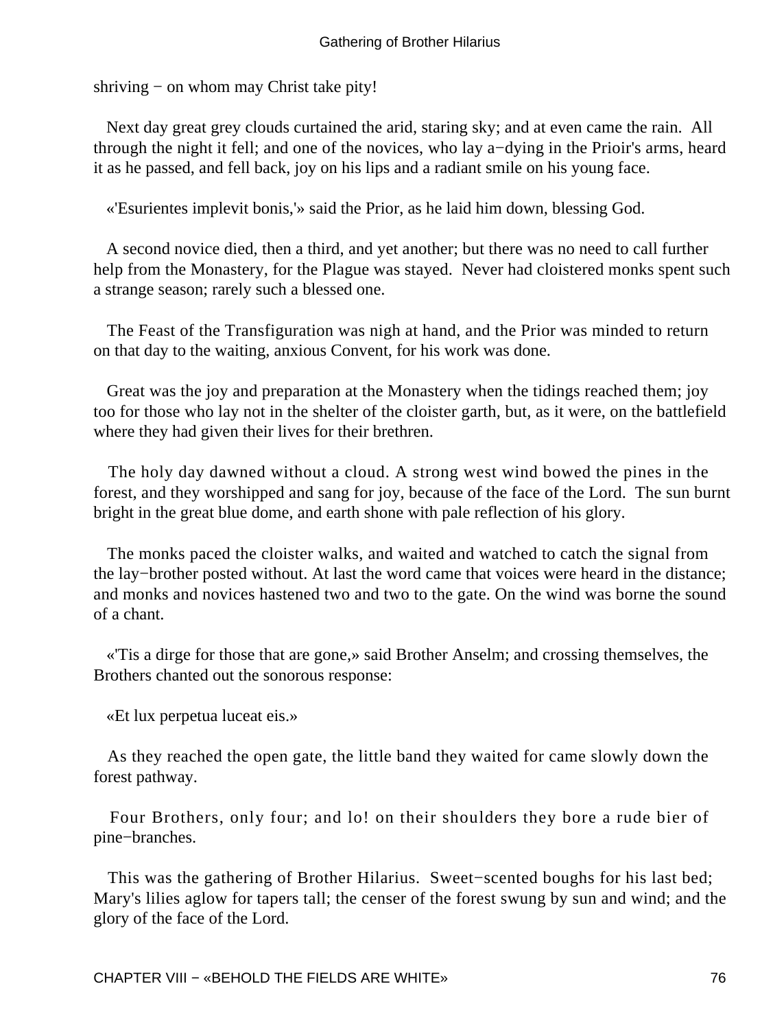shriving − on whom may Christ take pity!

Next day great grey clouds curtained the arid, staring sky; and at even came the rain. All through the night it fell; and one of the novices, who lay a−dying in the Prioir's arms, heard it as he passed, and fell back, joy on his lips and a radiant smile on his young face.

«'Esurientes implevit bonis,'» said the Prior, as he laid him down, blessing God.

A second novice died, then a third, and yet another; but there was no need to call further help from the Monastery, for the Plague was stayed. Never had cloistered monks spent such a strange season; rarely such a blessed one.

The Feast of the Transfiguration was nigh at hand, and the Prior was minded to return on that day to the waiting, anxious Convent, for his work was done.

Great was the joy and preparation at the Monastery when the tidings reached them; joy too for those who lay not in the shelter of the cloister garth, but, as it were, on the battlefield where they had given their lives for their brethren.

The holy day dawned without a cloud. A strong west wind bowed the pines in the forest, and they worshipped and sang for joy, because of the face of the Lord. The sun burnt bright in the great blue dome, and earth shone with pale reflection of his glory.

The monks paced the cloister walks, and waited and watched to catch the signal from the lay−brother posted without. At last the word came that voices were heard in the distance; and monks and novices hastened two and two to the gate. On the wind was borne the sound of a chant.

«'Tis a dirge for those that are gone,» said Brother Anselm; and crossing themselves, the Brothers chanted out the sonorous response:

«Et lux perpetua luceat eis.»

As they reached the open gate, the little band they waited for came slowly down the forest pathway.

Four Brothers, only four; and lo! on their shoulders they bore a rude bier of pine−branches.

This was the gathering of Brother Hilarius. Sweet−scented boughs for his last bed; Mary's lilies aglow for tapers tall; the censer of the forest swung by sun and wind; and the glory of the face of the Lord.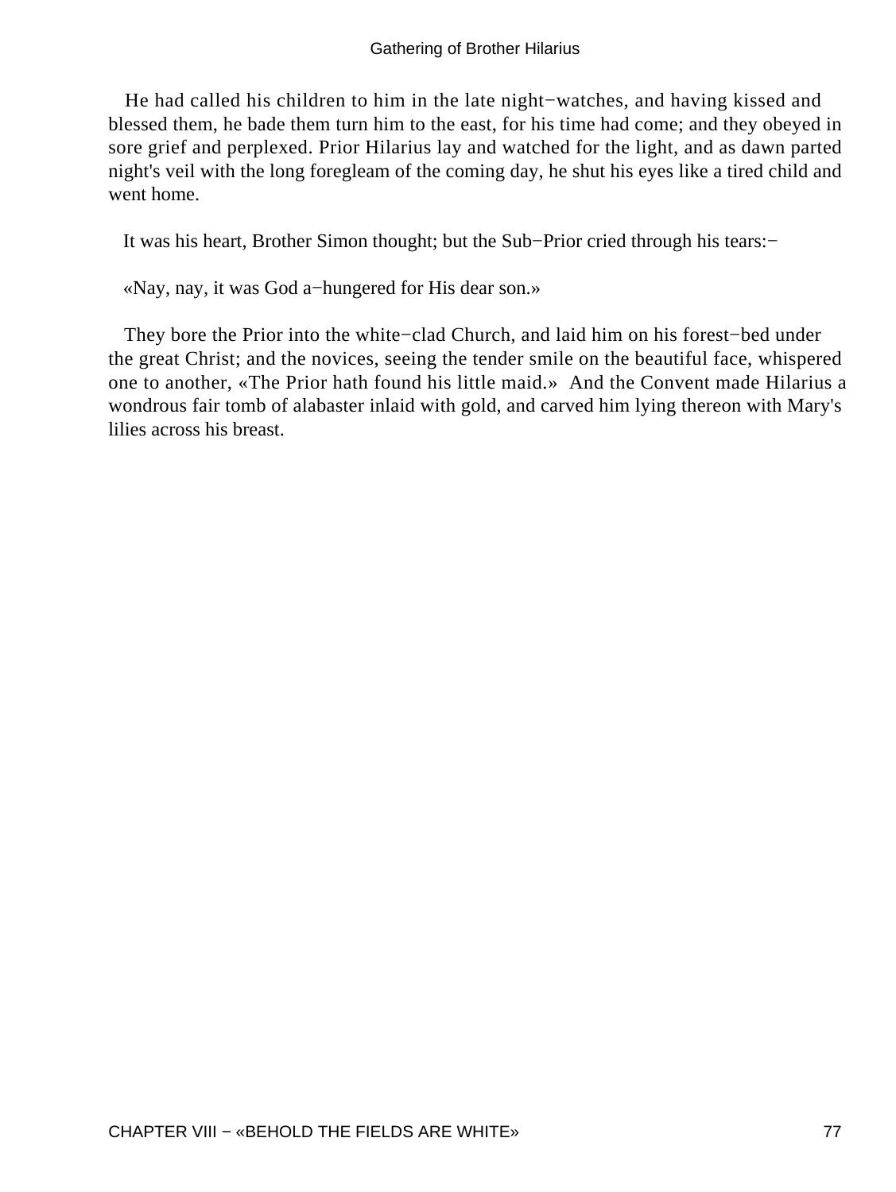He had called his children to him in the late night−watches, and having kissed and blessed them, he bade them turn him to the east, for his time had come; and they obeyed in sore grief and perplexed. Prior Hilarius lay and watched for the light, and as dawn parted night's veil with the long foregleam of the coming day, he shut his eyes like a tired child and went home.

It was his heart, Brother Simon thought; but the Sub−Prior cried through his tears:−

«Nay, nay, it was God a−hungered for His dear son.»

They bore the Prior into the white−clad Church, and laid him on his forest−bed under the great Christ; and the novices, seeing the tender smile on the beautiful face, whispered one to another, «The Prior hath found his little maid.» And the Convent made Hilarius a wondrous fair tomb of alabaster inlaid with gold, and carved him lying thereon with Mary's lilies across his breast.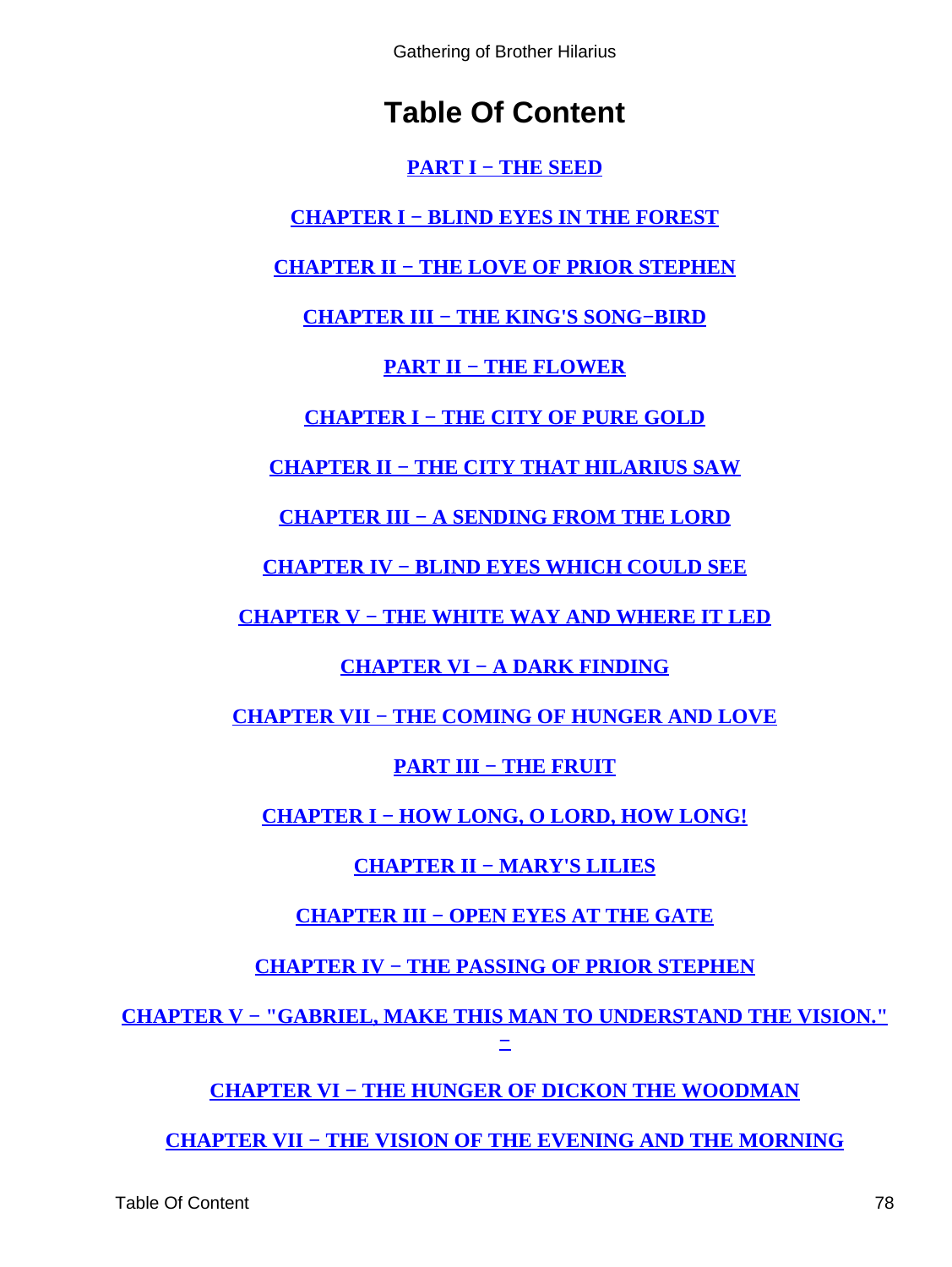# Table Of Content

PART I − THE SEED

CHAPTER I − BLIND EYES IN THE FOREST

CHAPTER II − THE LOVE OF PRIOR STEPHEN

CHAPTER III − THE KING'S SONG−BIRD

PART II − THE FLOWER

CHAPTER I − THE CITY OF PURE GOLD

CHAPTER II − THE CITY THAT HILARIUS SAW

CHAPTER III − A SENDING FROM THE LORD

CHAPTER IV − BLIND EYES WHICH COULD SEE

CHAPTER V − THE WHITE WAY AND WHERE IT LED

CHAPTER VI − A DARK FINDING

CHAPTER VII − THE COMING OF HUNGER AND LOVE

PART III − THE FRUIT

CHAPTER I − HOW LONG, O LORD, HOW LONG!

CHAPTER II − MARY'S LILIES

CHAPTER III − OPEN EYES AT THE GATE

CHAPTER IV − THE PASSING OF PRIOR STEPHEN

CHAPTER V − "GABRIEL, MAKE THIS MAN TO UNDERSTAND THE VISION." −

CHAPTER VI − THE HUNGER OF DICKON THE WOODMAN

CHAPTER VII − THE VISION OF THE EVENING AND THE MORNING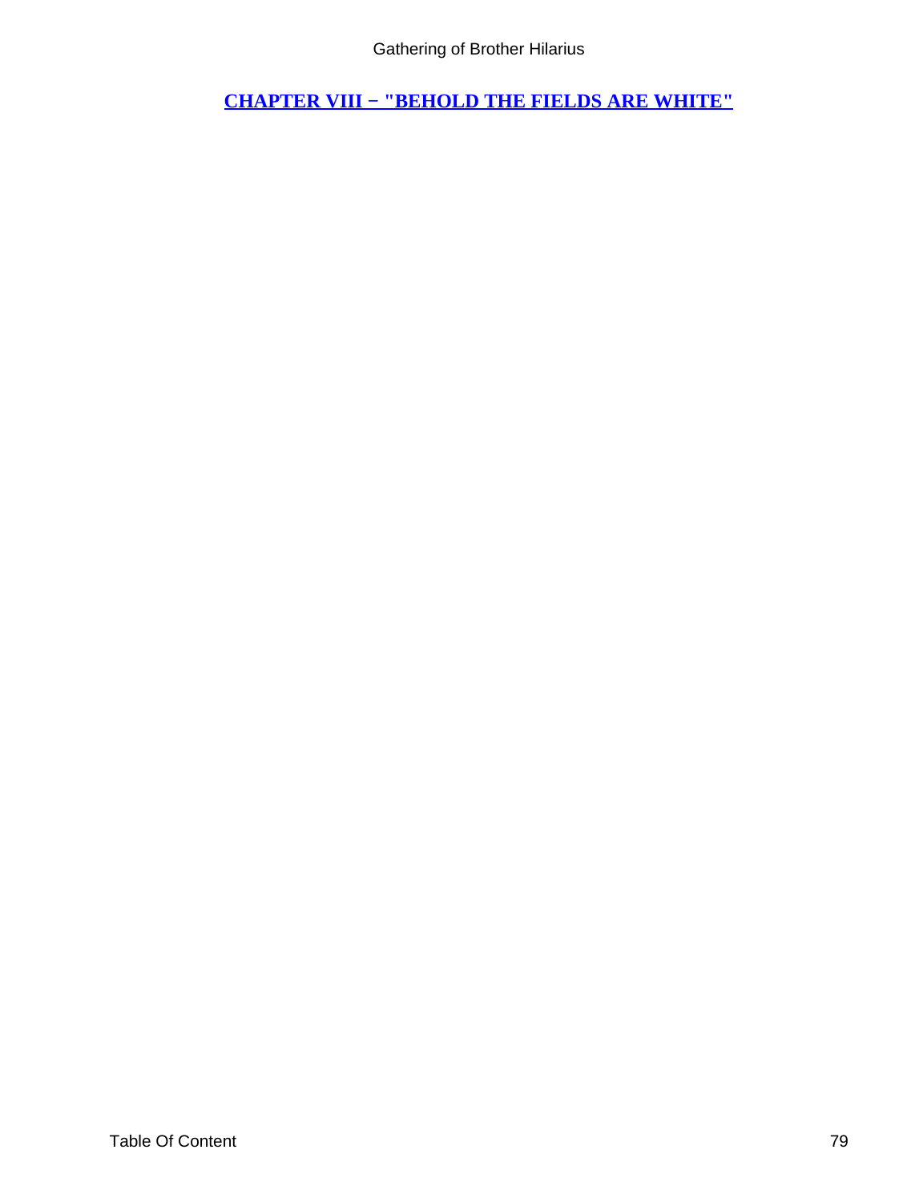## CHAPTER VIII − "BEHOLD THE FIELDS ARE WHITE"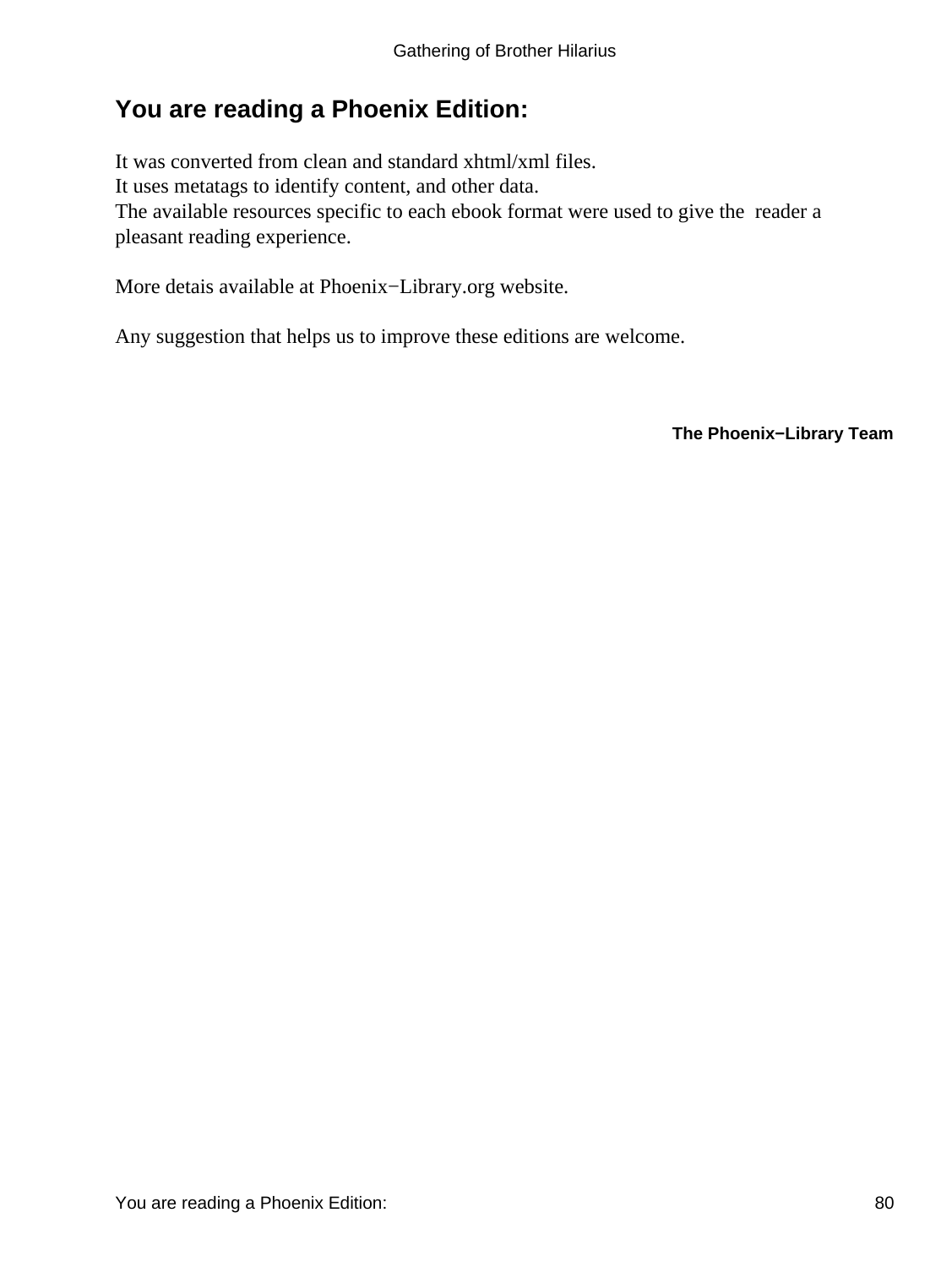## You are reading a Phoenix Edition:

It was converted from clean and standard xhtml/xml files.
It uses metatags to identify content, and other data.
The available resources specific to each ebook format were used to give the reader a pleasant reading experience.

More detais available at Phoenix−Library.org website.

Any suggestion that helps us to improve these editions are welcome.

**The Phoenix−Library Team**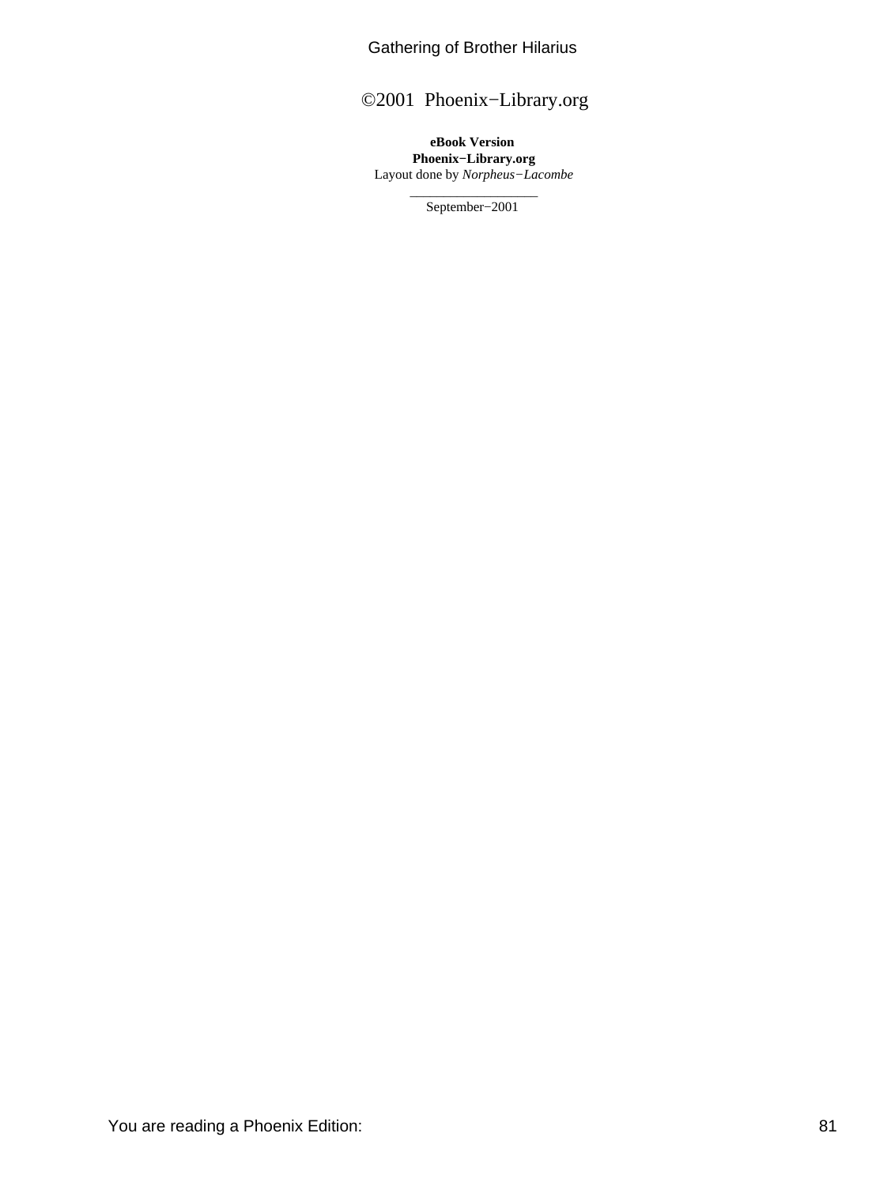©2001 Phoenix−Library.org

**eBook Version**
**Phoenix−Library.org**
Layout done by *Norpheus−Lacombe*

\_\_\_\_\_\_\_\_\_\_\_\_\_\_\_\_\_\_\_\_

September−2001